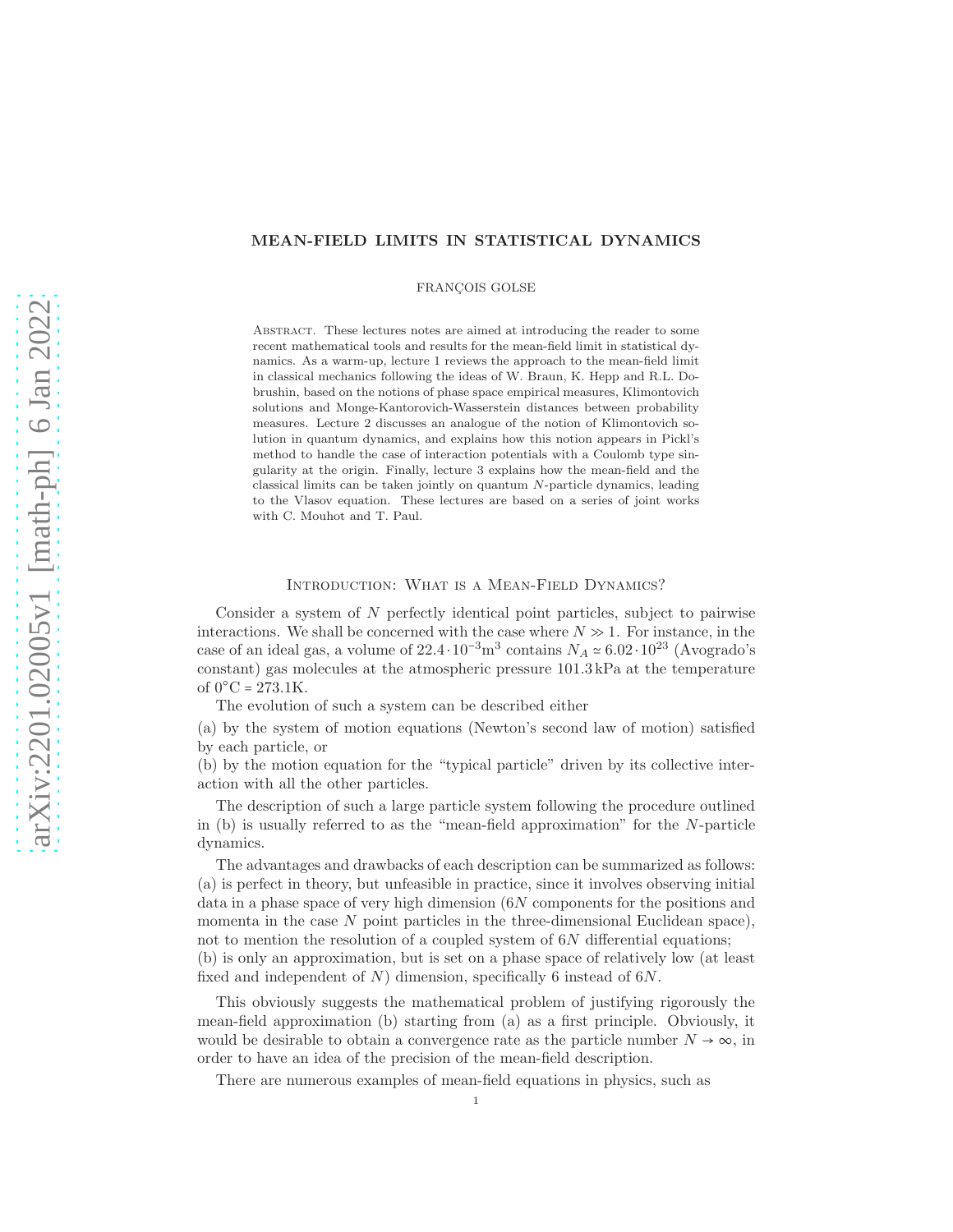# MEAN-FIELD LIMITS IN STATISTICAL DYNAMICS

FRANÇOIS GOLSE

Abstract. These lectures notes are aimed at introducing the reader to some recent mathematical tools and results for the mean-field limit in statistical dynamics. As a warm-up, lecture 1 reviews the approach to the mean-field limit in classical mechanics following the ideas of W. Braun, K. Hepp and R.L. Dobrushin, based on the notions of phase space empirical measures, Klimontovich solutions and Monge-Kantorovich-Wasserstein distances between probability measures. Lecture 2 discusses an analogue of the notion of Klimontovich solution in quantum dynamics, and explains how this notion appears in Pickl's method to handle the case of interaction potentials with a Coulomb type singularity at the origin. Finally, lecture 3 explains how the mean-field and the classical limits can be taken jointly on quantum $N$-particle dynamics, leading to the Vlasov equation. These lectures are based on a series of joint works with C. Mouhot and T. Paul.

## Introduction: What is a Mean-Field Dynamics?

Consider a system of $N$ perfectly identical point particles, subject to pairwise interactions. We shall be concerned with the case where $N \gg 1$. For instance, in the case of an ideal gas, a volume of $22.4 \cdot 10^{-3}\text{m}^3$ contains $N_A \simeq 6.02 \cdot 10^{23}$ (Avogrado's constant) gas molecules at the atmospheric pressure 101.3 kPa at the temperature of $0^\circ\text{C} = 273.1\text{K}$.

The evolution of such a system can be described either

(a) by the system of motion equations (Newton's second law of motion) satisfied by each particle, or

(b) by the motion equation for the "typical particle" driven by its collective interaction with all the other particles.

The description of such a large particle system following the procedure outlined in (b) is usually referred to as the "mean-field approximation" for the $N$-particle dynamics.

The advantages and drawbacks of each description can be summarized as follows:
(a) is perfect in theory, but unfeasible in practice, since it involves observing initial data in a phase space of very high dimension ($6N$ components for the positions and momenta in the case $N$ point particles in the three-dimensional Euclidean space), not to mention the resolution of a coupled system of $6N$ differential equations;
(b) is only an approximation, but is set on a phase space of relatively low (at least fixed and independent of $N$) dimension, specifically 6 instead of $6N$.

This obviously suggests the mathematical problem of justifying rigorously the mean-field approximation (b) starting from (a) as a first principle. Obviously, it would be desirable to obtain a convergence rate as the particle number $N \to \infty$, in order to have an idea of the precision of the mean-field description.

There are numerous examples of mean-field equations in physics, such as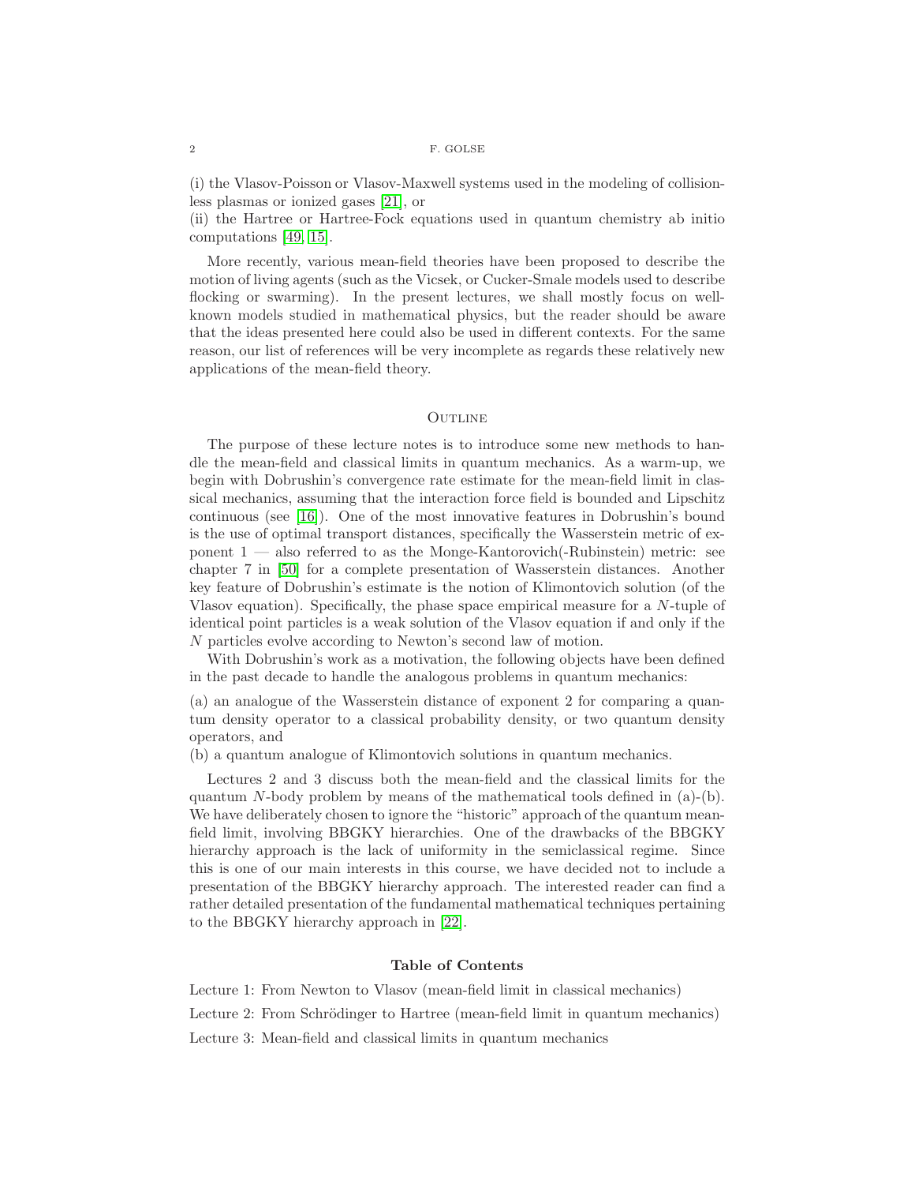(i) the Vlasov-Poisson or Vlasov-Maxwell systems used in the modeling of collisionless plasmas or ionized gases [21], or

(ii) the Hartree or Hartree-Fock equations used in quantum chemistry ab initio computations [49, 15].

More recently, various mean-field theories have been proposed to describe the motion of living agents (such as the Vicsek, or Cucker-Smale models used to describe flocking or swarming). In the present lectures, we shall mostly focus on well-known models studied in mathematical physics, but the reader should be aware that the ideas presented here could also be used in different contexts. For the same reason, our list of references will be very incomplete as regards these relatively new applications of the mean-field theory.

## Outline

The purpose of these lecture notes is to introduce some new methods to handle the mean-field and classical limits in quantum mechanics. As a warm-up, we begin with Dobrushin's convergence rate estimate for the mean-field limit in classical mechanics, assuming that the interaction force field is bounded and Lipschitz continuous (see [16]). One of the most innovative features in Dobrushin's bound is the use of optimal transport distances, specifically the Wasserstein metric of exponent 1 — also referred to as the Monge-Kantorovich(-Rubinstein) metric: see chapter 7 in [50] for a complete presentation of Wasserstein distances. Another key feature of Dobrushin's estimate is the notion of Klimontovich solution (of the Vlasov equation). Specifically, the phase space empirical measure for a $N$-tuple of identical point particles is a weak solution of the Vlasov equation if and only if the $N$ particles evolve according to Newton's second law of motion.

With Dobrushin's work as a motivation, the following objects have been defined in the past decade to handle the analogous problems in quantum mechanics:

(a) an analogue of the Wasserstein distance of exponent 2 for comparing a quantum density operator to a classical probability density, or two quantum density operators, and

(b) a quantum analogue of Klimontovich solutions in quantum mechanics.

Lectures 2 and 3 discuss both the mean-field and the classical limits for the quantum $N$-body problem by means of the mathematical tools defined in (a)-(b). We have deliberately chosen to ignore the "historic" approach of the quantum mean-field limit, involving BBGKY hierarchies. One of the drawbacks of the BBGKY hierarchy approach is the lack of uniformity in the semiclassical regime. Since this is one of our main interests in this course, we have decided not to include a presentation of the BBGKY hierarchy approach. The interested reader can find a rather detailed presentation of the fundamental mathematical techniques pertaining to the BBGKY hierarchy approach in [22].

**Table of Contents**

Lecture 1: From Newton to Vlasov (mean-field limit in classical mechanics)

Lecture 2: From Schrödinger to Hartree (mean-field limit in quantum mechanics)

Lecture 3: Mean-field and classical limits in quantum mechanics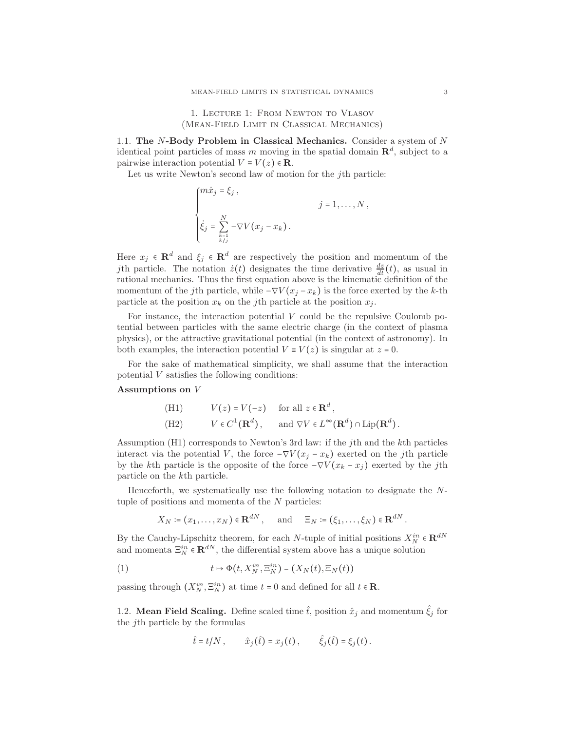# 1. Lecture 1: From Newton to Vlasov (Mean-Field Limit in Classical Mechanics)

## 1.1. The $N$-Body Problem in Classical Mechanics.

Consider a system of $N$ identical point particles of mass $m$ moving in the spatial domain $\mathbf{R}^d$, subject to a pairwise interaction potential $V \equiv V(z) \in \mathbf{R}$.

Let us write Newton's second law of motion for the $j$th particle:

$$\begin{cases} m\dot{x}_j = \xi_j \,, \\ \\ \dot{\xi}_j = \displaystyle\sum_{\substack{k=1 \\ k\neq j}}^{N} -\nabla V(x_j - x_k) \,. \end{cases} \qquad j = 1, \ldots, N \,,$$

Here $x_j \in \mathbf{R}^d$ and $\xi_j \in \mathbf{R}^d$ are respectively the position and momentum of the $j$th particle. The notation $\dot{z}(t)$ designates the time derivative $\frac{dz}{dt}(t)$, as usual in rational mechanics. Thus the first equation above is the kinematic definition of the momentum of the $j$th particle, while $-\nabla V(x_j - x_k)$ is the force exerted by the $k$-th particle at the position $x_k$ on the $j$th particle at the position $x_j$.

For instance, the interaction potential $V$ could be the repulsive Coulomb potential between particles with the same electric charge (in the context of plasma physics), or the attractive gravitational potential (in the context of astronomy). In both examples, the interaction potential $V \equiv V(z)$ is singular at $z = 0$.

For the sake of mathematical simplicity, we shall assume that the interaction potential $V$ satisfies the following conditions:

**Assumptions on** $V$

$$\text{(H1)} \qquad V(z) = V(-z) \quad \text{for all } z \in \mathbf{R}^d \,,$$

$$\text{(H2)} \qquad V \in C^1(\mathbf{R}^d) \,, \quad \text{and } \nabla V \in L^\infty(\mathbf{R}^d) \cap \mathrm{Lip}(\mathbf{R}^d) \,.$$

Assumption (H1) corresponds to Newton's 3rd law: if the $j$th and the $k$th particles interact via the potential $V$, the force $-\nabla V(x_j - x_k)$ exerted on the $j$th particle by the $k$th particle is the opposite of the force $-\nabla V(x_k - x_j)$ exerted by the $j$th particle on the $k$th particle.

Henceforth, we systematically use the following notation to designate the $N$-tuple of positions and momenta of the $N$ particles:

$$X_N := (x_1, \ldots, x_N) \in \mathbf{R}^{dN} \,, \quad \text{and} \quad \Xi_N := (\xi_1, \ldots, \xi_N) \in \mathbf{R}^{dN} \,.$$

By the Cauchy-Lipschitz theorem, for each $N$-tuple of initial positions $X_N^{in} \in \mathbf{R}^{dN}$ and momenta $\Xi_N^{in} \in \mathbf{R}^{dN}$, the differential system above has a unique solution

$$t \mapsto \Phi(t, X_N^{in}, \Xi_N^{in}) = (X_N(t), \Xi_N(t)) \tag{1}$$

passing through $(X_N^{in}, \Xi_N^{in})$ at time $t = 0$ and defined for all $t \in \mathbf{R}$.

## 1.2. Mean Field Scaling.

Define scaled time $\hat{t}$, position $\hat{x}_j$ and momentum $\hat{\xi}_j$ for the $j$th particle by the formulas

$$\hat{t} = t/N \,, \qquad \hat{x}_j(\hat{t}) = x_j(t) \,, \qquad \hat{\xi}_j(\hat{t}) = \xi_j(t) \,.$$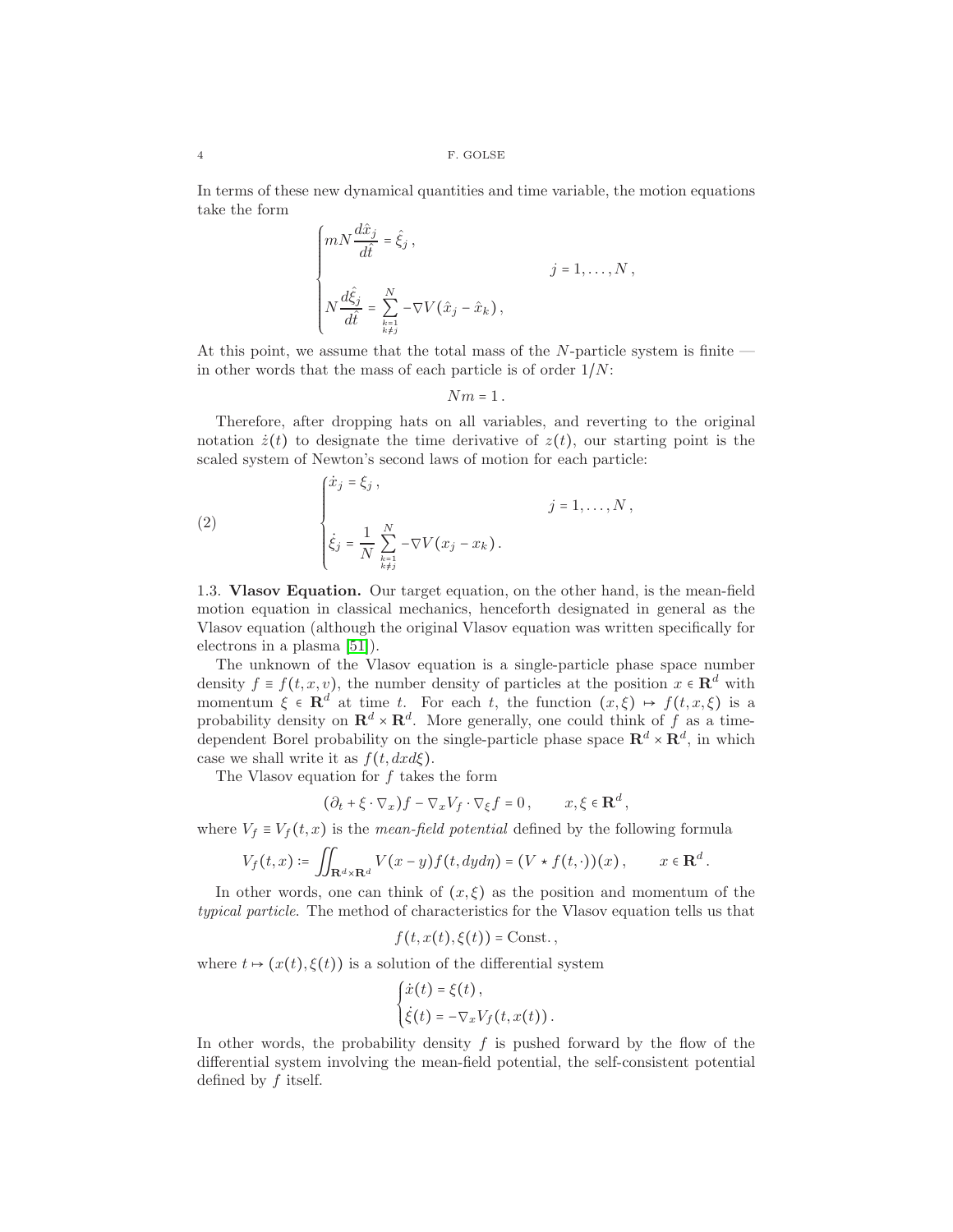In terms of these new dynamical quantities and time variable, the motion equations take the form

$$
\begin{cases}
mN\dfrac{d\hat{x}_j}{d\hat{t}} = \hat{\xi}_j\,, \\[2em]
N\dfrac{d\hat{\xi}_j}{d\hat{t}} = \displaystyle\sum_{\substack{k=1\\k\neq j}}^{N} -\nabla V(\hat{x}_j - \hat{x}_k)\,,
\end{cases}
\qquad j = 1, \ldots, N\,,
$$

At this point, we assume that the total mass of the $N$-particle system is finite — in other words that the mass of each particle is of order $1/N$:

$$
Nm = 1\,.
$$

Therefore, after dropping hats on all variables, and reverting to the original notation $\dot{z}(t)$ to designate the time derivative of $z(t)$, our starting point is the scaled system of Newton's second laws of motion for each particle:

$$
\begin{cases}
\dot{x}_j = \xi_j\,, \\[2em]
\dot{\xi}_j = \dfrac{1}{N}\displaystyle\sum_{\substack{k=1\\k\neq j}}^{N} -\nabla V(x_j - x_k)\,.
\end{cases}
\qquad j = 1, \ldots, N\,, \tag{2}
$$

1.3. **Vlasov Equation.** Our target equation, on the other hand, is the mean-field motion equation in classical mechanics, henceforth designated in general as the Vlasov equation (although the original Vlasov equation was written specifically for electrons in a plasma [51]).

The unknown of the Vlasov equation is a single-particle phase space number density $f \equiv f(t, x, v)$, the number density of particles at the position $x \in \mathbf{R}^d$ with momentum $\xi \in \mathbf{R}^d$ at time $t$. For each $t$, the function $(x, \xi) \mapsto f(t, x, \xi)$ is a probability density on $\mathbf{R}^d \times \mathbf{R}^d$. More generally, one could think of $f$ as a time-dependent Borel probability on the single-particle phase space $\mathbf{R}^d \times \mathbf{R}^d$, in which case we shall write it as $f(t, dxd\xi)$.

The Vlasov equation for $f$ takes the form

$$
(\partial_t + \xi \cdot \nabla_x) f - \nabla_x V_f \cdot \nabla_\xi f = 0\,, \qquad x, \xi \in \mathbf{R}^d\,,
$$

where $V_f \equiv V_f(t, x)$ is the *mean-field potential* defined by the following formula

$$
V_f(t, x) := \iint_{\mathbf{R}^d \times \mathbf{R}^d} V(x - y) f(t, dyd\eta) = (V \star f(t, \cdot))(x)\,, \qquad x \in \mathbf{R}^d\,.
$$

In other words, one can think of $(x, \xi)$ as the position and momentum of the *typical particle*. The method of characteristics for the Vlasov equation tells us that

$$
f(t, x(t), \xi(t)) = \text{Const.}\,,
$$

where $t \mapsto (x(t), \xi(t))$ is a solution of the differential system

$$
\begin{cases}
\dot{x}(t) = \xi(t)\,, \\
\dot{\xi}(t) = -\nabla_x V_f(t, x(t))\,.
\end{cases}
$$

In other words, the probability density $f$ is pushed forward by the flow of the differential system involving the mean-field potential, the self-consistent potential defined by $f$ itself.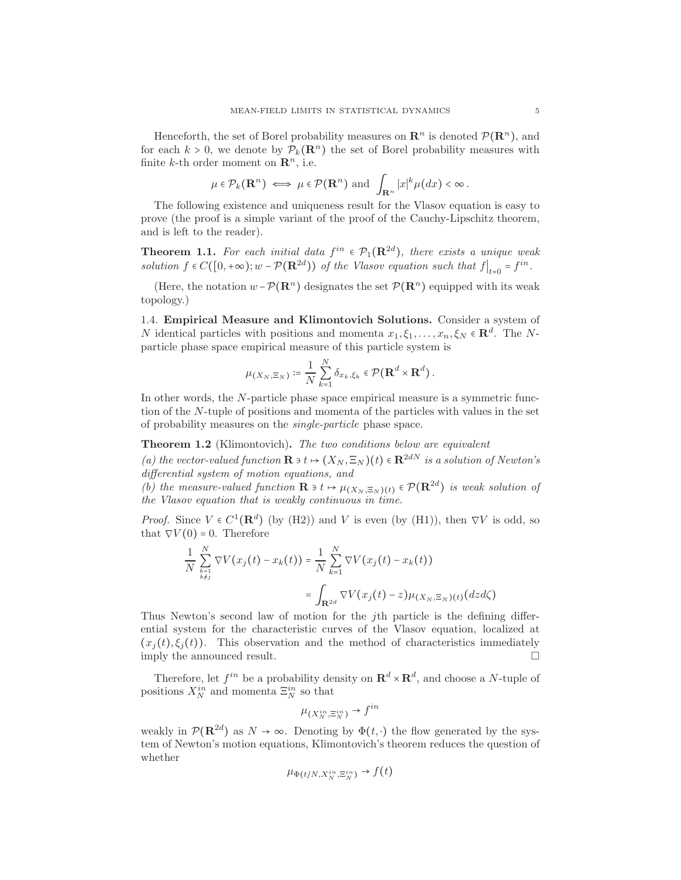Henceforth, the set of Borel probability measures on $\mathbf{R}^n$ is denoted $\mathcal{P}(\mathbf{R}^n)$, and for each $k > 0$, we denote by $\mathcal{P}_k(\mathbf{R}^n)$ the set of Borel probability measures with finite $k$-th order moment on $\mathbf{R}^n$, i.e.

$$\mu \in \mathcal{P}_k(\mathbf{R}^n) \iff \mu \in \mathcal{P}(\mathbf{R}^n) \text{ and } \int_{\mathbf{R}^n} |x|^k \mu(dx) < \infty\,.$$

The following existence and uniqueness result for the Vlasov equation is easy to prove (the proof is a simple variant of the proof of the Cauchy-Lipschitz theorem, and is left to the reader).

**Theorem 1.1.** *For each initial data $f^{in} \in \mathcal{P}_1(\mathbf{R}^{2d})$, there exists a unique weak solution $f \in C([0,+\infty); w-\mathcal{P}(\mathbf{R}^{2d}))$ of the Vlasov equation such that $f\big|_{t=0} = f^{in}$.*

(Here, the notation $w-\mathcal{P}(\mathbf{R}^n)$ designates the set $\mathcal{P}(\mathbf{R}^n)$ equipped with its weak topology.)

### 1.4. Empirical Measure and Klimontovich Solutions.

Consider a system of $N$ identical particles with positions and momenta $x_1, \xi_1, \ldots, x_n, \xi_N \in \mathbf{R}^d$. The $N$-particle phase space empirical measure of this particle system is

$$\mu_{(X_N,\Xi_N)} := \frac{1}{N}\sum_{k=1}^{N} \delta_{x_k,\xi_k} \in \mathcal{P}(\mathbf{R}^d \times \mathbf{R}^d)\,.$$

In other words, the $N$-particle phase space empirical measure is a symmetric function of the $N$-tuple of positions and momenta of the particles with values in the set of probability measures on the *single-particle* phase space.

**Theorem 1.2** (Klimontovich)**.** *The two conditions below are equivalent*
*(a) the vector-valued function $\mathbf{R} \ni t \mapsto (X_N,\Xi_N)(t) \in \mathbf{R}^{2dN}$ is a solution of Newton's differential system of motion equations, and*
*(b) the measure-valued function $\mathbf{R} \ni t \mapsto \mu_{(X_N,\Xi_N)(t)} \in \mathcal{P}(\mathbf{R}^{2d})$ is weak solution of the Vlasov equation that is weakly continuous in time.*

*Proof.* Since $V \in C^1(\mathbf{R}^d)$ (by (H2)) and $V$ is even (by (H1)), then $\nabla V$ is odd, so that $\nabla V(0) = 0$. Therefore

$$\begin{aligned}\frac{1}{N}\sum_{\substack{k=1\\k\neq j}}^{N} \nabla V(x_j(t) - x_k(t)) &= \frac{1}{N}\sum_{k=1}^{N} \nabla V(x_j(t) - x_k(t))\\ &= \int_{\mathbf{R}^{2d}} \nabla V(x_j(t) - z)\mu_{(X_N,\Xi_N)(t)}(dz d\zeta)\end{aligned}$$

Thus Newton's second law of motion for the $j$th particle is the defining differential system for the characteristic curves of the Vlasov equation, localized at $(x_j(t), \xi_j(t))$. This observation and the method of characteristics immediately imply the announced result. $\square$

Therefore, let $f^{in}$ be a probability density on $\mathbf{R}^d \times \mathbf{R}^d$, and choose a $N$-tuple of positions $X_N^{in}$ and momenta $\Xi_N^{in}$ so that

$$\mu_{(X_N^{in},\Xi_N^{in})} \to f^{in}$$

weakly in $\mathcal{P}(\mathbf{R}^{2d})$ as $N \to \infty$. Denoting by $\Phi(t,\cdot)$ the flow generated by the system of Newton's motion equations, Klimontovich's theorem reduces the question of whether

$$\mu_{\Phi(t/N, X_N^{in},\Xi_N^{in})} \to f(t)$$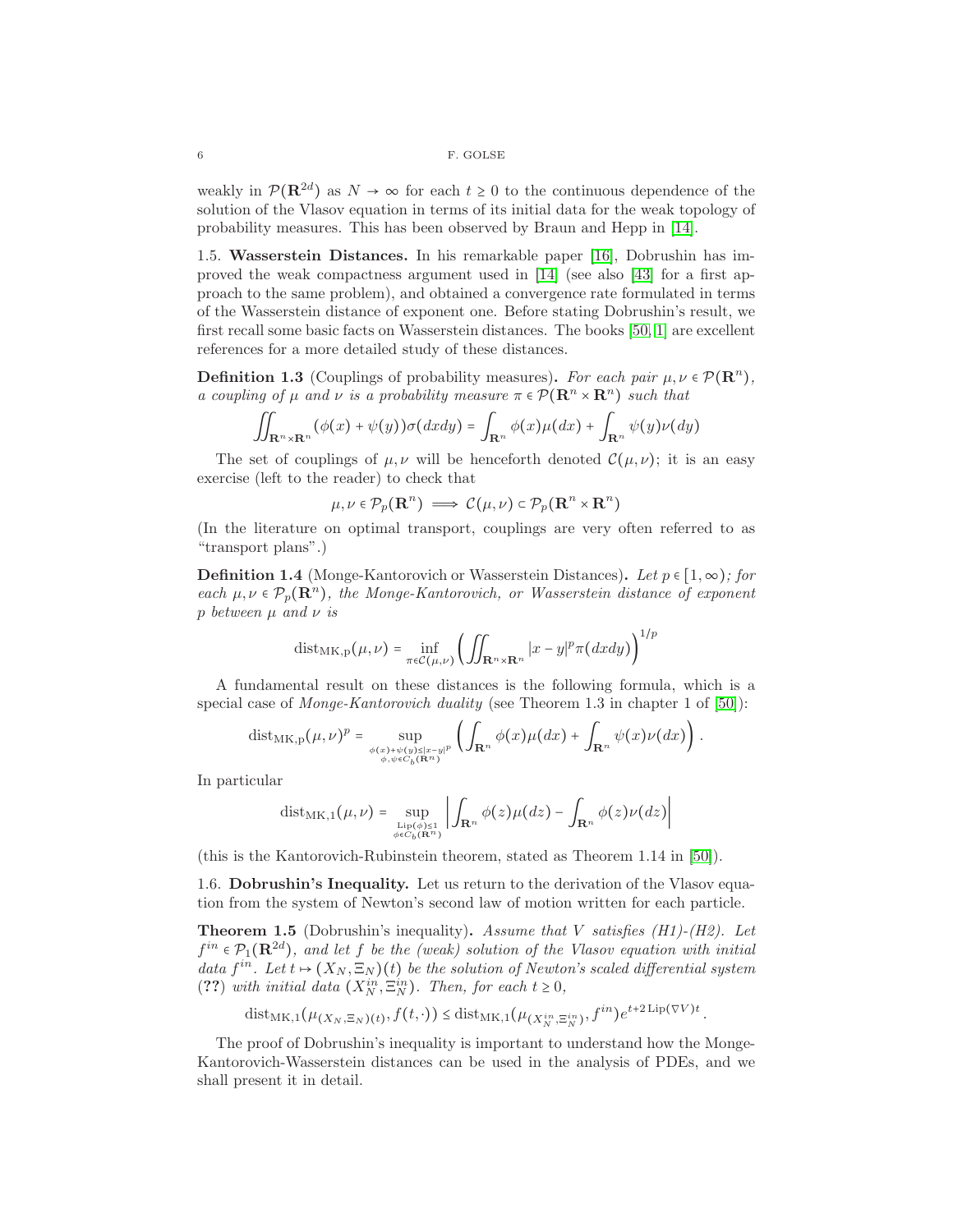weakly in $\mathcal{P}(\mathbf{R}^{2d})$ as $N \to \infty$ for each $t \geq 0$ to the continuous dependence of the solution of the Vlasov equation in terms of its initial data for the weak topology of probability measures. This has been observed by Braun and Hepp in [14].

## 1.5. Wasserstein Distances.

In his remarkable paper [16], Dobrushin has improved the weak compactness argument used in [14] (see also [43] for a first approach to the same problem), and obtained a convergence rate formulated in terms of the Wasserstein distance of exponent one. Before stating Dobrushin's result, we first recall some basic facts on Wasserstein distances. The books [50, 1] are excellent references for a more detailed study of these distances.

**Definition 1.3** (Couplings of probability measures)**.** *For each pair $\mu, \nu \in \mathcal{P}(\mathbf{R}^n)$, a coupling of $\mu$ and $\nu$ is a probability measure $\pi \in \mathcal{P}(\mathbf{R}^n \times \mathbf{R}^n)$ such that*

$$\iint_{\mathbf{R}^n \times \mathbf{R}^n} (\phi(x) + \psi(y))\sigma(dxdy) = \int_{\mathbf{R}^n} \phi(x)\mu(dx) + \int_{\mathbf{R}^n} \psi(y)\nu(dy)$$

The set of couplings of $\mu, \nu$ will be henceforth denoted $\mathcal{C}(\mu, \nu)$; it is an easy exercise (left to the reader) to check that

$$\mu, \nu \in \mathcal{P}_p(\mathbf{R}^n) \implies \mathcal{C}(\mu, \nu) \subset \mathcal{P}_p(\mathbf{R}^n \times \mathbf{R}^n)$$

(In the literature on optimal transport, couplings are very often referred to as "transport plans".)

**Definition 1.4** (Monge-Kantorovich or Wasserstein Distances)**.** *Let $p \in [1, \infty)$; for each $\mu, \nu \in \mathcal{P}_p(\mathbf{R}^n)$, the Monge-Kantorovich, or Wasserstein distance of exponent $p$ between $\mu$ and $\nu$ is*

$$\operatorname{dist}_{\mathrm{MK,p}}(\mu, \nu) = \inf_{\pi \in \mathcal{C}(\mu,\nu)} \left( \iint_{\mathbf{R}^n \times \mathbf{R}^n} |x - y|^p \pi(dxdy) \right)^{1/p}$$

A fundamental result on these distances is the following formula, which is a special case of *Monge-Kantorovich duality* (see Theorem 1.3 in chapter 1 of [50]):

$$\operatorname{dist}_{\mathrm{MK,p}}(\mu, \nu)^p = \sup_{\substack{\phi(x)+\psi(y) \leq |x-y|^p \\ \phi, \psi \in C_b(\mathbf{R}^n)}} \left( \int_{\mathbf{R}^n} \phi(x)\mu(dx) + \int_{\mathbf{R}^n} \psi(x)\nu(dx) \right).$$

In particular

$$\operatorname{dist}_{\mathrm{MK,1}}(\mu, \nu) = \sup_{\substack{\mathrm{Lip}(\phi) \leq 1 \\ \phi \in C_b(\mathbf{R}^n)}} \left| \int_{\mathbf{R}^n} \phi(z)\mu(dz) - \int_{\mathbf{R}^n} \phi(z)\nu(dz) \right|$$

(this is the Kantorovich-Rubinstein theorem, stated as Theorem 1.14 in [50]).

## 1.6. Dobrushin's Inequality.

Let us return to the derivation of the Vlasov equation from the system of Newton's second law of motion written for each particle.

**Theorem 1.5** (Dobrushin's inequality)**.** *Assume that $V$ satisfies (H1)-(H2). Let $f^{in} \in \mathcal{P}_1(\mathbf{R}^{2d})$, and let $f$ be the (weak) solution of the Vlasov equation with initial data $f^{in}$. Let $t \mapsto (X_N, \Xi_N)(t)$ be the solution of Newton's scaled differential system* (**??**) *with initial data $(X_N^{in}, \Xi_N^{in})$. Then, for each $t \geq 0$,*

$$\operatorname{dist}_{\mathrm{MK,1}}(\mu_{(X_N,\Xi_N)(t)}, f(t, \cdot)) \leq \operatorname{dist}_{\mathrm{MK,1}}(\mu_{(X_N^{in},\Xi_N^{in})}, f^{in}) e^{t+2\,\mathrm{Lip}(\nabla V)t}.$$

The proof of Dobrushin's inequality is important to understand how the Monge-Kantorovich-Wasserstein distances can be used in the analysis of PDEs, and we shall present it in detail.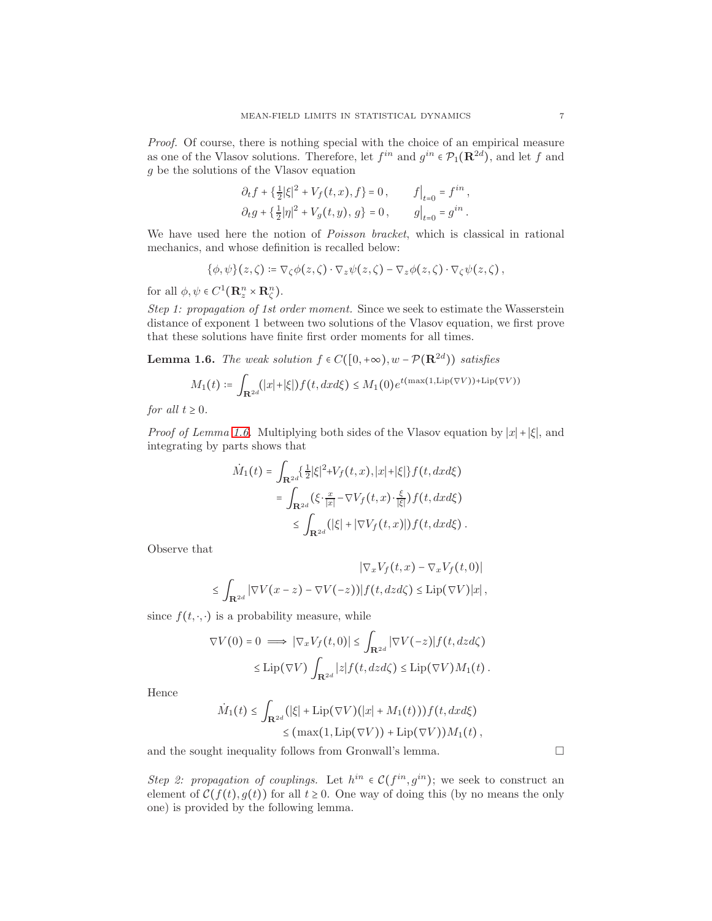*Proof.* Of course, there is nothing special with the choice of an empirical measure as one of the Vlasov solutions. Therefore, let $f^{in}$ and $g^{in} \in \mathcal{P}_1(\mathbf{R}^{2d})$, and let $f$ and $g$ be the solutions of the Vlasov equation

$$
\begin{aligned}
&\partial_t f + \{\tfrac{1}{2}|\xi|^2 + V_f(t,x), f\} = 0\,, \qquad f\big|_{t=0} = f^{in}\,,\\
&\partial_t g + \{\tfrac{1}{2}|\eta|^2 + V_g(t,y), g\} = 0\,, \qquad g\big|_{t=0} = g^{in}\,.
\end{aligned}
$$

We have used here the notion of *Poisson bracket*, which is classical in rational mechanics, and whose definition is recalled below:

$$
\{\phi,\psi\}(z,\zeta) := \nabla_\zeta\phi(z,\zeta)\cdot\nabla_z\psi(z,\zeta) - \nabla_z\phi(z,\zeta)\cdot\nabla_\zeta\psi(z,\zeta)\,,
$$

for all $\phi,\psi \in C^1(\mathbf{R}^n_z \times \mathbf{R}^n_\zeta)$.

*Step 1: propagation of 1st order moment.* Since we seek to estimate the Wasserstein distance of exponent 1 between two solutions of the Vlasov equation, we first prove that these solutions have finite first order moments for all times.

**Lemma 1.6.** *The weak solution $f \in C([0,+\infty), w-\mathcal{P}(\mathbf{R}^{2d}))$ satisfies*

$$
M_1(t) := \int_{\mathbf{R}^{2d}} (|x|+|\xi|) f(t,dxd\xi) \le M_1(0) e^{t(\max(1,\mathrm{Lip}(\nabla V)) + \mathrm{Lip}(\nabla V))}
$$

*for all $t \ge 0$.*

*Proof of Lemma 1.6.* Multiplying both sides of the Vlasov equation by $|x|+|\xi|$, and integrating by parts shows that

$$
\begin{aligned}
\dot{M}_1(t) &= \int_{\mathbf{R}^{2d}} \{\tfrac{1}{2}|\xi|^2 + V_f(t,x), |x|+|\xi|\} f(t,dxd\xi)\\
&= \int_{\mathbf{R}^{2d}} (\xi\cdot\tfrac{x}{|x|} - \nabla V_f(t,x)\cdot\tfrac{\xi}{|\xi|}) f(t,dxd\xi)\\
&\le \int_{\mathbf{R}^{2d}} (|\xi| + |\nabla V_f(t,x)|) f(t,dxd\xi)\,.
\end{aligned}
$$

Observe that

$$
\begin{aligned}
&|\nabla_x V_f(t,x) - \nabla_x V_f(t,0)|\\
&\le \int_{\mathbf{R}^{2d}} |\nabla V(x-z) - \nabla V(-z))| f(t,dzd\zeta) \le \mathrm{Lip}(\nabla V)|x|\,,
\end{aligned}
$$

since $f(t,\cdot,\cdot)$ is a probability measure, while

$$
\begin{aligned}
\nabla V(0) = 0 \implies |\nabla_x V_f(t,0)| &\le \int_{\mathbf{R}^{2d}} |\nabla V(-z)| f(t,dzd\zeta)\\
&\le \mathrm{Lip}(\nabla V)\int_{\mathbf{R}^{2d}} |z| f(t,dzd\zeta) \le \mathrm{Lip}(\nabla V) M_1(t)\,.
\end{aligned}
$$

Hence

$$
\begin{aligned}
\dot{M}_1(t) &\le \int_{\mathbf{R}^{2d}} (|\xi| + \mathrm{Lip}(\nabla V)(|x| + M_1(t))) f(t,dxd\xi)\\
&\le (\max(1,\mathrm{Lip}(\nabla V)) + \mathrm{Lip}(\nabla V)) M_1(t)\,,
\end{aligned}
$$

and the sought inequality follows from Gronwall's lemma. □

*Step 2: propagation of couplings.* Let $h^{in} \in \mathcal{C}(f^{in}, g^{in})$; we seek to construct an element of $\mathcal{C}(f(t), g(t))$ for all $t \ge 0$. One way of doing this (by no means the only one) is provided by the following lemma.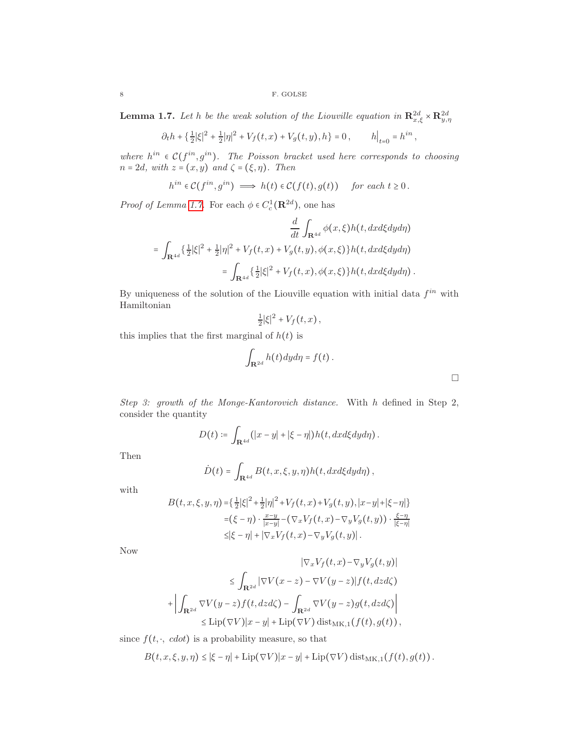**Lemma 1.7.** *Let $h$ be the weak solution of the Liouville equation in $\mathbf{R}^{2d}_{x,\xi}\times\mathbf{R}^{2d}_{y,\eta}$*

$$\partial_t h + \{\tfrac12|\xi|^2+\tfrac12|\eta|^2+V_f(t,x)+V_g(t,y),h\}=0\,,\qquad h\big|_{t=0}=h^{in}\,,$$

*where $h^{in}\in\mathcal{C}(f^{in},g^{in})$. The Poisson bracket used here corresponds to choosing $n=2d$, with $z=(x,y)$ and $\zeta=(\xi,\eta)$. Then*

$$h^{in}\in\mathcal{C}(f^{in},g^{in})\implies h(t)\in\mathcal{C}(f(t),g(t))\quad\text{ for each } t\geq 0\,.$$

*Proof of Lemma 1.7.* For each $\phi\in C^1_c(\mathbf{R}^{2d})$, one has

$$\begin{aligned}
&\frac{d}{dt}\int_{\mathbf{R}^{4d}}\phi(x,\xi)h(t,dxd\xi dyd\eta)\\
&=\int_{\mathbf{R}^{4d}}\{\tfrac12|\xi|^2+\tfrac12|\eta|^2+V_f(t,x)+V_g(t,y),\phi(x,\xi)\}h(t,dxd\xi dyd\eta)\\
&=\int_{\mathbf{R}^{4d}}\{\tfrac12|\xi|^2+V_f(t,x),\phi(x,\xi)\}h(t,dxd\xi dyd\eta)\,.
\end{aligned}$$

By uniqueness of the solution of the Liouville equation with initial data $f^{in}$ with Hamiltonian

$$\tfrac12|\xi|^2+V_f(t,x)\,,$$

this implies that the first marginal of $h(t)$ is

$$\int_{\mathbf{R}^{2d}}h(t)dyd\eta=f(t)\,.$$

$\square$

*Step 3: growth of the Monge-Kantorovich distance.* With $h$ defined in Step 2, consider the quantity

$$D(t):=\int_{\mathbf{R}^{4d}}(|x-y|+|\xi-\eta|)h(t,dxd\xi dyd\eta)\,.$$

Then

$$\dot D(t)=\int_{\mathbf{R}^{4d}}B(t,x,\xi,y,\eta)h(t,dxd\xi dyd\eta)\,,$$

with

$$\begin{aligned}
B(t,x,\xi,y,\eta)&=\{\tfrac12|\xi|^2+\tfrac12|\eta|^2+V_f(t,x)+V_g(t,y),|x-y|+|\xi-\eta|\}\\
&=(\xi-\eta)\cdot\tfrac{x-y}{|x-y|}-(\nabla_xV_f(t,x)-\nabla_yV_g(t,y))\cdot\tfrac{\xi-\eta}{|\xi-\eta|}\\
&\leq|\xi-\eta|+|\nabla_xV_f(t,x)-\nabla_yV_g(t,y)|\,.
\end{aligned}$$

Now

$$\begin{aligned}
&|\nabla_xV_f(t,x)-\nabla_yV_g(t,y)|\\
&\leq\int_{\mathbf{R}^{2d}}|\nabla V(x-z)-\nabla V(y-z)|f(t,dzd\zeta)\\
&+\left|\int_{\mathbf{R}^{2d}}\nabla V(y-z)f(t,dzd\zeta)-\int_{\mathbf{R}^{2d}}\nabla V(y-z)g(t,dzd\zeta)\right|\\
&\leq\operatorname{Lip}(\nabla V)|x-y|+\operatorname{Lip}(\nabla V)\operatorname{dist}_{\mathrm{MK},1}(f(t),g(t))\,,
\end{aligned}$$

since $f(t,\cdot,\ cdot)$ is a probability measure, so that

$$B(t,x,\xi,y,\eta)\leq|\xi-\eta|+\operatorname{Lip}(\nabla V)|x-y|+\operatorname{Lip}(\nabla V)\operatorname{dist}_{\mathrm{MK},1}(f(t),g(t))\,.$$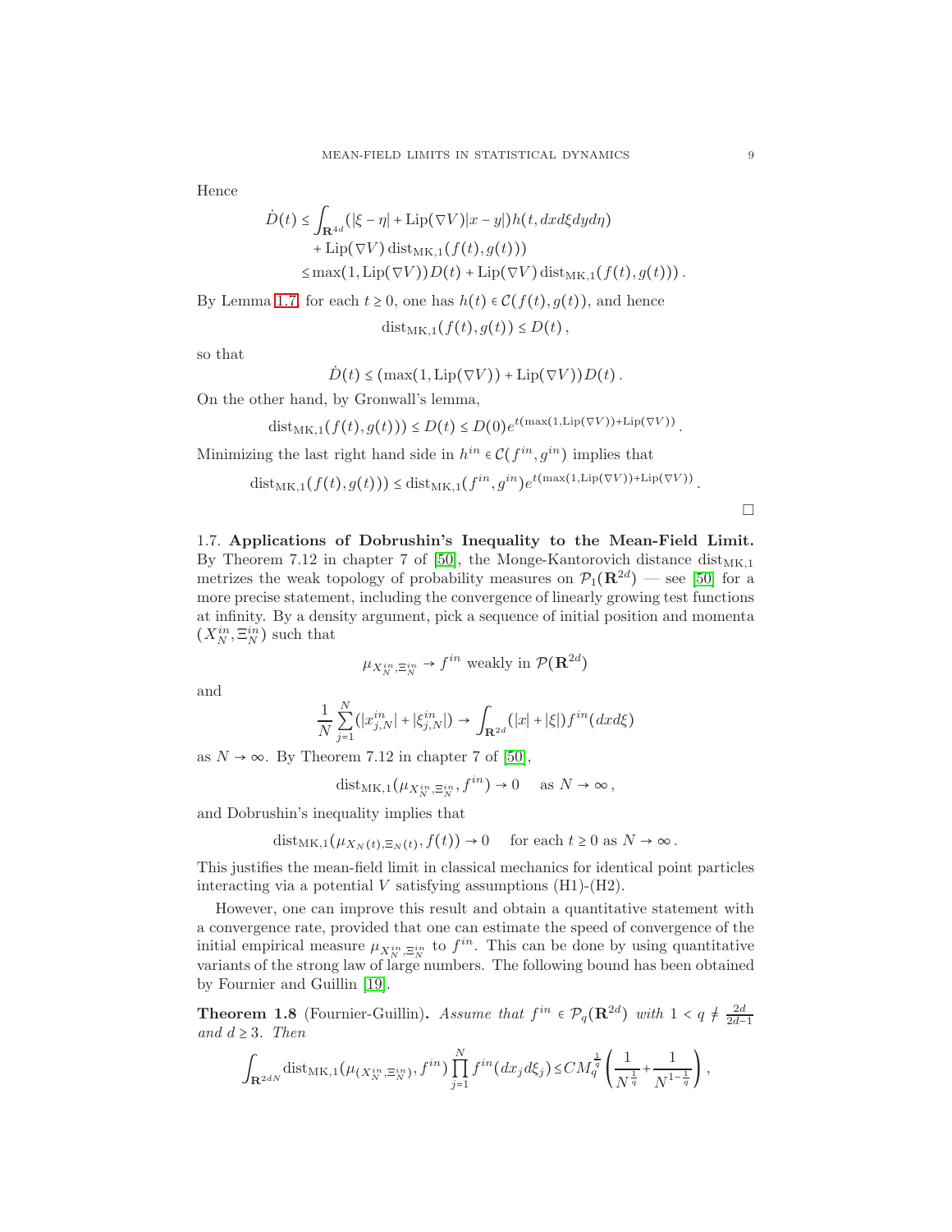Hence

$$\dot{D}(t) \le \int_{\mathbf{R}^{4d}} (|\xi - \eta| + \mathrm{Lip}(\nabla V)|x - y|) h(t, dx d\xi dy d\eta)$$
$$+ \mathrm{Lip}(\nabla V)\,\mathrm{dist}_{\mathrm{MK},1}(f(t), g(t)))$$
$$\le \max(1, \mathrm{Lip}(\nabla V)) D(t) + \mathrm{Lip}(\nabla V)\,\mathrm{dist}_{\mathrm{MK},1}(f(t), g(t)))\,.$$

By Lemma 1.7, for each $t \ge 0$, one has $h(t) \in \mathcal{C}(f(t), g(t))$, and hence

$$\mathrm{dist}_{\mathrm{MK},1}(f(t), g(t)) \le D(t)\,,$$

so that

$$\dot{D}(t) \le (\max(1, \mathrm{Lip}(\nabla V)) + \mathrm{Lip}(\nabla V)) D(t)\,.$$

On the other hand, by Gronwall's lemma,

$$\mathrm{dist}_{\mathrm{MK},1}(f(t), g(t))) \le D(t) \le D(0) e^{t(\max(1,\mathrm{Lip}(\nabla V)) + \mathrm{Lip}(\nabla V))}\,.$$

Minimizing the last right hand side in $h^{in} \in \mathcal{C}(f^{in}, g^{in})$ implies that

$$\mathrm{dist}_{\mathrm{MK},1}(f(t), g(t))) \le \mathrm{dist}_{\mathrm{MK},1}(f^{in}, g^{in}) e^{t(\max(1,\mathrm{Lip}(\nabla V)) + \mathrm{Lip}(\nabla V))}\,.$$

□

1.7. **Applications of Dobrushin's Inequality to the Mean-Field Limit.** By Theorem 7.12 in chapter 7 of [50], the Monge-Kantorovich distance $\mathrm{dist}_{\mathrm{MK},1}$ metrizes the weak topology of probability measures on $\mathcal{P}_1(\mathbf{R}^{2d})$ — see [50] for a more precise statement, including the convergence of linearly growing test functions at infinity. By a density argument, pick a sequence of initial position and momenta $(X_N^{in}, \Xi_N^{in})$ such that

$$\mu_{X_N^{in}, \Xi_N^{in}} \to f^{in} \text{ weakly in } \mathcal{P}(\mathbf{R}^{2d})$$

and

$$\frac{1}{N}\sum_{j=1}^{N} (|x_{j,N}^{in}| + |\xi_{j,N}^{in}|) \to \int_{\mathbf{R}^{2d}} (|x| + |\xi|) f^{in}(dx d\xi)$$

as $N \to \infty$. By Theorem 7.12 in chapter 7 of [50],

$$\mathrm{dist}_{\mathrm{MK},1}(\mu_{X_N^{in}, \Xi_N^{in}}, f^{in}) \to 0 \quad \text{ as } N \to \infty\,,$$

and Dobrushin's inequality implies that

$$\mathrm{dist}_{\mathrm{MK},1}(\mu_{X_N(t), \Xi_N(t)}, f(t)) \to 0 \quad \text{ for each } t \ge 0 \text{ as } N \to \infty\,.$$

This justifies the mean-field limit in classical mechanics for identical point particles interacting via a potential $V$ satisfying assumptions (H1)-(H2).

However, one can improve this result and obtain a quantitative statement with a convergence rate, provided that one can estimate the speed of convergence of the initial empirical measure $\mu_{X_N^{in}, \Xi_N^{in}}$ to $f^{in}$. This can be done by using quantitative variants of the strong law of large numbers. The following bound has been obtained by Fournier and Guillin [19].

**Theorem 1.8** (Fournier-Guillin). *Assume that $f^{in} \in \mathcal{P}_q(\mathbf{R}^{2d})$ with $1 < q \ne \frac{2d}{2d-1}$ and $d \ge 3$. Then*

$$\int_{\mathbf{R}^{2dN}} \mathrm{dist}_{\mathrm{MK},1}(\mu_{(X_N^{in}, \Xi_N^{in})}, f^{in}) \prod_{j=1}^{N} f^{in}(dx_j d\xi_j) \le C M_q^{\frac{1}{q}} \left( \frac{1}{N^{\frac{1}{q}}} + \frac{1}{N^{1-\frac{1}{q}}} \right),$$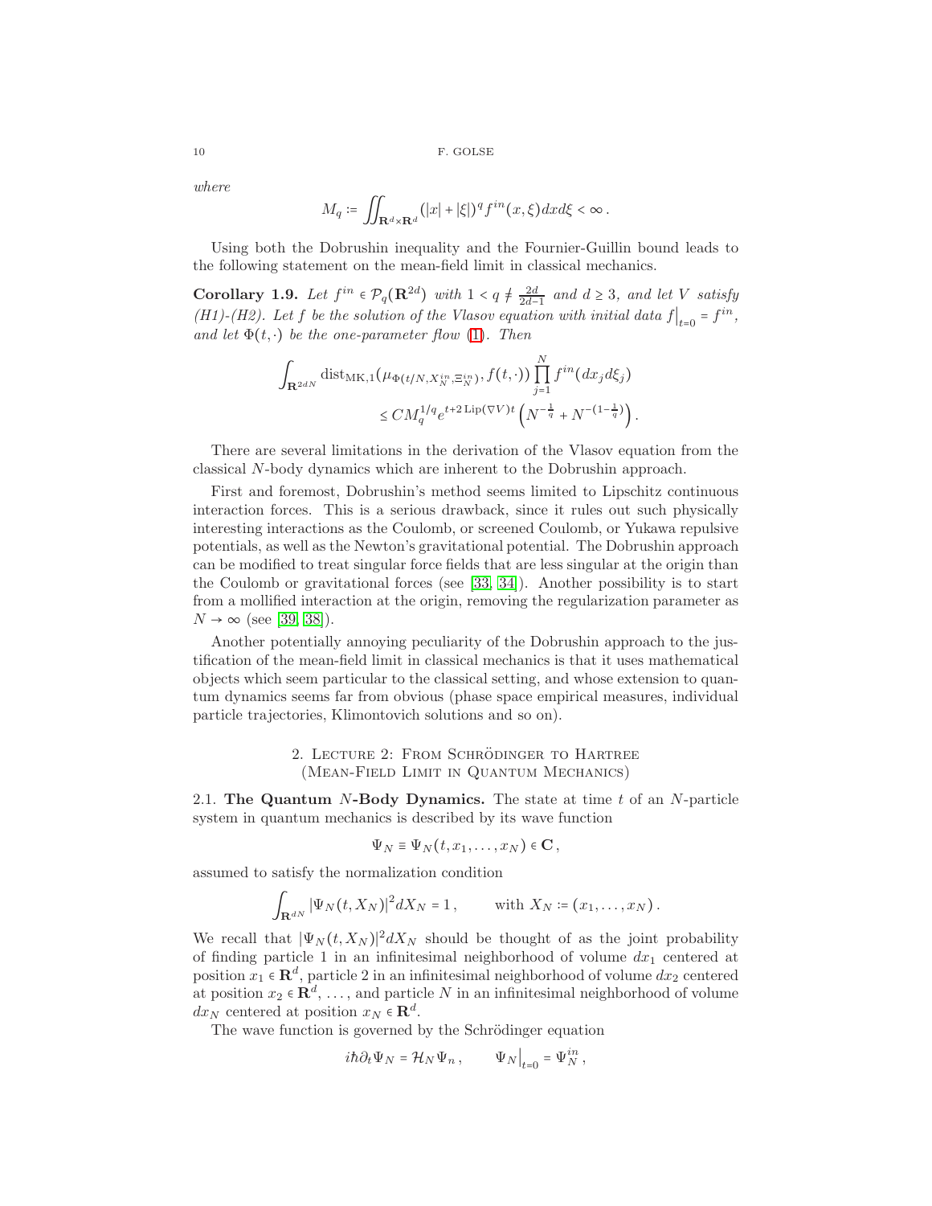*where*

$$M_q := \iint_{\mathbf{R}^d\times\mathbf{R}^d}(|x|+|\xi|)^q f^{in}(x,\xi)dxd\xi < \infty\,.$$

Using both the Dobrushin inequality and the Fournier-Guillin bound leads to the following statement on the mean-field limit in classical mechanics.

**Corollary 1.9.** *Let $f^{in}\in\mathcal{P}_q(\mathbf{R}^{2d})$ with $1<q\neq\frac{2d}{2d-1}$ and $d\geq 3$, and let $V$ satisfy (H1)-(H2). Let $f$ be the solution of the Vlasov equation with initial data $f\big|_{t=0}=f^{in}$, and let $\Phi(t,\cdot)$ be the one-parameter flow (1). Then*

$$\int_{\mathbf{R}^{2dN}}\operatorname{dist}_{\mathrm{MK},1}(\mu_{\Phi(t/N,X_N^{in},\Xi_N^{in})},f(t,\cdot))\prod_{j=1}^N f^{in}(dx_jd\xi_j)$$
$$\leq CM_q^{1/q}e^{t+2\operatorname{Lip}(\nabla V)t}\left(N^{-\frac{1}{q}}+N^{-(1-\frac{1}{q})}\right).$$

There are several limitations in the derivation of the Vlasov equation from the classical $N$-body dynamics which are inherent to the Dobrushin approach.

First and foremost, Dobrushin's method seems limited to Lipschitz continuous interaction forces. This is a serious drawback, since it rules out such physically interesting interactions as the Coulomb, or screened Coulomb, or Yukawa repulsive potentials, as well as the Newton's gravitational potential. The Dobrushin approach can be modified to treat singular force fields that are less singular at the origin than the Coulomb or gravitational forces (see [33, 34]). Another possibility is to start from a mollified interaction at the origin, removing the regularization parameter as $N\to\infty$ (see [39, 38]).

Another potentially annoying peculiarity of the Dobrushin approach to the justification of the mean-field limit in classical mechanics is that it uses mathematical objects which seem particular to the classical setting, and whose extension to quantum dynamics seems far from obvious (phase space empirical measures, individual particle trajectories, Klimontovich solutions and so on).

## 2. Lecture 2: From Schrödinger to Hartree (Mean-Field Limit in Quantum Mechanics)

### 2.1. The Quantum $N$-Body Dynamics.

The state at time $t$ of an $N$-particle system in quantum mechanics is described by its wave function

$$\Psi_N\equiv\Psi_N(t,x_1,\ldots,x_N)\in\mathbf{C}\,,$$

assumed to satisfy the normalization condition

$$\int_{\mathbf{R}^{dN}}|\Psi_N(t,X_N)|^2dX_N=1\,,\qquad\text{with } X_N:=(x_1,\ldots,x_N)\,.$$

We recall that $|\Psi_N(t,X_N)|^2dX_N$ should be thought of as the joint probability of finding particle 1 in an infinitesimal neighborhood of volume $dx_1$ centered at position $x_1\in\mathbf{R}^d$, particle 2 in an infinitesimal neighborhood of volume $dx_2$ centered at position $x_2\in\mathbf{R}^d$, ..., and particle $N$ in an infinitesimal neighborhood of volume $dx_N$ centered at position $x_N\in\mathbf{R}^d$.

The wave function is governed by the Schrödinger equation

$$i\hbar\partial_t\Psi_N=\mathcal{H}_N\Psi_n\,,\qquad\Psi_N\big|_{t=0}=\Psi_N^{in}\,,$$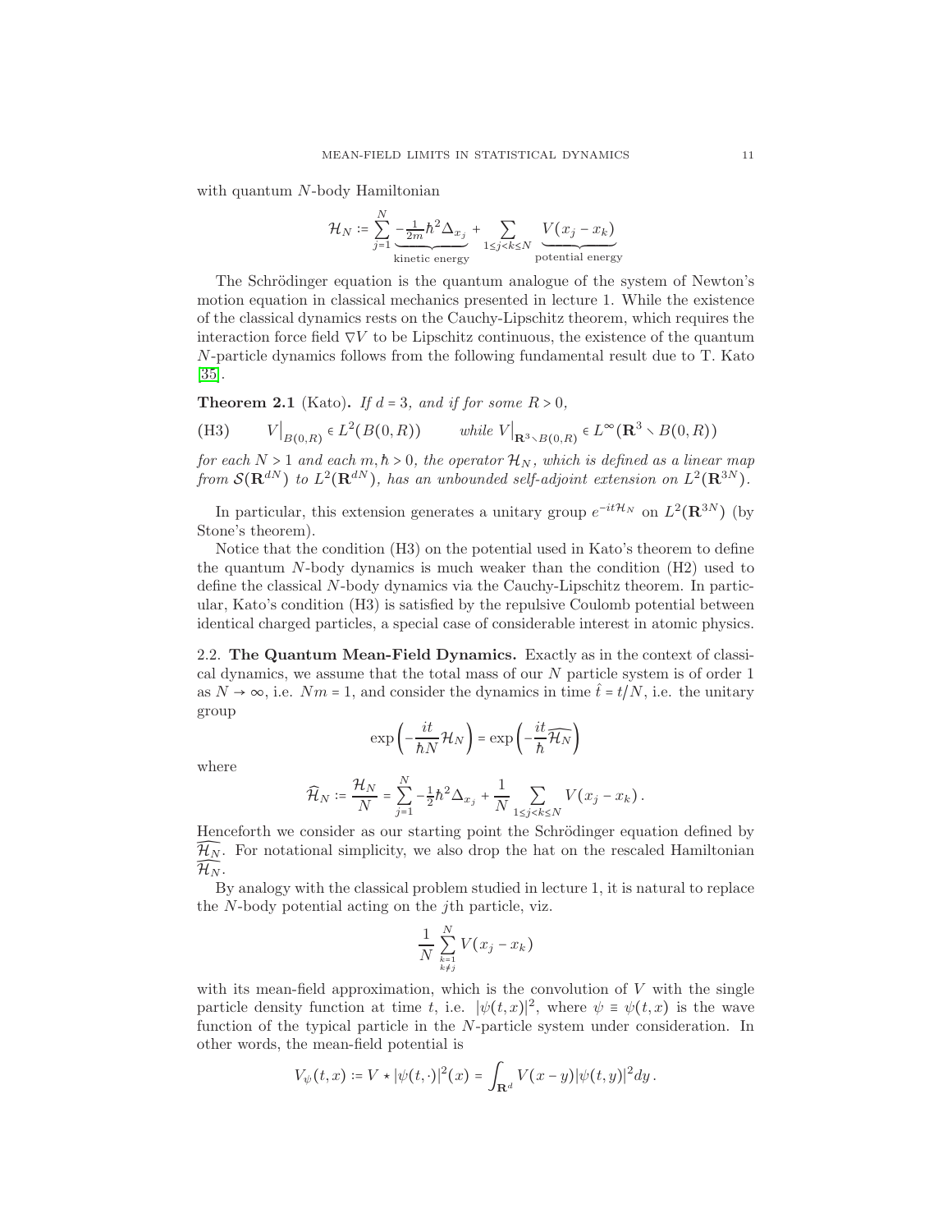with quantum $N$-body Hamiltonian

$$\mathcal{H}_N := \sum_{j=1}^{N} \underbrace{-\tfrac{1}{2m}\hbar^2\Delta_{x_j}}_{\text{kinetic energy}} + \sum_{1\le j<k\le N} \underbrace{V(x_j - x_k)}_{\text{potential energy}}$$

The Schrödinger equation is the quantum analogue of the system of Newton's motion equation in classical mechanics presented in lecture 1. While the existence of the classical dynamics rests on the Cauchy-Lipschitz theorem, which requires the interaction force field $\nabla V$ to be Lipschitz continuous, the existence of the quantum $N$-particle dynamics follows from the following fundamental result due to T. Kato [35].

**Theorem 2.1** (Kato)**.** *If $d = 3$, and if for some $R > 0$,*

$$\text{(H3)} \qquad V\big|_{B(0,R)} \in L^2(B(0,R)) \qquad \text{while } V\big|_{\mathbf{R}^3 \setminus B(0,R)} \in L^\infty(\mathbf{R}^3 \setminus B(0,R))$$

*for each $N > 1$ and each $m, \hbar > 0$, the operator $\mathcal{H}_N$, which is defined as a linear map from $\mathcal{S}(\mathbf{R}^{dN})$ to $L^2(\mathbf{R}^{dN})$, has an unbounded self-adjoint extension on $L^2(\mathbf{R}^{3N})$.*

In particular, this extension generates a unitary group $e^{-it\mathcal{H}_N}$ on $L^2(\mathbf{R}^{3N})$ (by Stone's theorem).

Notice that the condition (H3) on the potential used in Kato's theorem to define the quantum $N$-body dynamics is much weaker than the condition (H2) used to define the classical $N$-body dynamics via the Cauchy-Lipschitz theorem. In particular, Kato's condition (H3) is satisfied by the repulsive Coulomb potential between identical charged particles, a special case of considerable interest in atomic physics.

2.2. **The Quantum Mean-Field Dynamics.** Exactly as in the context of classical dynamics, we assume that the total mass of our $N$ particle system is of order 1 as $N \to \infty$, i.e. $Nm = 1$, and consider the dynamics in time $\hat{t} = t/N$, i.e. the unitary group

$$\exp\left(-\frac{it}{\hbar N}\mathcal{H}_N\right) = \exp\left(-\frac{it}{\hbar}\widehat{\mathcal{H}_N}\right)$$

where

$$\widehat{\mathcal{H}}_N := \frac{\mathcal{H}_N}{N} = \sum_{j=1}^{N} -\tfrac{1}{2}\hbar^2\Delta_{x_j} + \frac{1}{N}\sum_{1\le j<k\le N} V(x_j - x_k)\,.$$

Henceforth we consider as our starting point the Schrödinger equation defined by $\widehat{\mathcal{H}_N}$. For notational simplicity, we also drop the hat on the rescaled Hamiltonian $\widehat{\mathcal{H}_N}$.

By analogy with the classical problem studied in lecture 1, it is natural to replace the $N$-body potential acting on the $j$th particle, viz.

$$\frac{1}{N}\sum_{\substack{k=1\\k\ne j}}^{N} V(x_j - x_k)$$

with its mean-field approximation, which is the convolution of $V$ with the single particle density function at time $t$, i.e. $|\psi(t,x)|^2$, where $\psi \equiv \psi(t,x)$ is the wave function of the typical particle in the $N$-particle system under consideration. In other words, the mean-field potential is

$$V_\psi(t,x) := V \star |\psi(t,\cdot)|^2(x) = \int_{\mathbf{R}^d} V(x-y)|\psi(t,y)|^2 dy\,.$$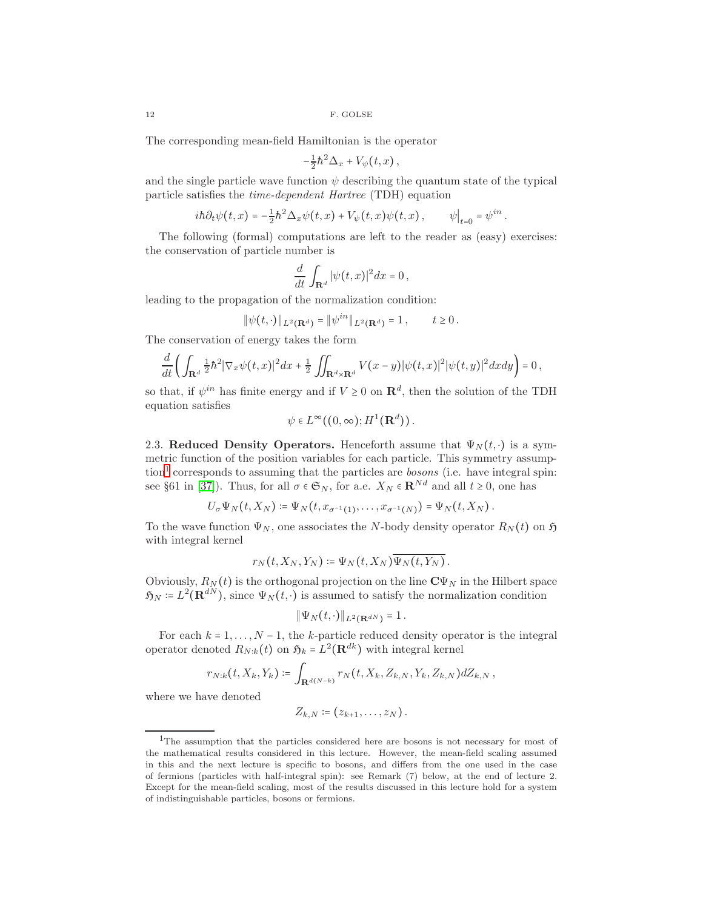The corresponding mean-field Hamiltonian is the operator

$$-\tfrac{1}{2}\hbar^2\Delta_x + V_\psi(t,x)\,,$$

and the single particle wave function $\psi$ describing the quantum state of the typical particle satisfies the *time-dependent Hartree* (TDH) equation

$$i\hbar\partial_t\psi(t,x) = -\tfrac{1}{2}\hbar^2\Delta_x\psi(t,x) + V_\psi(t,x)\psi(t,x)\,,\qquad \psi\big|_{t=0} = \psi^{in}\,.$$

The following (formal) computations are left to the reader as (easy) exercises: the conservation of particle number is

$$\frac{d}{dt}\int_{\mathbf{R}^d}|\psi(t,x)|^2dx = 0\,,$$

leading to the propagation of the normalization condition:

$$\|\psi(t,\cdot)\|_{L^2(\mathbf{R}^d)} = \|\psi^{in}\|_{L^2(\mathbf{R}^d)} = 1\,,\qquad t\geq 0\,.$$

The conservation of energy takes the form

$$\frac{d}{dt}\left(\int_{\mathbf{R}^d}\tfrac{1}{2}\hbar^2|\nabla_x\psi(t,x)|^2dx + \tfrac{1}{2}\iint_{\mathbf{R}^d\times\mathbf{R}^d}V(x-y)|\psi(t,x)|^2|\psi(t,y)|^2dxdy\right) = 0\,,$$

so that, if $\psi^{in}$ has finite energy and if $V\geq 0$ on $\mathbf{R}^d$, then the solution of the TDH equation satisfies

$$\psi\in L^\infty((0,\infty);H^1(\mathbf{R}^d))\,.$$

**2.3. Reduced Density Operators.** Henceforth assume that $\Psi_N(t,\cdot)$ is a symmetric function of the position variables for each particle. This symmetry assumption[1] corresponds to assuming that the particles are *bosons* (i.e. have integral spin: see §61 in [37]). Thus, for all $\sigma\in\mathfrak{S}_N$, for a.e. $X_N\in\mathbf{R}^{Nd}$ and all $t\geq 0$, one has

$$U_\sigma\Psi_N(t,X_N) := \Psi_N(t,x_{\sigma^{-1}(1)},\ldots,x_{\sigma^{-1}(N)}) = \Psi_N(t,X_N)\,.$$

To the wave function $\Psi_N$, one associates the $N$-body density operator $R_N(t)$ on $\mathfrak{H}$ with integral kernel

$$r_N(t,X_N,Y_N) := \Psi_N(t,X_N)\overline{\Psi_N(t,Y_N)}\,.$$

Obviously, $R_N(t)$ is the orthogonal projection on the line $\mathbf{C}\Psi_N$ in the Hilbert space $\mathfrak{H}_N := L^2(\mathbf{R}^{dN})$, since $\Psi_N(t,\cdot)$ is assumed to satisfy the normalization condition

$$\|\Psi_N(t,\cdot)\|_{L^2(\mathbf{R}^{dN})} = 1\,.$$

For each $k = 1,\ldots,N-1$, the $k$-particle reduced density operator is the integral operator denoted $R_{N:k}(t)$ on $\mathfrak{H}_k = L^2(\mathbf{R}^{dk})$ with integral kernel

$$r_{N:k}(t,X_k,Y_k) := \int_{\mathbf{R}^{d(N-k)}}r_N(t,X_k,Z_{k,N},Y_k,Z_{k,N})dZ_{k,N}\,,$$

where we have denoted

$$Z_{k,N} := (z_{k+1},\ldots,z_N)\,.$$

[1] The assumption that the particles considered here are bosons is not necessary for most of the mathematical results considered in this lecture. However, the mean-field scaling assumed in this and the next lecture is specific to bosons, and differs from the one used in the case of fermions (particles with half-integral spin): see Remark (7) below, at the end of lecture 2. Except for the mean-field scaling, most of the results discussed in this lecture hold for a system of indistinguishable particles, bosons or fermions.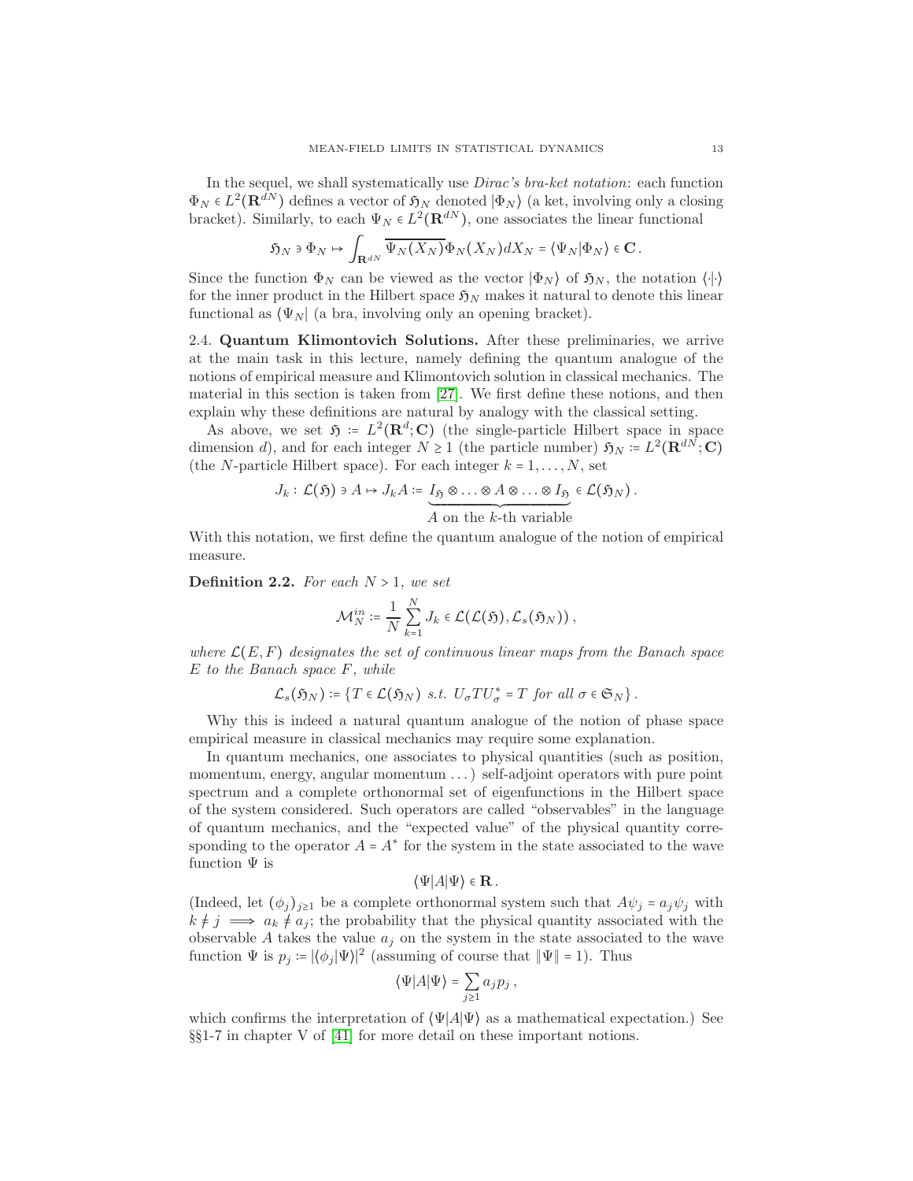In the sequel, we shall systematically use *Dirac's bra-ket notation*: each function $\Phi_N \in L^2(\mathbf{R}^{dN})$ defines a vector of $\mathfrak{H}_N$ denoted $|\Phi_N\rangle$ (a ket, involving only a closing bracket). Similarly, to each $\Psi_N \in L^2(\mathbf{R}^{dN})$, one associates the linear functional

$$\mathfrak{H}_N \ni \Phi_N \mapsto \int_{\mathbf{R}^{dN}} \overline{\Psi_N(X_N)}\Phi_N(X_N)dX_N = \langle \Psi_N|\Phi_N\rangle \in \mathbf{C}\,.$$

Since the function $\Phi_N$ can be viewed as the vector $|\Phi_N\rangle$ of $\mathfrak{H}_N$, the notation $\langle\cdot|\cdot\rangle$ for the inner product in the Hilbert space $\mathfrak{H}_N$ makes it natural to denote this linear functional as $\langle\Psi_N|$ (a bra, involving only an opening bracket).

**2.4. Quantum Klimontovich Solutions.** After these preliminaries, we arrive at the main task in this lecture, namely defining the quantum analogue of the notions of empirical measure and Klimontovich solution in classical mechanics. The material in this section is taken from [27]. We first define these notions, and then explain why these definitions are natural by analogy with the classical setting.

As above, we set $\mathfrak{H} := L^2(\mathbf{R}^d;\mathbf{C})$ (the single-particle Hilbert space in space dimension $d$), and for each integer $N \geq 1$ (the particle number) $\mathfrak{H}_N := L^2(\mathbf{R}^{dN};\mathbf{C})$ (the $N$-particle Hilbert space). For each integer $k = 1,\ldots,N$, set

$$J_k : \mathcal{L}(\mathfrak{H}) \ni A \mapsto J_k A := \underbrace{I_{\mathfrak{H}} \otimes \ldots \otimes A \otimes \ldots \otimes I_{\mathfrak{H}}}_{A \text{ on the } k\text{-th variable}} \in \mathcal{L}(\mathfrak{H}_N)\,.$$

With this notation, we first define the quantum analogue of the notion of empirical measure.

**Definition 2.2.** *For each $N > 1$, we set*

$$\mathcal{M}_N^{in} := \frac{1}{N}\sum_{k=1}^{N} J_k \in \mathcal{L}(\mathcal{L}(\mathfrak{H}), \mathcal{L}_s(\mathfrak{H}_N))\,,$$

*where $\mathcal{L}(E,F)$ designates the set of continuous linear maps from the Banach space $E$ to the Banach space $F$, while*

$$\mathcal{L}_s(\mathfrak{H}_N) := \{T \in \mathcal{L}(\mathfrak{H}_N) \text{ s.t. } U_\sigma T U_\sigma^* = T \text{ for all } \sigma \in \mathfrak{S}_N\}\,.$$

Why this is indeed a natural quantum analogue of the notion of phase space empirical measure in classical mechanics may require some explanation.

In quantum mechanics, one associates to physical quantities (such as position, momentum, energy, angular momentum ...) self-adjoint operators with pure point spectrum and a complete orthonormal set of eigenfunctions in the Hilbert space of the system considered. Such operators are called "observables" in the language of quantum mechanics, and the "expected value" of the physical quantity corresponding to the operator $A = A^*$ for the system in the state associated to the wave function $\Psi$ is

$$\langle\Psi|A|\Psi\rangle \in \mathbf{R}\,.$$

(Indeed, let $(\phi_j)_{j\geq 1}$ be a complete orthonormal system such that $A\psi_j = a_j\psi_j$ with $k \neq j \implies a_k \neq a_j$; the probability that the physical quantity associated with the observable $A$ takes the value $a_j$ on the system in the state associated to the wave function $\Psi$ is $p_j := |\langle\phi_j|\Psi\rangle|^2$ (assuming of course that $\|\Psi\| = 1$). Thus

$$\langle\Psi|A|\Psi\rangle = \sum_{j\geq 1} a_j p_j\,,$$

which confirms the interpretation of $\langle\Psi|A|\Psi\rangle$ as a mathematical expectation.) See §§1-7 in chapter V of [41] for more detail on these important notions.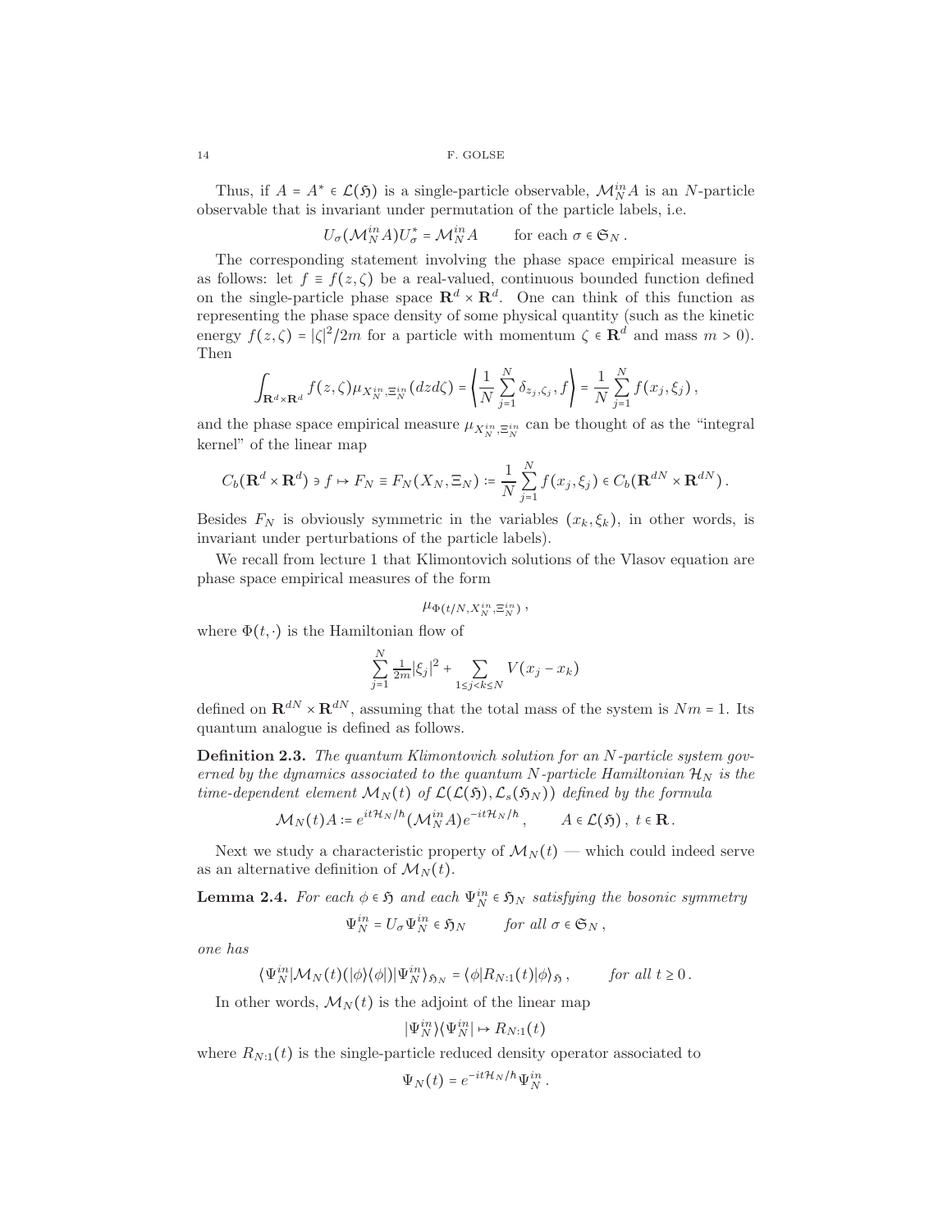Thus, if $A = A^* \in \mathcal{L}(\mathfrak{H})$ is a single-particle observable, $\mathcal{M}_N^{in} A$ is an $N$-particle observable that is invariant under permutation of the particle labels, i.e.

$$U_\sigma(\mathcal{M}_N^{in} A)U_\sigma^* = \mathcal{M}_N^{in} A \qquad \text{for each } \sigma \in \mathfrak{S}_N\,.$$

The corresponding statement involving the phase space empirical measure is as follows: let $f \equiv f(z,\zeta)$ be a real-valued, continuous bounded function defined on the single-particle phase space $\mathbf{R}^d \times \mathbf{R}^d$. One can think of this function as representing the phase space density of some physical quantity (such as the kinetic energy $f(z,\zeta) = |\zeta|^2/2m$ for a particle with momentum $\zeta \in \mathbf{R}^d$ and mass $m > 0$). Then

$$\int_{\mathbf{R}^d\times\mathbf{R}^d} f(z,\zeta)\mu_{X_N^{in},\Xi_N^{in}}(dzd\zeta) = \left\langle \frac{1}{N}\sum_{j=1}^N \delta_{z_j,\zeta_j}, f\right\rangle = \frac{1}{N}\sum_{j=1}^N f(x_j,\xi_j)\,,$$

and the phase space empirical measure $\mu_{X_N^{in},\Xi_N^{in}}$ can be thought of as the "integral kernel" of the linear map

$$C_b(\mathbf{R}^d\times\mathbf{R}^d) \ni f \mapsto F_N \equiv F_N(X_N,\Xi_N) := \frac{1}{N}\sum_{j=1}^N f(x_j,\xi_j) \in C_b(\mathbf{R}^{dN}\times\mathbf{R}^{dN})\,.$$

Besides $F_N$ is obviously symmetric in the variables $(x_k,\xi_k)$, in other words, is invariant under perturbations of the particle labels).

We recall from lecture 1 that Klimontovich solutions of the Vlasov equation are phase space empirical measures of the form

$$\mu_{\Phi(t/N,X_N^{in},\Xi_N^{in})}\,,$$

where $\Phi(t,\cdot)$ is the Hamiltonian flow of

$$\sum_{j=1}^N \tfrac{1}{2m}|\xi_j|^2 + \sum_{1\le j<k\le N} V(x_j - x_k)$$

defined on $\mathbf{R}^{dN}\times\mathbf{R}^{dN}$, assuming that the total mass of the system is $Nm = 1$. Its quantum analogue is defined as follows.

**Definition 2.3.** *The quantum Klimontovich solution for an $N$-particle system governed by the dynamics associated to the quantum $N$-particle Hamiltonian $\mathcal{H}_N$ is the time-dependent element $\mathcal{M}_N(t)$ of $\mathcal{L}(\mathcal{L}(\mathfrak{H}),\mathcal{L}_s(\mathfrak{H}_N))$ defined by the formula*

$$\mathcal{M}_N(t)A := e^{it\mathcal{H}_N/\hbar}(\mathcal{M}_N^{in}A)e^{-it\mathcal{H}_N/\hbar}\,, \qquad A \in \mathcal{L}(\mathfrak{H})\,,\ t\in\mathbf{R}\,.$$

Next we study a characteristic property of $\mathcal{M}_N(t)$ — which could indeed serve as an alternative definition of $\mathcal{M}_N(t)$.

**Lemma 2.4.** *For each $\phi \in \mathfrak{H}$ and each $\Psi_N^{in} \in \mathfrak{H}_N$ satisfying the bosonic symmetry*

$$\Psi_N^{in} = U_\sigma \Psi_N^{in} \in \mathfrak{H}_N \qquad \text{for all } \sigma \in \mathfrak{S}_N\,,$$

*one has*

$$\langle \Psi_N^{in}|\mathcal{M}_N(t)(|\phi\rangle\langle\phi|)|\Psi_N^{in}\rangle_{\mathfrak{H}_N} = \langle\phi|R_{N:1}(t)|\phi\rangle_{\mathfrak{H}}\,, \qquad \text{for all } t\ge 0\,.$$

In other words, $\mathcal{M}_N(t)$ is the adjoint of the linear map

$$|\Psi_N^{in}\rangle\langle\Psi_N^{in}| \mapsto R_{N:1}(t)$$

where $R_{N:1}(t)$ is the single-particle reduced density operator associated to

$$\Psi_N(t) = e^{-it\mathcal{H}_N/\hbar}\Psi_N^{in}\,.$$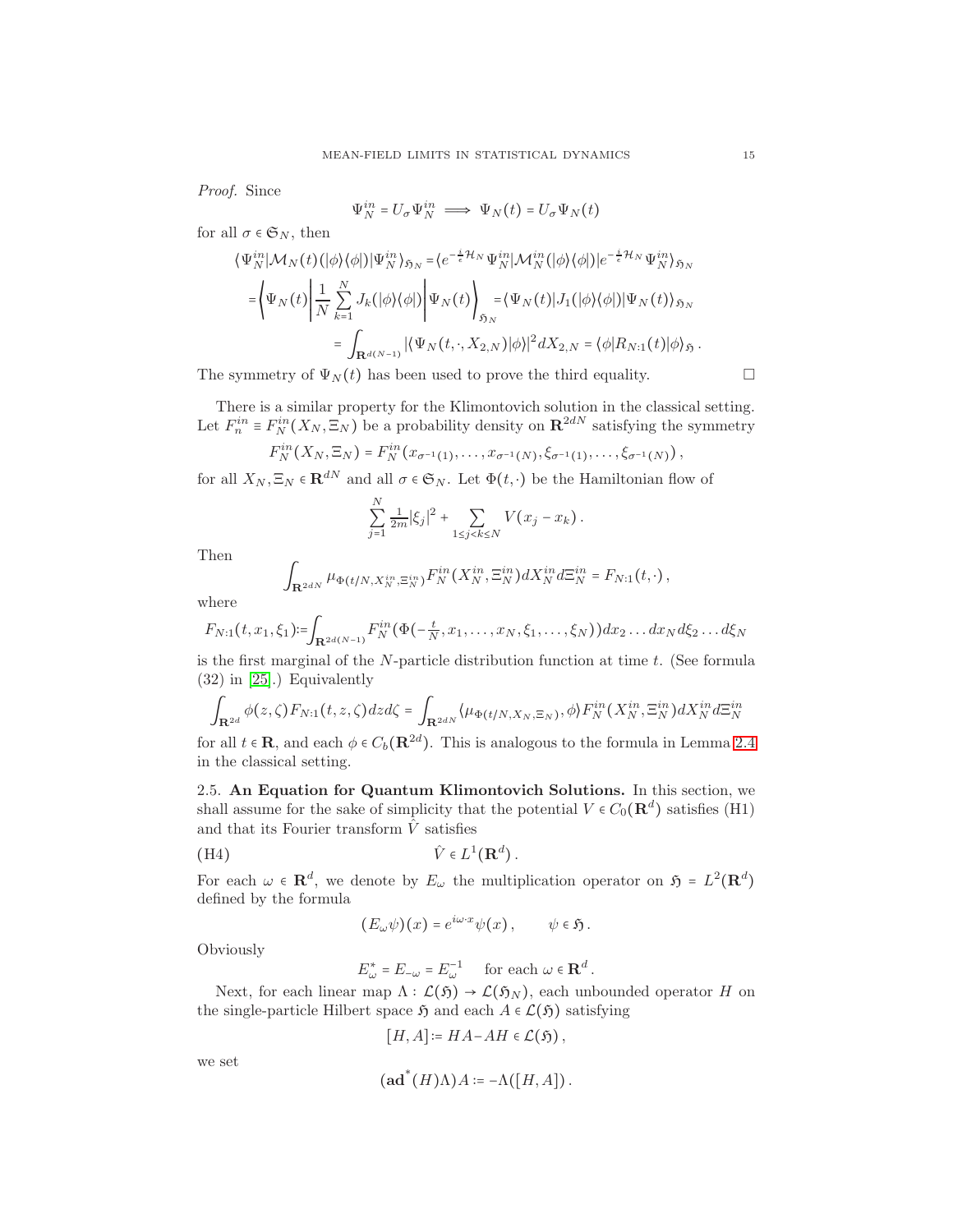*Proof.* Since

$$\Psi_N^{in} = U_\sigma \Psi_N^{in} \implies \Psi_N(t) = U_\sigma \Psi_N(t)$$

for all $\sigma \in \mathfrak{S}_N$, then

$$\begin{aligned}
\langle \Psi_N^{in} | \mathcal{M}_N(t)(|\phi\rangle\langle\phi|) | \Psi_N^{in} \rangle_{\mathfrak{H}_N} &= \langle e^{-\frac{i}{\epsilon}\mathcal{H}_N} \Psi_N^{in} | \mathcal{M}_N^{in}(|\phi\rangle\langle\phi|) | e^{-\frac{i}{\epsilon}\mathcal{H}_N} \Psi_N^{in} \rangle_{\mathfrak{H}_N} \\
&= \left\langle \Psi_N(t) \left| \frac{1}{N} \sum_{k=1}^N J_k(|\phi\rangle\langle\phi|) \right| \Psi_N(t) \right\rangle_{\mathfrak{H}_N} = \langle \Psi_N(t) | J_1(|\phi\rangle\langle\phi|) | \Psi_N(t) \rangle_{\mathfrak{H}_N} \\
&= \int_{\mathbf{R}^{d(N-1)}} |\langle \Psi_N(t,\cdot,X_{2,N}) | \phi\rangle|^2 dX_{2,N} = \langle \phi | R_{N:1}(t) | \phi \rangle_{\mathfrak{H}} .
\end{aligned}$$

The symmetry of $\Psi_N(t)$ has been used to prove the third equality. $\square$

There is a similar property for the Klimontovich solution in the classical setting. Let $F_n^{in} \equiv F_N^{in}(X_N, \Xi_N)$ be a probability density on $\mathbf{R}^{2dN}$ satisfying the symmetry

$$F_N^{in}(X_N, \Xi_N) = F_N^{in}(x_{\sigma^{-1}(1)}, \dots, x_{\sigma^{-1}(N)}, \xi_{\sigma^{-1}(1)}, \dots, \xi_{\sigma^{-1}(N)}) ,$$

for all $X_N, \Xi_N \in \mathbf{R}^{dN}$ and all $\sigma \in \mathfrak{S}_N$. Let $\Phi(t,\cdot)$ be the Hamiltonian flow of

$$\sum_{j=1}^N \tfrac{1}{2m}|\xi_j|^2 + \sum_{1\le j<k\le N} V(x_j - x_k) .$$

Then

$$\int_{\mathbf{R}^{2dN}} \mu_{\Phi(t/N, X_N^{in}, \Xi_N^{in})} F_N^{in}(X_N^{in}, \Xi_N^{in}) dX_N^{in} d\Xi_N^{in} = F_{N:1}(t,\cdot) ,$$

where

$$F_{N:1}(t,x_1,\xi_1) := \int_{\mathbf{R}^{2d(N-1)}} F_N^{in}(\Phi(-\tfrac{t}{N}, x_1, \dots, x_N, \xi_1, \dots, \xi_N)) dx_2 \dots dx_N d\xi_2 \dots d\xi_N$$

is the first marginal of the $N$-particle distribution function at time $t$. (See formula (32) in [25].) Equivalently

$$\int_{\mathbf{R}^{2d}} \phi(z,\zeta) F_{N:1}(t,z,\zeta) dz d\zeta = \int_{\mathbf{R}^{2dN}} \langle \mu_{\Phi(t/N, X_N, \Xi_N)}, \phi\rangle F_N^{in}(X_N^{in}, \Xi_N^{in}) dX_N^{in} d\Xi_N^{in}$$

for all $t \in \mathbf{R}$, and each $\phi \in C_b(\mathbf{R}^{2d})$. This is analogous to the formula in Lemma 2.4 in the classical setting.

### 2.5. An Equation for Quantum Klimontovich Solutions.

In this section, we shall assume for the sake of simplicity that the potential $V \in C_0(\mathbf{R}^d)$ satisfies (H1) and that its Fourier transform $\hat{V}$ satisfies

$$\text{(H4)} \qquad\qquad \hat{V} \in L^1(\mathbf{R}^d) .$$

For each $\omega \in \mathbf{R}^d$, we denote by $E_\omega$ the multiplication operator on $\mathfrak{H} = L^2(\mathbf{R}^d)$ defined by the formula

$$(E_\omega \psi)(x) = e^{i\omega\cdot x}\psi(x) , \qquad \psi \in \mathfrak{H} .$$

Obviously

$$E_\omega^* = E_{-\omega} = E_\omega^{-1} \quad \text{ for each } \omega \in \mathbf{R}^d .$$

Next, for each linear map $\Lambda : \mathcal{L}(\mathfrak{H}) \to \mathcal{L}(\mathfrak{H}_N)$, each unbounded operator $H$ on the single-particle Hilbert space $\mathfrak{H}$ and each $A \in \mathcal{L}(\mathfrak{H})$ satisfying

$$[H, A] := HA - AH \in \mathcal{L}(\mathfrak{H}) ,$$

we set

$$(\mathbf{ad}^*(H)\Lambda)A := -\Lambda([H, A]) .$$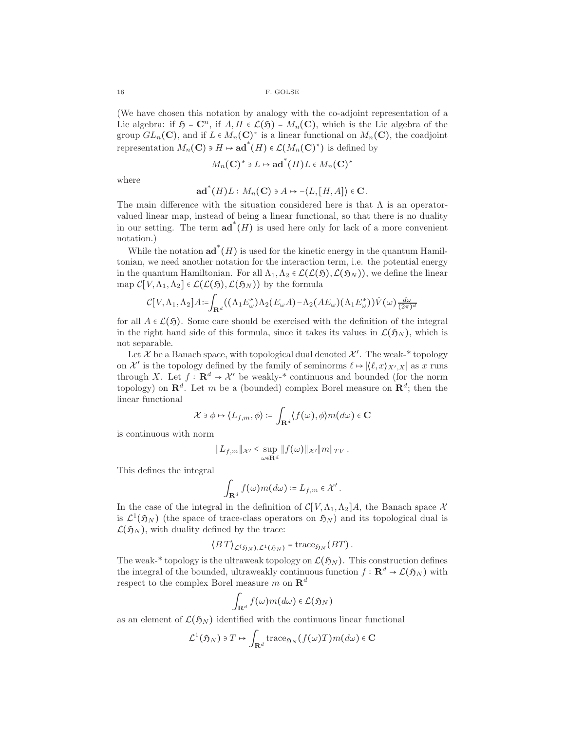(We have chosen this notation by analogy with the co-adjoint representation of a Lie algebra: if $\mathfrak{H} = \mathbf{C}^n$, if $A, H \in \mathcal{L}(\mathfrak{H}) = M_n(\mathbf{C})$, which is the Lie algebra of the group $GL_n(\mathbf{C})$, and if $L \in M_n(\mathbf{C})^*$ is a linear functional on $M_n(\mathbf{C})$, the coadjoint representation $M_n(\mathbf{C}) \ni H \mapsto \mathbf{ad}^*(H) \in \mathcal{L}(M_n(\mathbf{C})^*)$ is defined by

$$M_n(\mathbf{C})^* \ni L \mapsto \mathbf{ad}^*(H)L \in M_n(\mathbf{C})^*$$

where

$$\mathbf{ad}^*(H)L : M_n(\mathbf{C}) \ni A \mapsto -\langle L, [H, A]\rangle \in \mathbf{C}\,.$$

The main difference with the situation considered here is that $\Lambda$ is an operator-valued linear map, instead of being a linear functional, so that there is no duality in our setting. The term $\mathbf{ad}^*(H)$ is used here only for lack of a more convenient notation.)

While the notation $\mathbf{ad}^*(H)$ is used for the kinetic energy in the quantum Hamiltonian, we need another notation for the interaction term, i.e. the potential energy in the quantum Hamiltonian. For all $\Lambda_1, \Lambda_2 \in \mathcal{L}(\mathcal{L}(\mathfrak{H}), \mathcal{L}(\mathfrak{H}_N))$, we define the linear map $\mathcal{C}[V, \Lambda_1, \Lambda_2] \in \mathcal{L}(\mathcal{L}(\mathfrak{H}), \mathcal{L}(\mathfrak{H}_N))$ by the formula

$$\mathcal{C}[V, \Lambda_1, \Lambda_2]A := \int_{\mathbf{R}^d} \left((\Lambda_1 E_\omega^*)\Lambda_2(E_\omega A) - \Lambda_2(A E_\omega)(\Lambda_1 E_\omega^*)\right)\hat{V}(\omega)\frac{d\omega}{(2\pi)^d}$$

for all $A \in \mathcal{L}(\mathfrak{H})$. Some care should be exercised with the definition of the integral in the right hand side of this formula, since it takes its values in $\mathcal{L}(\mathfrak{H}_N)$, which is not separable.

Let $\mathcal{X}$ be a Banach space, with topological dual denoted $\mathcal{X}'$. The weak-* topology on $\mathcal{X}'$ is the topology defined by the family of seminorms $\ell \mapsto |\langle \ell, x\rangle_{\mathcal{X}', \mathcal{X}}|$ as $x$ runs through $X$. Let $f : \mathbf{R}^d \to \mathcal{X}'$ be weakly-* continuous and bounded (for the norm topology) on $\mathbf{R}^d$. Let $m$ be a (bounded) complex Borel measure on $\mathbf{R}^d$; then the linear functional

$$\mathcal{X} \ni \phi \mapsto \langle L_{f,m}, \phi\rangle := \int_{\mathbf{R}^d} \langle f(\omega), \phi\rangle m(d\omega) \in \mathbf{C}$$

is continuous with norm

$$\|L_{f,m}\|_{\mathcal{X}'} \leq \sup_{\omega \in \mathbf{R}^d} \|f(\omega)\|_{\mathcal{X}'} \|m\|_{TV}\,.$$

This defines the integral

$$\int_{\mathbf{R}^d} f(\omega) m(d\omega) := L_{f,m} \in \mathcal{X}'\,.$$

In the case of the integral in the definition of $\mathcal{C}[V, \Lambda_1, \Lambda_2]A$, the Banach space $\mathcal{X}$ is $\mathcal{L}^1(\mathfrak{H}_N)$ (the space of trace-class operators on $\mathfrak{H}_N$) and its topological dual is $\mathcal{L}(\mathfrak{H}_N)$, with duality defined by the trace:

$$\langle B\, T\rangle_{\mathcal{L}(\mathfrak{H}_N), \mathcal{L}^1(\mathfrak{H}_N)} = \operatorname{trace}_{\mathfrak{H}_N}(BT)\,.$$

The weak-* topology is the ultraweak topology on $\mathcal{L}(\mathfrak{H}_N)$. This construction defines the integral of the bounded, ultraweakly continuous function $f : \mathbf{R}^d \to \mathcal{L}(\mathfrak{H}_N)$ with respect to the complex Borel measure $m$ on $\mathbf{R}^d$

$$\int_{\mathbf{R}^d} f(\omega) m(d\omega) \in \mathcal{L}(\mathfrak{H}_N)$$

as an element of $\mathcal{L}(\mathfrak{H}_N)$ identified with the continuous linear functional

$$\mathcal{L}^1(\mathfrak{H}_N) \ni T \mapsto \int_{\mathbf{R}^d} \operatorname{trace}_{\mathfrak{H}_N}(f(\omega)T) m(d\omega) \in \mathbf{C}$$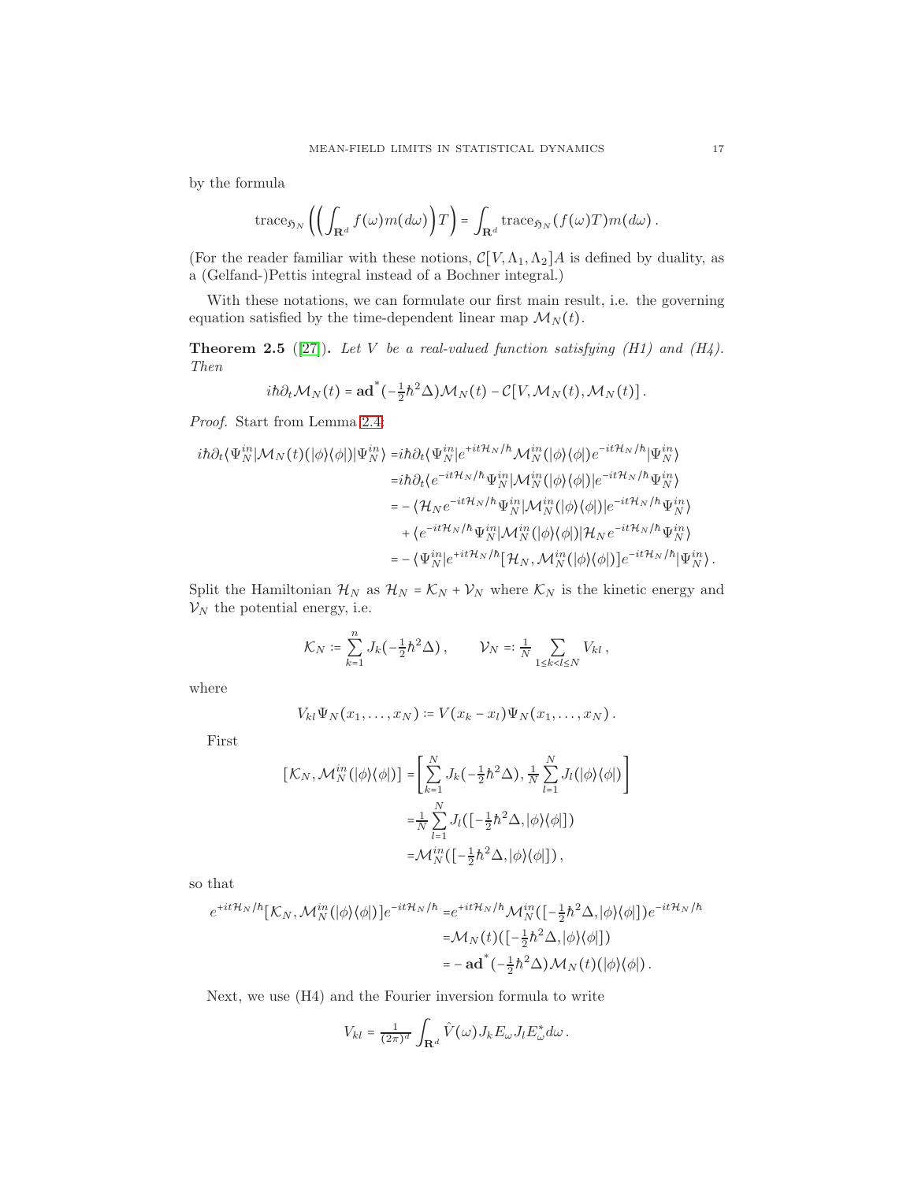by the formula

$$\operatorname{trace}_{\mathfrak{H}_N}\left(\left(\int_{\mathbf{R}^d} f(\omega)m(d\omega)\right)T\right) = \int_{\mathbf{R}^d} \operatorname{trace}_{\mathfrak{H}_N}(f(\omega)T)m(d\omega)\,.$$

(For the reader familiar with these notions, $\mathcal{C}[V,\Lambda_1,\Lambda_2]A$ is defined by duality, as a (Gelfand-)Pettis integral instead of a Bochner integral.)

With these notations, we can formulate our first main result, i.e. the governing equation satisfied by the time-dependent linear map $\mathcal{M}_N(t)$.

**Theorem 2.5** ([27]). *Let $V$ be a real-valued function satisfying (H1) and (H4). Then*

$$i\hbar\partial_t\mathcal{M}_N(t) = \mathbf{ad}^*(-\tfrac{1}{2}\hbar^2\Delta)\mathcal{M}_N(t) - \mathcal{C}[V,\mathcal{M}_N(t),\mathcal{M}_N(t)]\,.$$

*Proof.* Start from Lemma 2.4:

$$\begin{aligned}
i\hbar\partial_t\langle\Psi_N^{in}|\mathcal{M}_N(t)(|\phi\rangle\langle\phi|)|\Psi_N^{in}\rangle =& i\hbar\partial_t\langle\Psi_N^{in}|e^{+it\mathcal{H}_N/\hbar}\mathcal{M}_N^{in}(|\phi\rangle\langle\phi|)e^{-it\mathcal{H}_N/\hbar}|\Psi_N^{in}\rangle\\
=& i\hbar\partial_t\langle e^{-it\mathcal{H}_N/\hbar}\Psi_N^{in}|\mathcal{M}_N^{in}(|\phi\rangle\langle\phi|)|e^{-it\mathcal{H}_N/\hbar}\Psi_N^{in}\rangle\\
=& -\langle\mathcal{H}_N e^{-it\mathcal{H}_N/\hbar}\Psi_N^{in}|\mathcal{M}_N^{in}(|\phi\rangle\langle\phi|)|e^{-it\mathcal{H}_N/\hbar}\Psi_N^{in}\rangle\\
&+\langle e^{-it\mathcal{H}_N/\hbar}\Psi_N^{in}|\mathcal{M}_N^{in}(|\phi\rangle\langle\phi|)|\mathcal{H}_N e^{-it\mathcal{H}_N/\hbar}\Psi_N^{in}\rangle\\
=& -\langle\Psi_N^{in}|e^{+it\mathcal{H}_N/\hbar}[\mathcal{H}_N,\mathcal{M}_N^{in}(|\phi\rangle\langle\phi|)]e^{-it\mathcal{H}_N/\hbar}|\Psi_N^{in}\rangle\,.
\end{aligned}$$

Split the Hamiltonian $\mathcal{H}_N$ as $\mathcal{H}_N = \mathcal{K}_N + \mathcal{V}_N$ where $\mathcal{K}_N$ is the kinetic energy and $\mathcal{V}_N$ the potential energy, i.e.

$$\mathcal{K}_N := \sum_{k=1}^{n} J_k(-\tfrac{1}{2}\hbar^2\Delta)\,,\qquad \mathcal{V}_N =: \tfrac{1}{N}\sum_{1\le k<l\le N} V_{kl}\,,$$

where

$$V_{kl}\Psi_N(x_1,\ldots,x_n) := V(x_k - x_l)\Psi_N(x_1,\ldots,x_n)\,.$$

First

$$\begin{aligned}
[\mathcal{K}_N,\mathcal{M}_N^{in}(|\phi\rangle\langle\phi|)] =& \left[\sum_{k=1}^{N} J_k(-\tfrac{1}{2}\hbar^2\Delta),\tfrac{1}{N}\sum_{l=1}^{N} J_l(|\phi\rangle\langle\phi|)\right]\\
=& \tfrac{1}{N}\sum_{l=1}^{N} J_l([-\tfrac{1}{2}\hbar^2\Delta,|\phi\rangle\langle\phi|])\\
=& \mathcal{M}_N^{in}([-\tfrac{1}{2}\hbar^2\Delta,|\phi\rangle\langle\phi|])\,,
\end{aligned}$$

so that

$$\begin{aligned}
e^{+it\mathcal{H}_N/\hbar}[\mathcal{K}_N,\mathcal{M}_N^{in}(|\phi\rangle\langle\phi|)]e^{-it\mathcal{H}_N/\hbar} =& e^{+it\mathcal{H}_N/\hbar}\mathcal{M}_N^{in}([-\tfrac{1}{2}\hbar^2\Delta,|\phi\rangle\langle\phi|])e^{-it\mathcal{H}_N/\hbar}\\
=& \mathcal{M}_N(t)([-\tfrac{1}{2}\hbar^2\Delta,|\phi\rangle\langle\phi|])\\
=& -\mathbf{ad}^*(-\tfrac{1}{2}\hbar^2\Delta)\mathcal{M}_N(t)(|\phi\rangle\langle\phi|)\,.
\end{aligned}$$

Next, we use (H4) and the Fourier inversion formula to write

$$V_{kl} = \tfrac{1}{(2\pi)^d}\int_{\mathbf{R}^d}\hat{V}(\omega)J_kE_\omega J_lE_\omega^* d\omega\,.$$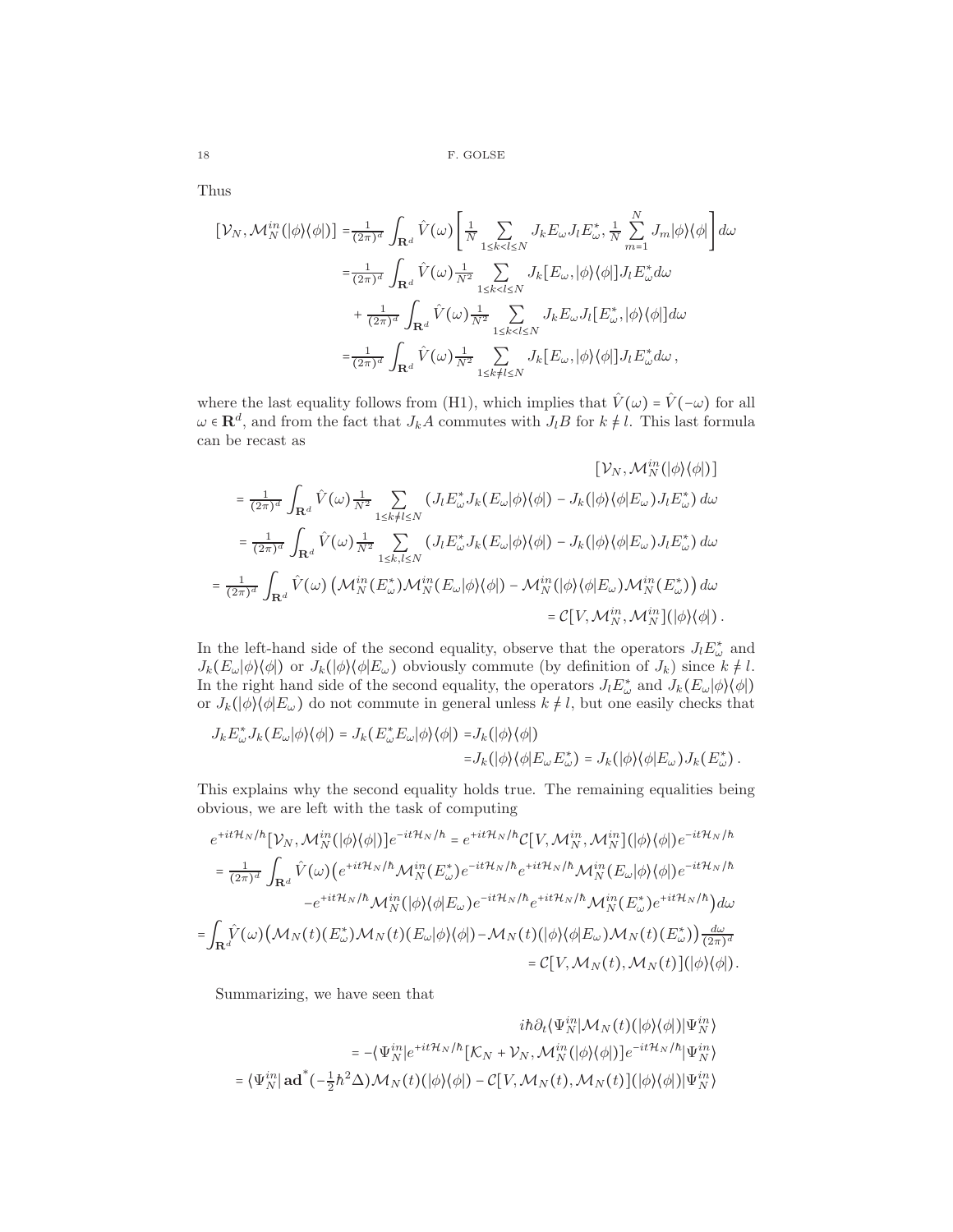Thus

$$
\begin{aligned}
[\mathcal{V}_N, \mathcal{M}_N^{in}(|\phi\rangle\langle\phi|)] =& \tfrac{1}{(2\pi)^d} \int_{\mathbf{R}^d} \hat{V}(\omega) \left[ \tfrac{1}{N} \sum_{1\le k<l\le N} J_k E_\omega J_l E_\omega^*, \tfrac{1}{N} \sum_{m=1}^N J_m |\phi\rangle\langle\phi| \right] d\omega \\
=& \tfrac{1}{(2\pi)^d} \int_{\mathbf{R}^d} \hat{V}(\omega) \tfrac{1}{N^2} \sum_{1\le k<l\le N} J_k [E_\omega, |\phi\rangle\langle\phi|] J_l E_\omega^* d\omega \\
&+ \tfrac{1}{(2\pi)^d} \int_{\mathbf{R}^d} \hat{V}(\omega) \tfrac{1}{N^2} \sum_{1\le k<l\le N} J_k E_\omega J_l [E_\omega^*, |\phi\rangle\langle\phi|] d\omega \\
=& \tfrac{1}{(2\pi)^d} \int_{\mathbf{R}^d} \hat{V}(\omega) \tfrac{1}{N^2} \sum_{1\le k\ne l\le N} J_k [E_\omega, |\phi\rangle\langle\phi|] J_l E_\omega^* d\omega \,,
\end{aligned}
$$

where the last equality follows from (H1), which implies that $\hat{V}(\omega) = \hat{V}(-\omega)$ for all $\omega \in \mathbf{R}^d$, and from the fact that $J_k A$ commutes with $J_l B$ for $k \ne l$. This last formula can be recast as

$$
\begin{aligned}
&[\mathcal{V}_N, \mathcal{M}_N^{in}(|\phi\rangle\langle\phi|)] \\
&= \tfrac{1}{(2\pi)^d} \int_{\mathbf{R}^d} \hat{V}(\omega) \tfrac{1}{N^2} \sum_{1\le k\ne l\le N} \left( J_l E_\omega^* J_k (E_\omega |\phi\rangle\langle\phi|) - J_k (|\phi\rangle\langle\phi| E_\omega) J_l E_\omega^* \right) d\omega \\
&= \tfrac{1}{(2\pi)^d} \int_{\mathbf{R}^d} \hat{V}(\omega) \tfrac{1}{N^2} \sum_{1\le k,l\le N} \left( J_l E_\omega^* J_k (E_\omega |\phi\rangle\langle\phi|) - J_k (|\phi\rangle\langle\phi| E_\omega) J_l E_\omega^* \right) d\omega \\
&= \tfrac{1}{(2\pi)^d} \int_{\mathbf{R}^d} \hat{V}(\omega) \left( \mathcal{M}_N^{in}(E_\omega^*) \mathcal{M}_N^{in}(E_\omega |\phi\rangle\langle\phi|) - \mathcal{M}_N^{in}(|\phi\rangle\langle\phi| E_\omega) \mathcal{M}_N^{in}(E_\omega^*) \right) d\omega \\
&= \mathcal{C}[V, \mathcal{M}_N^{in}, \mathcal{M}_N^{in}](|\phi\rangle\langle\phi|) \,.
\end{aligned}
$$

In the left-hand side of the second equality, observe that the operators $J_l E_\omega^*$ and $J_k(E_\omega|\phi\rangle\langle\phi|)$ or $J_k(|\phi\rangle\langle\phi|E_\omega)$ obviously commute (by definition of $J_k$) since $k \ne l$. In the right hand side of the second equality, the operators $J_l E_\omega^*$ and $J_k(E_\omega|\phi\rangle\langle\phi|)$ or $J_k(|\phi\rangle\langle\phi|E_\omega)$ do not commute in general unless $k \ne l$, but one easily checks that

$$
\begin{aligned}
J_k E_\omega^* J_k (E_\omega |\phi\rangle\langle\phi|) = J_k (E_\omega^* E_\omega |\phi\rangle\langle\phi|) =& J_k (|\phi\rangle\langle\phi|) \\
=& J_k (|\phi\rangle\langle\phi| E_\omega E_\omega^*) = J_k (|\phi\rangle\langle\phi| E_\omega) J_k (E_\omega^*) \,.
\end{aligned}
$$

This explains why the second equality holds true. The remaining equalities being obvious, we are left with the task of computing

$$
\begin{aligned}
&e^{+it\mathcal{H}_N/\hbar} [\mathcal{V}_N, \mathcal{M}_N^{in}(|\phi\rangle\langle\phi|)] e^{-it\mathcal{H}_N/\hbar} = e^{+it\mathcal{H}_N/\hbar} \mathcal{C}[V, \mathcal{M}_N^{in}, \mathcal{M}_N^{in}](|\phi\rangle\langle\phi|) e^{-it\mathcal{H}_N/\hbar} \\
&= \tfrac{1}{(2\pi)^d} \int_{\mathbf{R}^d} \hat{V}(\omega) \big( e^{+it\mathcal{H}_N/\hbar} \mathcal{M}_N^{in}(E_\omega^*) e^{-it\mathcal{H}_N/\hbar} e^{+it\mathcal{H}_N/\hbar} \mathcal{M}_N^{in}(E_\omega |\phi\rangle\langle\phi|) e^{-it\mathcal{H}_N/\hbar} \\
&\qquad - e^{+it\mathcal{H}_N/\hbar} \mathcal{M}_N^{in}(|\phi\rangle\langle\phi| E_\omega) e^{-it\mathcal{H}_N/\hbar} e^{+it\mathcal{H}_N/\hbar} \mathcal{M}_N^{in}(E_\omega^*) e^{+it\mathcal{H}_N/\hbar} \big) d\omega \\
&= \int_{\mathbf{R}^d} \hat{V}(\omega) \big( \mathcal{M}_N(t)(E_\omega^*) \mathcal{M}_N(t)(E_\omega |\phi\rangle\langle\phi|) - \mathcal{M}_N(t)(|\phi\rangle\langle\phi| E_\omega) \mathcal{M}_N(t)(E_\omega^*) \big) \tfrac{d\omega}{(2\pi)^d} \\
&= \mathcal{C}[V, \mathcal{M}_N(t), \mathcal{M}_N(t)](|\phi\rangle\langle\phi|) .
\end{aligned}
$$

Summarizing, we have seen that

$$
\begin{aligned}
&i\hbar \partial_t \langle \Psi_N^{in} | \mathcal{M}_N(t)(|\phi\rangle\langle\phi|) | \Psi_N^{in} \rangle \\
&= -\langle \Psi_N^{in} | e^{+it\mathcal{H}_N/\hbar} [\mathcal{K}_N + \mathcal{V}_N, \mathcal{M}_N^{in}(|\phi\rangle\langle\phi|)] e^{-it\mathcal{H}_N/\hbar} | \Psi_N^{in} \rangle \\
&= \langle \Psi_N^{in} | \, \mathbf{ad}^* (-\tfrac{1}{2}\hbar^2 \Delta) \mathcal{M}_N(t)(|\phi\rangle\langle\phi|) - \mathcal{C}[V, \mathcal{M}_N(t), \mathcal{M}_N(t)](|\phi\rangle\langle\phi|) | \Psi_N^{in} \rangle
\end{aligned}
$$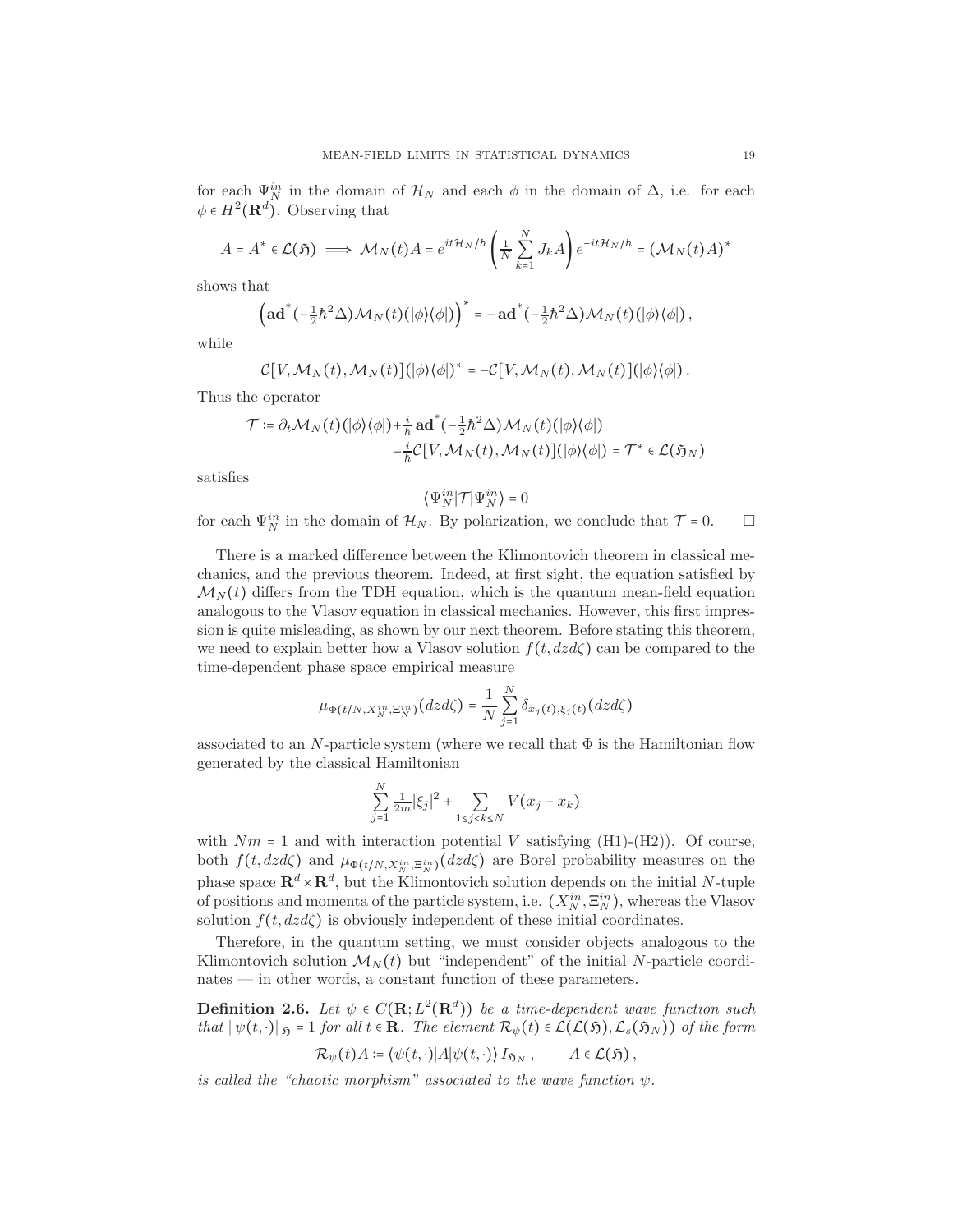for each $\Psi_N^{in}$ in the domain of $\mathcal{H}_N$ and each $\phi$ in the domain of $\Delta$, i.e. for each $\phi \in H^2(\mathbf{R}^d)$. Observing that

$$A = A^* \in \mathcal{L}(\mathfrak{H}) \implies \mathcal{M}_N(t)A = e^{it\mathcal{H}_N/\hbar}\left(\frac{1}{N}\sum_{k=1}^N J_k A\right)e^{-it\mathcal{H}_N/\hbar} = (\mathcal{M}_N(t)A)^*$$

shows that

$$\left(\mathbf{ad}^*(-\tfrac{1}{2}\hbar^2\Delta)\mathcal{M}_N(t)(|\phi\rangle\langle\phi|)\right)^* = -\,\mathbf{ad}^*(-\tfrac{1}{2}\hbar^2\Delta)\mathcal{M}_N(t)(|\phi\rangle\langle\phi|)\,,$$

while

$$\mathcal{C}[V,\mathcal{M}_N(t),\mathcal{M}_N(t)](|\phi\rangle\langle\phi|)^* = -\mathcal{C}[V,\mathcal{M}_N(t),\mathcal{M}_N(t)](|\phi\rangle\langle\phi|)\,.$$

Thus the operator

$$\begin{aligned}\mathcal{T} := \partial_t\mathcal{M}_N(t)(|\phi\rangle\langle\phi|) &+ \tfrac{i}{\hbar}\,\mathbf{ad}^*(-\tfrac{1}{2}\hbar^2\Delta)\mathcal{M}_N(t)(|\phi\rangle\langle\phi|)\\ &- \tfrac{i}{\hbar}\mathcal{C}[V,\mathcal{M}_N(t),\mathcal{M}_N(t)](|\phi\rangle\langle\phi|) = \mathcal{T}^* \in \mathcal{L}(\mathfrak{H}_N)\end{aligned}$$

satisfies

$$\langle\Psi_N^{in}|\mathcal{T}|\Psi_N^{in}\rangle = 0$$

for each $\Psi_N^{in}$ in the domain of $\mathcal{H}_N$. By polarization, we conclude that $\mathcal{T} = 0$. $\square$

There is a marked difference between the Klimontovich theorem in classical mechanics, and the previous theorem. Indeed, at first sight, the equation satisfied by $\mathcal{M}_N(t)$ differs from the TDH equation, which is the quantum mean-field equation analogous to the Vlasov equation in classical mechanics. However, this first impression is quite misleading, as shown by our next theorem. Before stating this theorem, we need to explain better how a Vlasov solution $f(t,dzd\zeta)$ can be compared to the time-dependent phase space empirical measure

$$\mu_{\Phi(t/N,X_N^{in},\Xi_N^{in})}(dzd\zeta) = \frac{1}{N}\sum_{j=1}^N \delta_{x_j(t),\xi_j(t)}(dzd\zeta)$$

associated to an $N$-particle system (where we recall that $\Phi$ is the Hamiltonian flow generated by the classical Hamiltonian

$$\sum_{j=1}^N \tfrac{1}{2m}|\xi_j|^2 + \sum_{1\le j<k\le N} V(x_j - x_k)$$

with $Nm = 1$ and with interaction potential $V$ satisfying (H1)-(H2)). Of course, both $f(t,dzd\zeta)$ and $\mu_{\Phi(t/N,X_N^{in},\Xi_N^{in})}(dzd\zeta)$ are Borel probability measures on the phase space $\mathbf{R}^d\times\mathbf{R}^d$, but the Klimontovich solution depends on the initial $N$-tuple of positions and momenta of the particle system, i.e. $(X_N^{in},\Xi_N^{in})$, whereas the Vlasov solution $f(t,dzd\zeta)$ is obviously independent of these initial coordinates.

Therefore, in the quantum setting, we must consider objects analogous to the Klimontovich solution $\mathcal{M}_N(t)$ but "independent" of the initial $N$-particle coordinates — in other words, a constant function of these parameters.

**Definition 2.6.** *Let $\psi \in C(\mathbf{R};L^2(\mathbf{R}^d))$ be a time-dependent wave function such that $\|\psi(t,\cdot)\|_{\mathfrak{H}} = 1$ for all $t\in\mathbf{R}$. The element $\mathcal{R}_\psi(t) \in \mathcal{L}(\mathcal{L}(\mathfrak{H}),\mathcal{L}_s(\mathfrak{H}_N))$ of the form*

$$\mathcal{R}_\psi(t)A := \langle\psi(t,\cdot)|A|\psi(t,\cdot)\rangle\, I_{\mathfrak{H}_N}\,,\qquad A\in\mathcal{L}(\mathfrak{H})\,,$$

*is called the "chaotic morphism" associated to the wave function $\psi$.*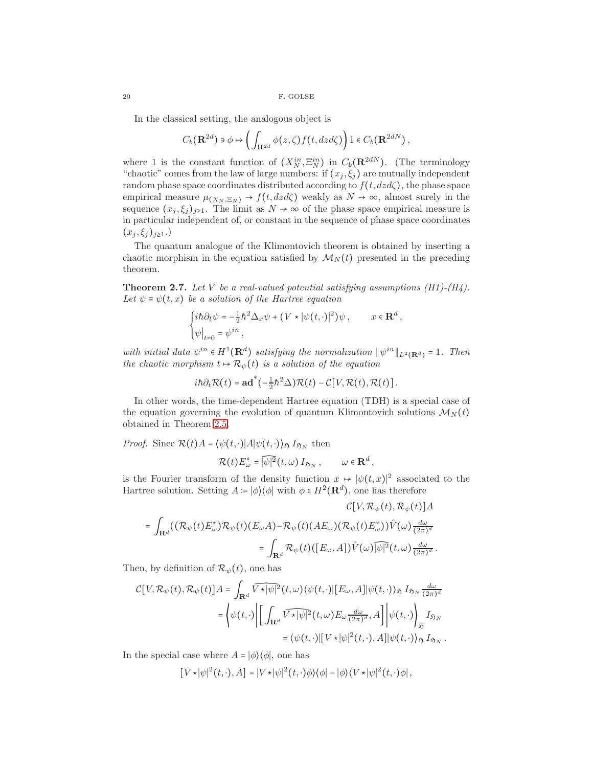In the classical setting, the analogous object is

$$C_b(\mathbf{R}^{2d}) \ni \phi \mapsto \left( \int_{\mathbf{R}^{2d}} \phi(z,\zeta) f(t,dzd\zeta) \right) 1 \in C_b(\mathbf{R}^{2dN}),$$

where 1 is the constant function of $(X_N^{in}, \Xi_N^{in})$ in $C_b(\mathbf{R}^{2dN})$. (The terminology "chaotic" comes from the law of large numbers: if $(x_j,\xi_j)$ are mutually independent random phase space coordinates distributed according to $f(t,dzd\zeta)$, the phase space empirical measure $\mu_{(X_N,\Xi_N)} \to f(t,dzd\zeta)$ weakly as $N\to\infty$, almost surely in the sequence $(x_j,\xi_j)_{j\ge 1}$. The limit as $N\to\infty$ of the phase space empirical measure is in particular independent of, or constant in the sequence of phase space coordinates $(x_j,\xi_j)_{j\ge 1}$.)

The quantum analogue of the Klimontovich theorem is obtained by inserting a chaotic morphism in the equation satisfied by $\mathcal{M}_N(t)$ presented in the preceding theorem.

**Theorem 2.7.** *Let $V$ be a real-valued potential satisfying assumptions (H1)-(H4). Let $\psi \equiv \psi(t,x)$ be a solution of the Hartree equation*

$$\begin{cases} i\hbar\partial_t\psi = -\frac{1}{2}\hbar^2\Delta_x\psi + (V \star |\psi(t,\cdot)|^2)\psi\,, & x\in\mathbf{R}^d\,, \\ \psi\big|_{t=0} = \psi^{in}\,, \end{cases}$$

*with initial data $\psi^{in}\in H^1(\mathbf{R}^d)$ satisfying the normalization $\|\psi^{in}\|_{L^2(\mathbf{R}^d)} = 1$. Then the chaotic morphism $t\mapsto \mathcal{R}_\psi(t)$ is a solution of the equation*

$$i\hbar\partial_t\mathcal{R}(t) = \mathbf{ad}^*(-\tfrac{1}{2}\hbar^2\Delta)\mathcal{R}(t) - \mathcal{C}[V,\mathcal{R}(t),\mathcal{R}(t)]\,.$$

In other words, the time-dependent Hartree equation (TDH) is a special case of the equation governing the evolution of quantum Klimontovich solutions $\mathcal{M}_N(t)$ obtained in Theorem 2.5.

*Proof.* Since $\mathcal{R}(t)A = \langle\psi(t,\cdot)|A|\psi(t,\cdot)\rangle_{\mathfrak{H}}\, I_{\mathfrak{H}_N}$ then

$$\mathcal{R}(t)E^*_\omega = \widehat{|\psi|^2}(t,\omega)\, I_{\mathfrak{H}_N}\,, \qquad \omega\in\mathbf{R}^d\,,$$

is the Fourier transform of the density function $x\mapsto|\psi(t,x)|^2$ associated to the Hartree solution. Setting $A := |\phi\rangle\langle\phi|$ with $\phi\in H^2(\mathbf{R}^d)$, one has therefore

$$\begin{aligned}
&\mathcal{C}[V,\mathcal{R}_\psi(t),\mathcal{R}_\psi(t)]A \\
&= \int_{\mathbf{R}^d} \big((\mathcal{R}_\psi(t)E^*_\omega)\mathcal{R}_\psi(t)(E_\omega A) - \mathcal{R}_\psi(t)(AE_\omega)(\mathcal{R}_\psi(t)E^*_\omega)\big)\hat V(\omega)\tfrac{d\omega}{(2\pi)^d} \\
&= \int_{\mathbf{R}^d} \mathcal{R}_\psi(t)([E_\omega,A])\hat V(\omega)\widehat{|\psi|^2}(t,\omega)\tfrac{d\omega}{(2\pi)^d}\,.
\end{aligned}$$

Then, by definition of $\mathcal{R}_\psi(t)$, one has

$$\begin{aligned}
\mathcal{C}[V,\mathcal{R}_\psi(t),\mathcal{R}_\psi(t)]A &= \int_{\mathbf{R}^d} \widehat{V\star|\psi|^2}(t,\omega)\langle\psi(t,\cdot)|[E_\omega,A]|\psi(t,\cdot)\rangle_{\mathfrak{H}}\, I_{\mathfrak{H}_N}\tfrac{d\omega}{(2\pi)^d} \\
&= \left\langle \psi(t,\cdot)\left|\left[\int_{\mathbf{R}^d}\widehat{V\star|\psi|^2}(t,\omega)E_\omega\tfrac{d\omega}{(2\pi)^d}, A\right]\right|\psi(t,\cdot)\right\rangle_{\mathfrak{H}} I_{\mathfrak{H}_N} \\
&= \langle\psi(t,\cdot)|[V\star|\psi|^2(t,\cdot),A]|\psi(t,\cdot)\rangle_{\mathfrak{H}}\, I_{\mathfrak{H}_N}\,.
\end{aligned}$$

In the special case where $A = |\phi\rangle\langle\phi|$, one has

$$[V\star|\psi|^2(t,\cdot),A] = |V\star|\psi|^2(t,\cdot)\phi\rangle\langle\phi| - |\phi\rangle\langle V\star|\psi|^2(t,\cdot)\phi|\,,$$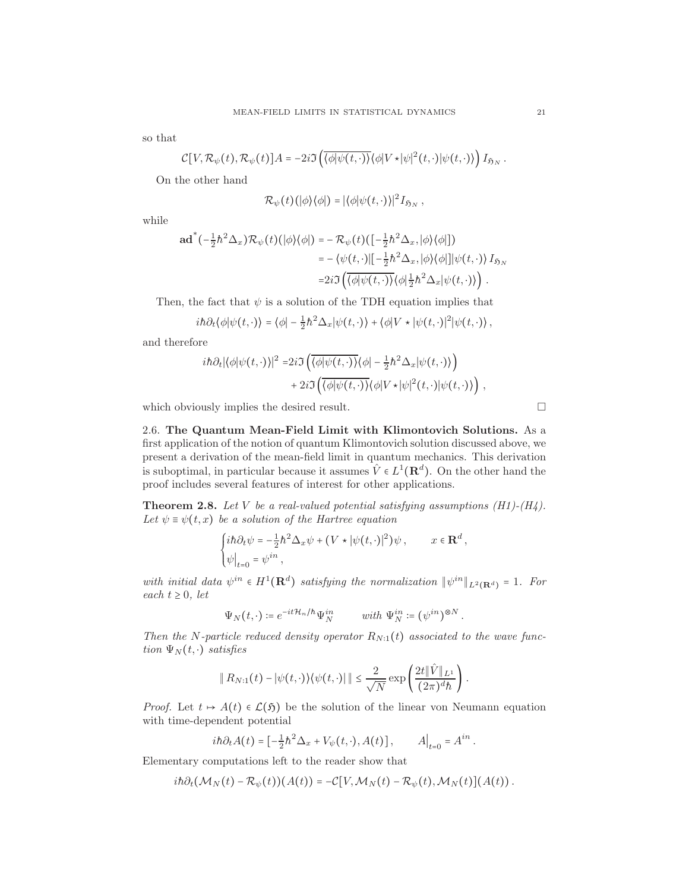so that

$$\mathcal{C}[V,\mathcal{R}_\psi(t),\mathcal{R}_\psi(t)]A = -2i\Im\left(\overline{\langle\phi|\psi(t,\cdot)\rangle}\langle\phi|V\star|\psi|^2(t,\cdot)|\psi(t,\cdot)\rangle\right) I_{\mathfrak{H}_N}\,.$$

On the other hand

$$\mathcal{R}_\psi(t)(|\phi\rangle\langle\phi|) = |\langle\phi|\psi(t,\cdot)\rangle|^2 I_{\mathfrak{H}_N}\,,$$

while

$$\begin{aligned}\mathbf{ad}^*(-\tfrac{1}{2}\hbar^2\Delta_x)\mathcal{R}_\psi(t)(|\phi\rangle\langle\phi|) &= -\mathcal{R}_\psi(t)([-\tfrac{1}{2}\hbar^2\Delta_x,|\phi\rangle\langle\phi|])\\ &= -\langle\psi(t,\cdot)|[-\tfrac{1}{2}\hbar^2\Delta_x,|\phi\rangle\langle\phi|]|\psi(t,\cdot)\rangle\, I_{\mathfrak{H}_N}\\ &=2i\Im\left(\overline{\langle\phi|\psi(t,\cdot)\rangle}\langle\phi|\tfrac{1}{2}\hbar^2\Delta_x|\psi(t,\cdot)\rangle\right).\end{aligned}$$

Then, the fact that $\psi$ is a solution of the TDH equation implies that

$$i\hbar\partial_t\langle\phi|\psi(t,\cdot)\rangle = \langle\phi|-\tfrac{1}{2}\hbar^2\Delta_x|\psi(t,\cdot)\rangle + \langle\phi|V\star|\psi(t,\cdot)|^2|\psi(t,\cdot)\rangle\,,$$

and therefore

$$\begin{aligned}i\hbar\partial_t|\langle\phi|\psi(t,\cdot)\rangle|^2 =&2i\Im\left(\overline{\langle\phi|\psi(t,\cdot)\rangle}\langle\phi|-\tfrac{1}{2}\hbar^2\Delta_x|\psi(t,\cdot)\rangle\right)\\ &+2i\Im\left(\overline{\langle\phi|\psi(t,\cdot)\rangle}\langle\phi|V\star|\psi|^2(t,\cdot)|\psi(t,\cdot)\rangle\right),\end{aligned}$$

which obviously implies the desired result. □

### 2.6. The Quantum Mean-Field Limit with Klimontovich Solutions.

As a first application of the notion of quantum Klimontovich solution discussed above, we present a derivation of the mean-field limit in quantum mechanics. This derivation is suboptimal, in particular because it assumes $\hat{V}\in L^1(\mathbf{R}^d)$. On the other hand the proof includes several features of interest for other applications.

**Theorem 2.8.** *Let $V$ be a real-valued potential satisfying assumptions (H1)-(H4). Let $\psi\equiv\psi(t,x)$ be a solution of the Hartree equation*

$$\begin{cases}i\hbar\partial_t\psi = -\tfrac{1}{2}\hbar^2\Delta_x\psi + (V\star|\psi(t,\cdot)|^2)\psi\,, & x\in\mathbf{R}^d\,,\\ \psi\big|_{t=0}=\psi^{in}\,,\end{cases}$$

*with initial data $\psi^{in}\in H^1(\mathbf{R}^d)$ satisfying the normalization $\|\psi^{in}\|_{L^2(\mathbf{R}^d)}=1$. For each $t\geq 0$, let*

$$\Psi_N(t,\cdot) := e^{-it\mathcal{H}_n/\hbar}\Psi_N^{in}\qquad \text{with } \Psi_N^{in}:=(\psi^{in})^{\otimes N}\,.$$

*Then the $N$-particle reduced density operator $R_{N:1}(t)$ associated to the wave function $\Psi_N(t,\cdot)$ satisfies*

$$\|\,R_{N:1}(t)-|\psi(t,\cdot)\rangle\langle\psi(t,\cdot)|\,\|\leq\frac{2}{\sqrt{N}}\exp\left(\frac{2t\|\hat{V}\|_{L^1}}{(2\pi)^d\hbar}\right).$$

*Proof.* Let $t\mapsto A(t)\in\mathcal{L}(\mathfrak{H})$ be the solution of the linear von Neumann equation with time-dependent potential

$$i\hbar\partial_t A(t) = [-\tfrac{1}{2}\hbar^2\Delta_x + V_\psi(t,\cdot),A(t)]\,,\qquad A\big|_{t=0}=A^{in}\,.$$

Elementary computations left to the reader show that

$$i\hbar\partial_t(\mathcal{M}_N(t)-\mathcal{R}_\psi(t))(A(t)) = -\mathcal{C}[V,\mathcal{M}_N(t)-\mathcal{R}_\psi(t),\mathcal{M}_N(t)](A(t))\,.$$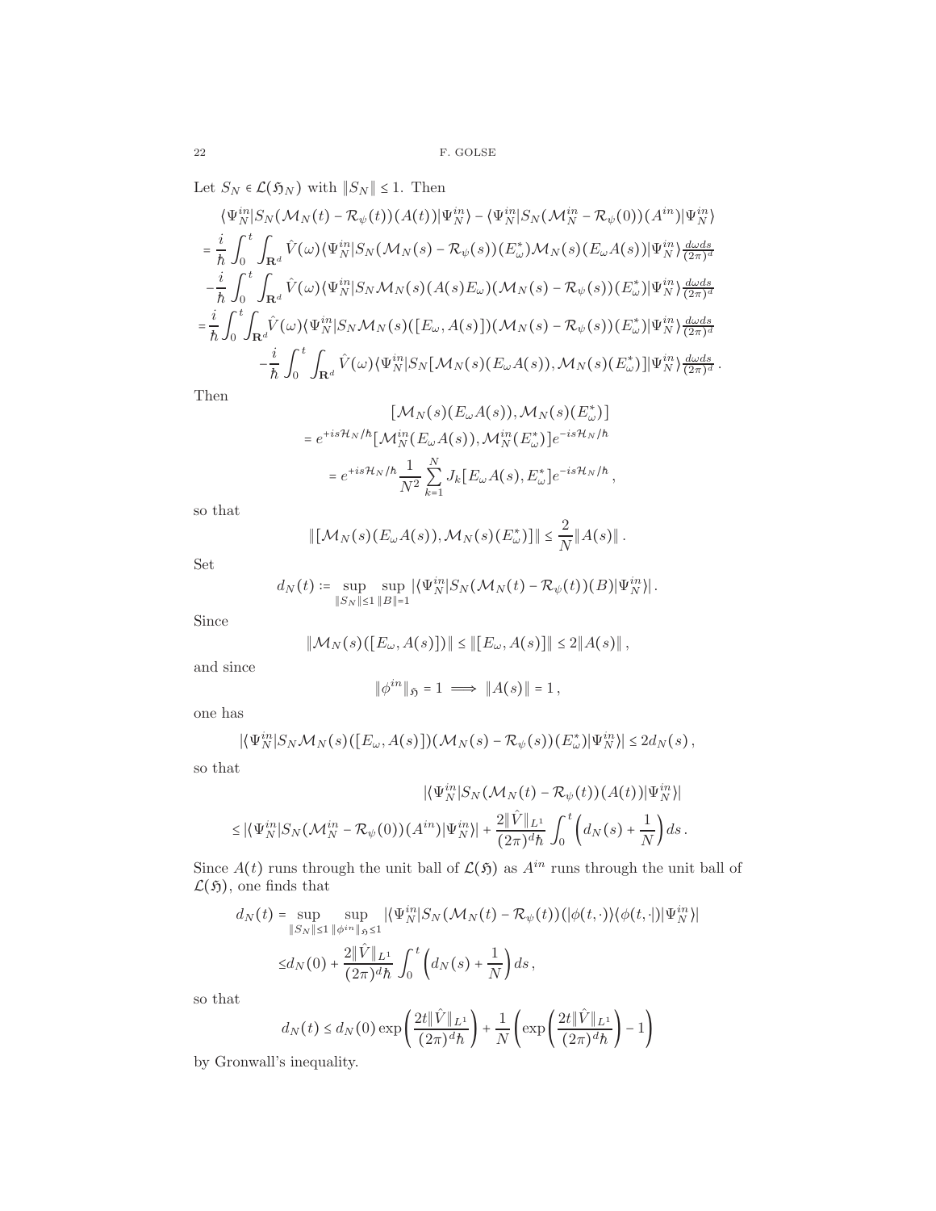Let $S_N \in \mathcal{L}(\mathfrak{H}_N)$ with $\|S_N\| \le 1$. Then

$$
\begin{aligned}
&\langle \Psi_N^{in} | S_N(\mathcal{M}_N(t) - \mathcal{R}_\psi(t))(A(t)) | \Psi_N^{in}\rangle - \langle \Psi_N^{in} | S_N(\mathcal{M}_N^{in} - \mathcal{R}_\psi(0))(A^{in}) | \Psi_N^{in}\rangle \\
&= \frac{i}{\hbar}\int_0^t \int_{\mathbf{R}^d} \hat{V}(\omega) \langle \Psi_N^{in} | S_N(\mathcal{M}_N(s) - \mathcal{R}_\psi(s))(E_\omega^*)\mathcal{M}_N(s)(E_\omega A(s)) | \Psi_N^{in}\rangle \tfrac{d\omega ds}{(2\pi)^d} \\
&\quad - \frac{i}{\hbar}\int_0^t \int_{\mathbf{R}^d} \hat{V}(\omega) \langle \Psi_N^{in} | S_N \mathcal{M}_N(s)(A(s)E_\omega)(\mathcal{M}_N(s) - \mathcal{R}_\psi(s))(E_\omega^*) | \Psi_N^{in}\rangle \tfrac{d\omega ds}{(2\pi)^d} \\
&= \frac{i}{\hbar}\int_0^t \int_{\mathbf{R}^d} \hat{V}(\omega) \langle \Psi_N^{in} | S_N \mathcal{M}_N(s)([E_\omega, A(s)])(\mathcal{M}_N(s) - \mathcal{R}_\psi(s))(E_\omega^*) | \Psi_N^{in}\rangle \tfrac{d\omega ds}{(2\pi)^d} \\
&\qquad - \frac{i}{\hbar}\int_0^t \int_{\mathbf{R}^d} \hat{V}(\omega) \langle \Psi_N^{in} | S_N [\mathcal{M}_N(s)(E_\omega A(s)), \mathcal{M}_N(s)(E_\omega^*)] | \Psi_N^{in}\rangle \tfrac{d\omega ds}{(2\pi)^d}\,.
\end{aligned}
$$

Then

$$
\begin{aligned}
&[\mathcal{M}_N(s)(E_\omega A(s)), \mathcal{M}_N(s)(E_\omega^*)] \\
&= e^{+is\mathcal{H}_N/\hbar}[\mathcal{M}_N^{in}(E_\omega A(s)), \mathcal{M}_N^{in}(E_\omega^*)]e^{-is\mathcal{H}_N/\hbar} \\
&= e^{+is\mathcal{H}_N/\hbar}\frac{1}{N^2}\sum_{k=1}^N J_k[E_\omega A(s), E_\omega^*]e^{-is\mathcal{H}_N/\hbar}\,,
\end{aligned}
$$

so that

$$
\|[\mathcal{M}_N(s)(E_\omega A(s)), \mathcal{M}_N(s)(E_\omega^*)]\| \le \frac{2}{N}\|A(s)\|\,.
$$

Set

$$
d_N(t) := \sup_{\|S_N\|\le 1}\sup_{\|B\|=1} |\langle \Psi_N^{in} | S_N(\mathcal{M}_N(t) - \mathcal{R}_\psi(t))(B) | \Psi_N^{in}\rangle|\,.
$$

Since

$$
\|\mathcal{M}_N(s)([E_\omega, A(s)])\| \le \|[E_\omega, A(s)]\| \le 2\|A(s)\|\,,
$$

and since

$$
\|\phi^{in}\|_{\mathfrak{H}} = 1 \implies \|A(s)\| = 1\,,
$$

one has

$$
|\langle \Psi_N^{in} | S_N \mathcal{M}_N(s)([E_\omega, A(s)])(\mathcal{M}_N(s) - \mathcal{R}_\psi(s))(E_\omega^*) | \Psi_N^{in}\rangle| \le 2 d_N(s)\,,
$$

so that

$$
\begin{aligned}
&|\langle \Psi_N^{in} | S_N(\mathcal{M}_N(t) - \mathcal{R}_\psi(t))(A(t)) | \Psi_N^{in}\rangle| \\
&\le |\langle \Psi_N^{in} | S_N(\mathcal{M}_N^{in} - \mathcal{R}_\psi(0))(A^{in}) | \Psi_N^{in}\rangle| + \frac{2\|\hat{V}\|_{L^1}}{(2\pi)^d\hbar}\int_0^t \left(d_N(s) + \frac{1}{N}\right)ds\,.
\end{aligned}
$$

Since $A(t)$ runs through the unit ball of $\mathcal{L}(\mathfrak{H})$ as $A^{in}$ runs through the unit ball of $\mathcal{L}(\mathfrak{H})$, one finds that

$$
\begin{aligned}
d_N(t) &= \sup_{\|S_N\|\le 1}\sup_{\|\phi^{in}\|_{\mathfrak{H}}\le 1} |\langle \Psi_N^{in} | S_N(\mathcal{M}_N(t) - \mathcal{R}_\psi(t))(|\phi(t,\cdot)\rangle\langle\phi(t,\cdot|) | \Psi_N^{in}\rangle| \\
&\le d_N(0) + \frac{2\|\hat{V}\|_{L^1}}{(2\pi)^d\hbar}\int_0^t \left(d_N(s) + \frac{1}{N}\right)ds\,,
\end{aligned}
$$

so that

$$
d_N(t) \le d_N(0)\exp\left(\frac{2t\|\hat{V}\|_{L^1}}{(2\pi)^d\hbar}\right) + \frac{1}{N}\left(\exp\left(\frac{2t\|\hat{V}\|_{L^1}}{(2\pi)^d\hbar}\right) - 1\right)
$$

by Gronwall's inequality.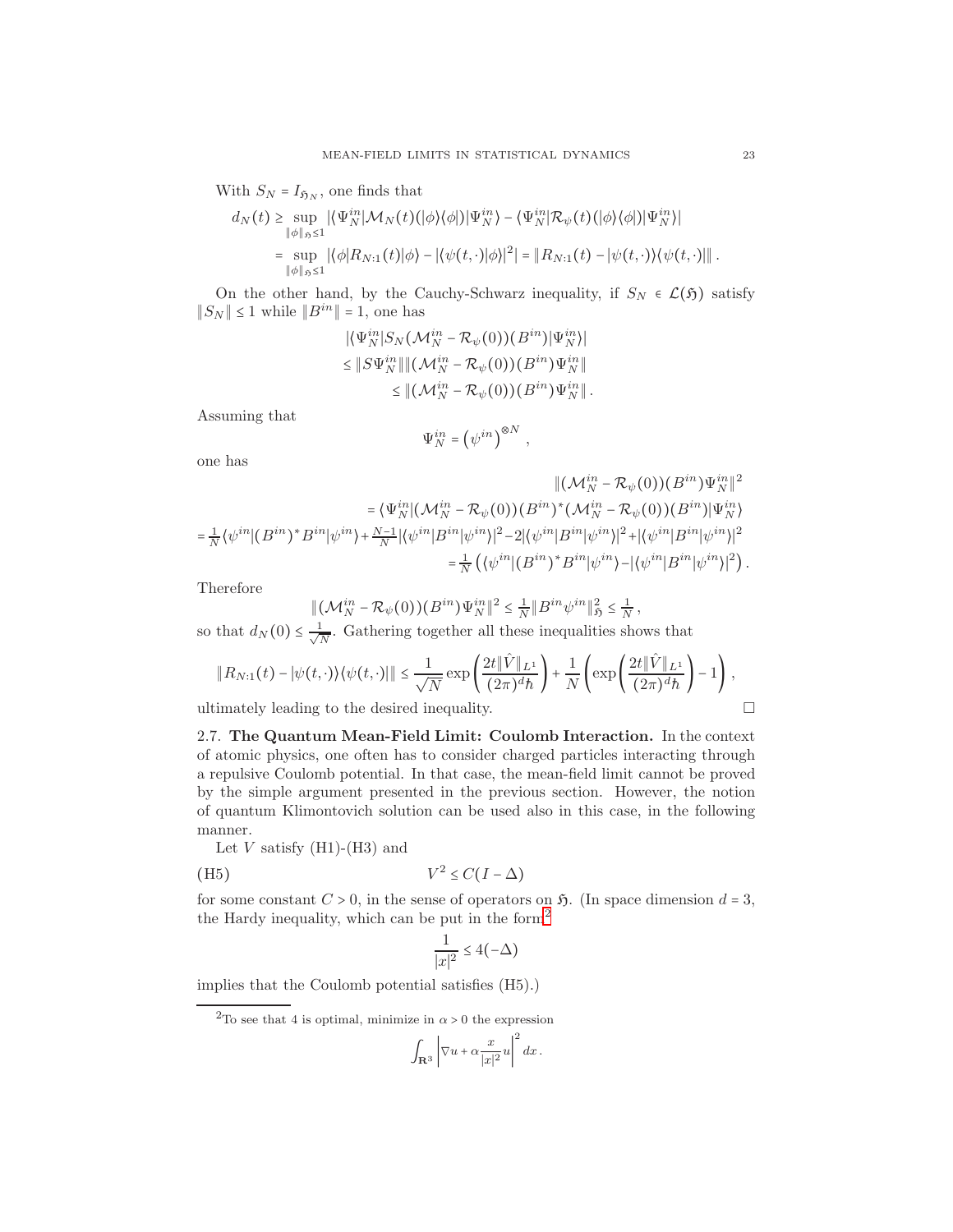With $S_N = I_{\mathfrak{H}_N}$, one finds that

$$
\begin{aligned}
d_N(t) &\geq \sup_{\|\phi\|_{\mathfrak{H}}\leq 1} |\langle \Psi_N^{in} | \mathcal{M}_N(t)(|\phi\rangle\langle\phi|)|\Psi_N^{in}\rangle - \langle \Psi_N^{in}|\mathcal{R}_\psi(t)(|\phi\rangle\langle\phi|)|\Psi_N^{in}\rangle| \\
&= \sup_{\|\phi\|_{\mathfrak{H}}\leq 1} |\langle\phi|R_{N:1}(t)|\phi\rangle - |\langle\psi(t,\cdot)|\phi\rangle|^2| = \|R_{N:1}(t) - |\psi(t,\cdot)\rangle\langle\psi(t,\cdot)|\| \,.
\end{aligned}
$$

On the other hand, by the Cauchy-Schwarz inequality, if $S_N \in \mathcal{L}(\mathfrak{H})$ satisfy $\|S_N\| \leq 1$ while $\|B^{in}\| = 1$, one has

$$
\begin{aligned}
&|\langle \Psi_N^{in} | S_N(\mathcal{M}_N^{in} - \mathcal{R}_\psi(0))(B^{in})|\Psi_N^{in}\rangle| \\
&\leq \|S\Psi_N^{in}\| \|(\mathcal{M}_N^{in} - \mathcal{R}_\psi(0))(B^{in})\Psi_N^{in}\| \\
&\leq \|(\mathcal{M}_N^{in} - \mathcal{R}_\psi(0))(B^{in})\Psi_N^{in}\| \,.
\end{aligned}
$$

Assuming that

$$
\Psi_N^{in} = \left(\psi^{in}\right)^{\otimes N} ,
$$

one has

$$
\begin{aligned}
&\|(\mathcal{M}_N^{in} - \mathcal{R}_\psi(0))(B^{in})\Psi_N^{in}\|^2 \\
&= \langle \Psi_N^{in} | (\mathcal{M}_N^{in} - \mathcal{R}_\psi(0))(B^{in})^*(\mathcal{M}_N^{in} - \mathcal{R}_\psi(0))(B^{in})|\Psi_N^{in}\rangle \\
&= \tfrac{1}{N}\langle\psi^{in}|(B^{in})^* B^{in}|\psi^{in}\rangle + \tfrac{N-1}{N}|\langle\psi^{in}|B^{in}|\psi^{in}\rangle|^2 - 2|\langle\psi^{in}|B^{in}|\psi^{in}\rangle|^2 + |\langle\psi^{in}|B^{in}|\psi^{in}\rangle|^2 \\
&= \tfrac{1}{N}\left(\langle\psi^{in}|(B^{in})^* B^{in}|\psi^{in}\rangle - |\langle\psi^{in}|B^{in}|\psi^{in}\rangle|^2\right).
\end{aligned}
$$

Therefore

$$
\|(\mathcal{M}_N^{in} - \mathcal{R}_\psi(0))(B^{in})\Psi_N^{in}\|^2 \leq \tfrac{1}{N}\|B^{in}\psi^{in}\|_{\mathfrak{H}}^2 \leq \tfrac{1}{N} \,,
$$

so that $d_N(0) \leq \frac{1}{\sqrt{N}}$. Gathering together all these inequalities shows that

$$
\|R_{N:1}(t) - |\psi(t,\cdot)\rangle\langle\psi(t,\cdot)|\| \leq \frac{1}{\sqrt{N}} \exp\left(\frac{2t\|\hat{V}\|_{L^1}}{(2\pi)^d\hbar}\right) + \frac{1}{N}\left(\exp\left(\frac{2t\|\hat{V}\|_{L^1}}{(2\pi)^d\hbar}\right) - 1\right),
$$

ultimately leading to the desired inequality. □

## 2.7. The Quantum Mean-Field Limit: Coulomb Interaction.

In the context of atomic physics, one often has to consider charged particles interacting through a repulsive Coulomb potential. In that case, the mean-field limit cannot be proved by the simple argument presented in the previous section. However, the notion of quantum Klimontovich solution can be used also in this case, in the following manner.

Let $V$ satisfy (H1)-(H3) and

$$
V^2 \leq C(I - \Delta) \tag{H5}
$$

for some constant $C > 0$, in the sense of operators on $\mathfrak{H}$. (In space dimension $d = 3$, the Hardy inequality, which can be put in the form[2]

$$
\frac{1}{|x|^2} \leq 4(-\Delta)
$$

implies that the Coulomb potential satisfies (H5).)

---

[2] To see that 4 is optimal, minimize in $\alpha > 0$ the expression

$$
\int_{\mathbf{R}^3} \left|\nabla u + \alpha \frac{x}{|x|^2} u\right|^2 dx \,.
$$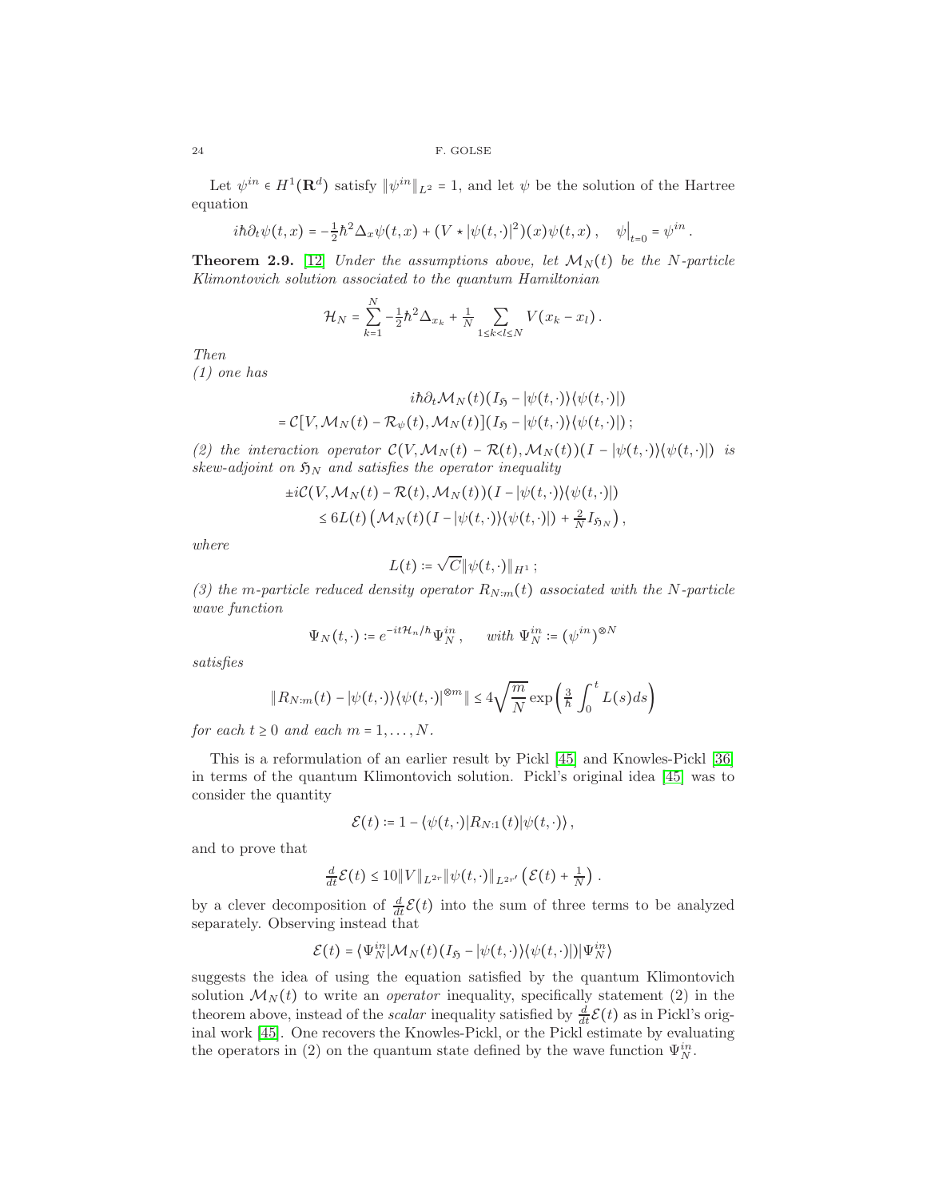Let $\psi^{in} \in H^1(\mathbf{R}^d)$ satisfy $\|\psi^{in}\|_{L^2} = 1$, and let $\psi$ be the solution of the Hartree equation

$$
i\hbar\partial_t\psi(t,x) = -\tfrac{1}{2}\hbar^2\Delta_x\psi(t,x) + (V \star |\psi(t,\cdot)|^2)(x)\psi(t,x)\,, \quad \psi\big|_{t=0} = \psi^{in}\,.
$$

**Theorem 2.9.** [12] *Under the assumptions above, let $\mathcal{M}_N(t)$ be the $N$-particle Klimontovich solution associated to the quantum Hamiltonian*

$$
\mathcal{H}_N = \sum_{k=1}^{N} -\tfrac{1}{2}\hbar^2\Delta_{x_k} + \tfrac{1}{N}\sum_{1\le k<l\le N} V(x_k - x_l)\,.
$$

*Then*
*(1) one has*

$$
\begin{aligned}
&i\hbar\partial_t\mathcal{M}_N(t)(I_{\mathfrak{H}} - |\psi(t,\cdot)\rangle\langle\psi(t,\cdot)|)\\
&= \mathcal{C}[V, \mathcal{M}_N(t) - \mathcal{R}_\psi(t), \mathcal{M}_N(t)](I_{\mathfrak{H}} - |\psi(t,\cdot)\rangle\langle\psi(t,\cdot)|)\,;
\end{aligned}
$$

*(2) the interaction operator $\mathcal{C}(V, \mathcal{M}_N(t) - \mathcal{R}(t), \mathcal{M}_N(t))(I - |\psi(t,\cdot)\rangle\langle\psi(t,\cdot)|)$ is skew-adjoint on $\mathfrak{H}_N$ and satisfies the operator inequality*

$$
\begin{aligned}
\pm i\mathcal{C}(V, \mathcal{M}_N(t) - \mathcal{R}(t), \mathcal{M}_N(t))(I - |\psi(t,\cdot)\rangle\langle\psi(t,\cdot)|)\\
\le 6L(t)\left(\mathcal{M}_N(t)(I - |\psi(t,\cdot)\rangle\langle\psi(t,\cdot)|) + \tfrac{2}{N}I_{\mathfrak{H}_N}\right),
\end{aligned}
$$

*where*

$$
L(t) := \sqrt{C}\|\psi(t,\cdot)\|_{H^1}\,;
$$

*(3) the $m$-particle reduced density operator $R_{N:m}(t)$ associated with the $N$-particle wave function*

$$
\Psi_N(t,\cdot) := e^{-it\mathcal{H}_n/\hbar}\Psi_N^{in}\,, \qquad \text{with } \Psi_N^{in} := (\psi^{in})^{\otimes N}
$$

*satisfies*

$$
\|R_{N:m}(t) - |\psi(t,\cdot)\rangle\langle\psi(t,\cdot)|^{\otimes m}\| \le 4\sqrt{\frac{m}{N}}\exp\left(\frac{3}{\hbar}\int_0^t L(s)ds\right)
$$

*for each $t \ge 0$ and each $m = 1, \ldots, N$.*

This is a reformulation of an earlier result by Pickl [45] and Knowles-Pickl [36] in terms of the quantum Klimontovich solution. Pickl's original idea [45] was to consider the quantity

$$
\mathcal{E}(t) := 1 - \langle\psi(t,\cdot)|R_{N:1}(t)|\psi(t,\cdot)\rangle\,,
$$

and to prove that

$$
\tfrac{d}{dt}\mathcal{E}(t) \le 10\|V\|_{L^{2r}}\|\psi(t,\cdot)\|_{L^{2r'}}\left(\mathcal{E}(t) + \tfrac{1}{N}\right).
$$

by a clever decomposition of $\frac{d}{dt}\mathcal{E}(t)$ into the sum of three terms to be analyzed separately. Observing instead that

$$
\mathcal{E}(t) = \langle\Psi_N^{in}|\mathcal{M}_N(t)(I_{\mathfrak{H}} - |\psi(t,\cdot)\rangle\langle\psi(t,\cdot)|)|\Psi_N^{in}\rangle
$$

suggests the idea of using the equation satisfied by the quantum Klimontovich solution $\mathcal{M}_N(t)$ to write an *operator* inequality, specifically statement (2) in the theorem above, instead of the *scalar* inequality satisfied by $\frac{d}{dt}\mathcal{E}(t)$ as in Pickl's original work [45]. One recovers the Knowles-Pickl, or the Pickl estimate by evaluating the operators in (2) on the quantum state defined by the wave function $\Psi_N^{in}$.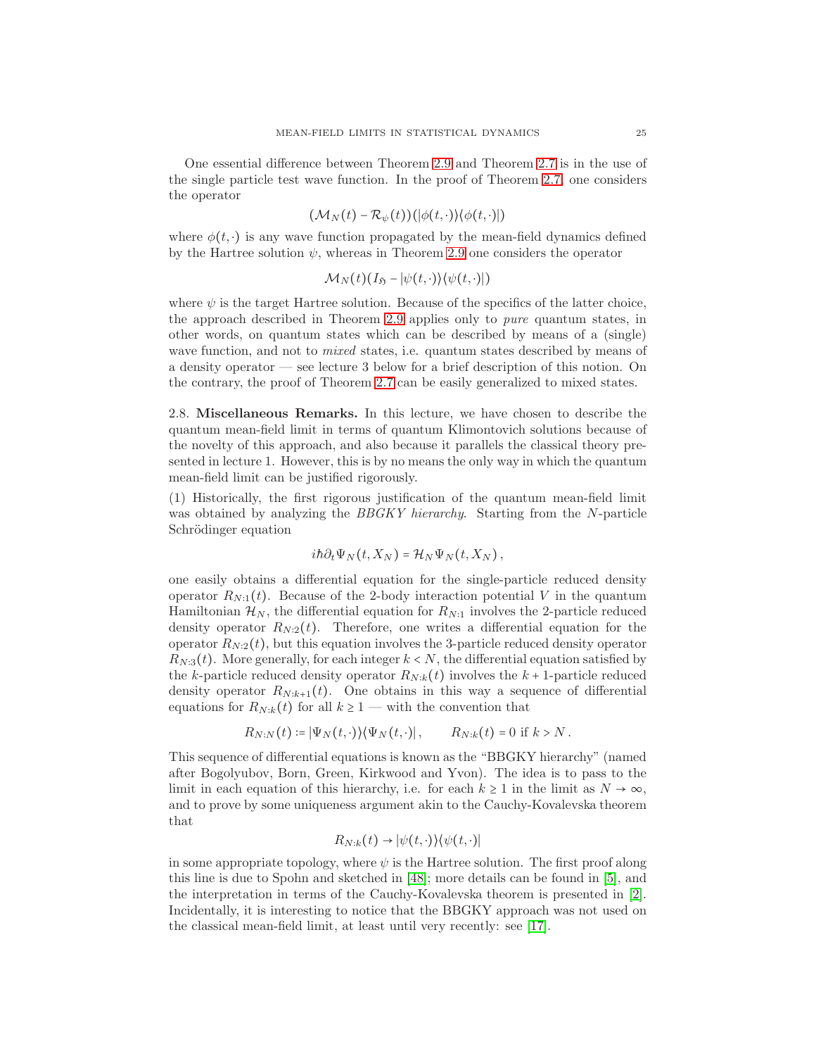One essential difference between Theorem 2.9 and Theorem 2.7 is in the use of the single particle test wave function. In the proof of Theorem 2.7, one considers the operator

$$(\mathcal{M}_N(t) - \mathcal{R}_\psi(t))(|\phi(t,\cdot)\rangle\langle\phi(t,\cdot)|)$$

where $\phi(t,\cdot)$ is any wave function propagated by the mean-field dynamics defined by the Hartree solution $\psi$, whereas in Theorem 2.9 one considers the operator

$$\mathcal{M}_N(t)(I_{\mathfrak{H}} - |\psi(t,\cdot)\rangle\langle\psi(t,\cdot)|)$$

where $\psi$ is the target Hartree solution. Because of the specifics of the latter choice, the approach described in Theorem 2.9 applies only to *pure* quantum states, in other words, on quantum states which can be described by means of a (single) wave function, and not to *mixed* states, i.e. quantum states described by means of a density operator — see lecture 3 below for a brief description of this notion. On the contrary, the proof of Theorem 2.7 can be easily generalized to mixed states.

**2.8. Miscellaneous Remarks.** In this lecture, we have chosen to describe the quantum mean-field limit in terms of quantum Klimontovich solutions because of the novelty of this approach, and also because it parallels the classical theory presented in lecture 1. However, this is by no means the only way in which the quantum mean-field limit can be justified rigorously.

(1) Historically, the first rigorous justification of the quantum mean-field limit was obtained by analyzing the *BBGKY hierarchy*. Starting from the $N$-particle Schrödinger equation

$$i\hbar\partial_t\Psi_N(t,X_N) = \mathcal{H}_N\Psi_N(t,X_N)\,,$$

one easily obtains a differential equation for the single-particle reduced density operator $R_{N:1}(t)$. Because of the 2-body interaction potential $V$ in the quantum Hamiltonian $\mathcal{H}_N$, the differential equation for $R_{N:1}$ involves the 2-particle reduced density operator $R_{N:2}(t)$. Therefore, one writes a differential equation for the operator $R_{N:2}(t)$, but this equation involves the 3-particle reduced density operator $R_{N:3}(t)$. More generally, for each integer $k < N$, the differential equation satisfied by the $k$-particle reduced density operator $R_{N:k}(t)$ involves the $k+1$-particle reduced density operator $R_{N:k+1}(t)$. One obtains in this way a sequence of differential equations for $R_{N:k}(t)$ for all $k \geq 1$ — with the convention that

$$R_{N:N}(t) := |\Psi_N(t,\cdot)\rangle\langle\Psi_N(t,\cdot)|\,,\qquad R_{N:k}(t) = 0 \text{ if } k > N\,.$$

This sequence of differential equations is known as the "BBGKY hierarchy" (named after Bogolyubov, Born, Green, Kirkwood and Yvon). The idea is to pass to the limit in each equation of this hierarchy, i.e. for each $k \geq 1$ in the limit as $N \to \infty$, and to prove by some uniqueness argument akin to the Cauchy-Kovalevska theorem that

$$R_{N:k}(t) \to |\psi(t,\cdot)\rangle\langle\psi(t,\cdot)|$$

in some appropriate topology, where $\psi$ is the Hartree solution. The first proof along this line is due to Spohn and sketched in [48]; more details can be found in [5], and the interpretation in terms of the Cauchy-Kovalevska theorem is presented in [2]. Incidentally, it is interesting to notice that the BBGKY approach was not used on the classical mean-field limit, at least until very recently: see [17].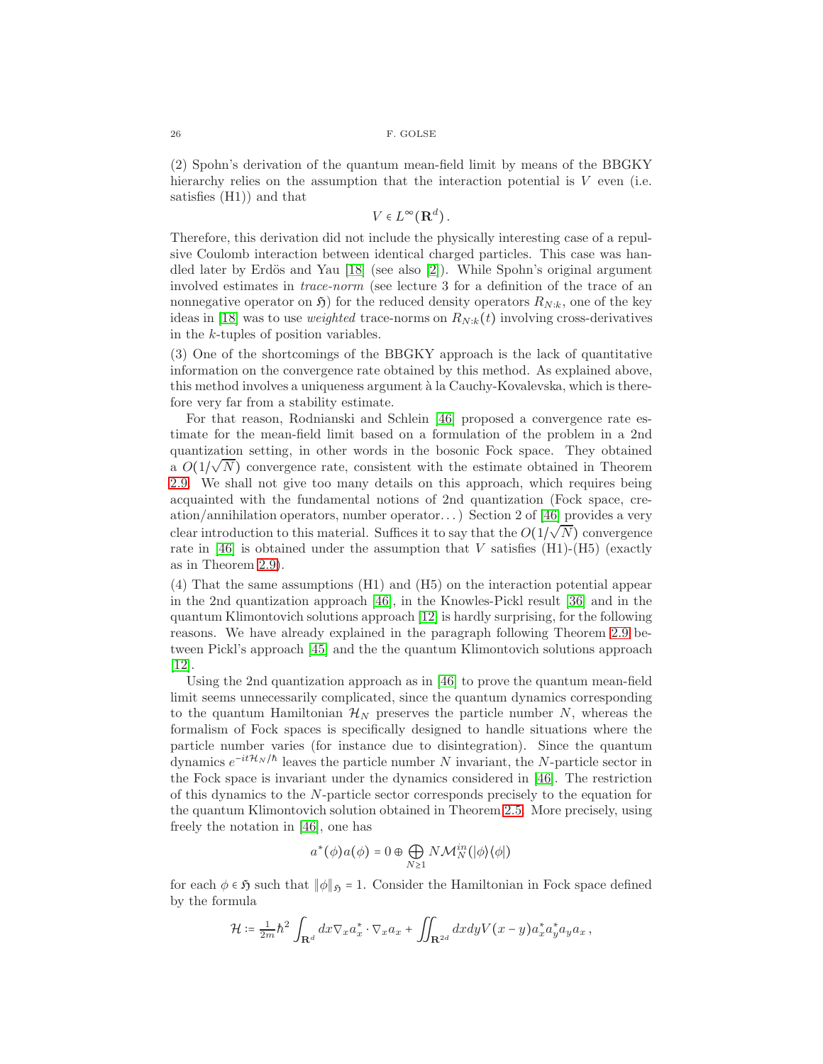(2) Spohn's derivation of the quantum mean-field limit by means of the BBGKY hierarchy relies on the assumption that the interaction potential is $V$ even (i.e. satisfies (H1)) and that

$$V \in L^\infty(\mathbf{R}^d)\,.$$

Therefore, this derivation did not include the physically interesting case of a repulsive Coulomb interaction between identical charged particles. This case was handled later by Erdös and Yau [18] (see also [2]). While Spohn's original argument involved estimates in *trace-norm* (see lecture 3 for a definition of the trace of an nonnegative operator on $\mathfrak{H}$) for the reduced density operators $R_{N:k}$, one of the key ideas in [18] was to use *weighted* trace-norms on $R_{N:k}(t)$ involving cross-derivatives in the $k$-tuples of position variables.

(3) One of the shortcomings of the BBGKY approach is the lack of quantitative information on the convergence rate obtained by this method. As explained above, this method involves a uniqueness argument à la Cauchy-Kovalevska, which is therefore very far from a stability estimate.

For that reason, Rodnianski and Schlein [46] proposed a convergence rate estimate for the mean-field limit based on a formulation of the problem in a 2nd quantization setting, in other words in the bosonic Fock space. They obtained a $O(1/\sqrt{N})$ convergence rate, consistent with the estimate obtained in Theorem 2.9. We shall not give too many details on this approach, which requires being acquainted with the fundamental notions of 2nd quantization (Fock space, creation/annihilation operators, number operator...) Section 2 of [46] provides a very clear introduction to this material. Suffices it to say that the $O(1/\sqrt{N})$ convergence rate in [46] is obtained under the assumption that $V$ satisfies (H1)-(H5) (exactly as in Theorem 2.9).

(4) That the same assumptions (H1) and (H5) on the interaction potential appear in the 2nd quantization approach [46], in the Knowles-Pickl result [36] and in the quantum Klimontovich solutions approach [12] is hardly surprising, for the following reasons. We have already explained in the paragraph following Theorem 2.9 between Pickl's approach [45] and the the quantum Klimontovich solutions approach [12].

Using the 2nd quantization approach as in [46] to prove the quantum mean-field limit seems unnecessarily complicated, since the quantum dynamics corresponding to the quantum Hamiltonian $\mathcal{H}_N$ preserves the particle number $N$, whereas the formalism of Fock spaces is specifically designed to handle situations where the particle number varies (for instance due to disintegration). Since the quantum dynamics $e^{-it\mathcal{H}_N/\hbar}$ leaves the particle number $N$ invariant, the $N$-particle sector in the Fock space is invariant under the dynamics considered in [46]. The restriction of this dynamics to the $N$-particle sector corresponds precisely to the equation for the quantum Klimontovich solution obtained in Theorem 2.5. More precisely, using freely the notation in [46], one has

$$a^*(\phi)a(\phi) = 0 \oplus \bigoplus_{N\ge 1} N\mathcal{M}_N^{in}(|\phi\rangle\langle\phi|)$$

for each $\phi \in \mathfrak{H}$ such that $\|\phi\|_{\mathfrak{H}} = 1$. Consider the Hamiltonian in Fock space defined by the formula

$$\mathcal{H} := \tfrac{1}{2m}\hbar^2 \int_{\mathbf{R}^d} dx \nabla_x a_x^* \cdot \nabla_x a_x + \iint_{\mathbf{R}^{2d}} dxdy V(x-y) a_x^* a_y^* a_y a_x\,,$$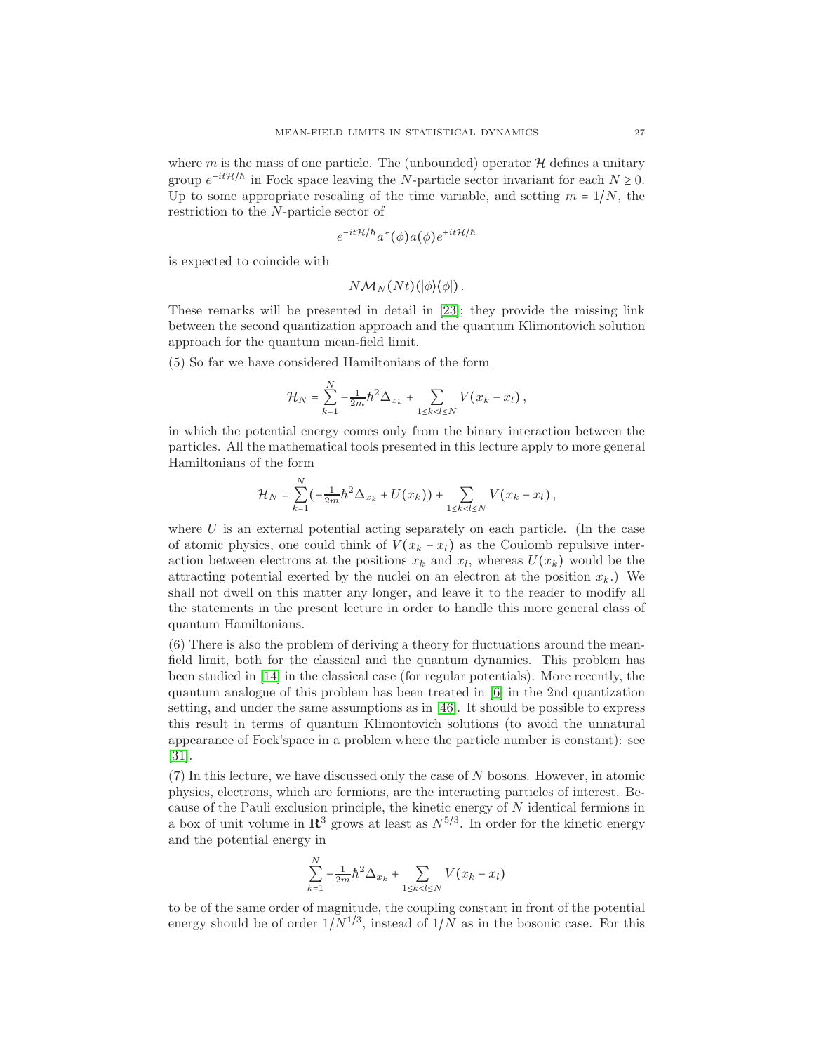where $m$ is the mass of one particle. The (unbounded) operator $\mathcal{H}$ defines a unitary group $e^{-it\mathcal{H}/\hbar}$ in Fock space leaving the $N$-particle sector invariant for each $N \geq 0$. Up to some appropriate rescaling of the time variable, and setting $m = 1/N$, the restriction to the $N$-particle sector of

$$e^{-it\mathcal{H}/\hbar} a^*(\phi) a(\phi) e^{+it\mathcal{H}/\hbar}$$

is expected to coincide with

$$N\mathcal{M}_N(Nt)(|\phi\rangle\langle\phi|)\,.$$

These remarks will be presented in detail in [23]; they provide the missing link between the second quantization approach and the quantum Klimontovich solution approach for the quantum mean-field limit.

(5) So far we have considered Hamiltonians of the form

$$\mathcal{H}_N = \sum_{k=1}^{N} -\tfrac{1}{2m}\hbar^2\Delta_{x_k} + \sum_{1\leq k<l\leq N} V(x_k - x_l)\,,$$

in which the potential energy comes only from the binary interaction between the particles. All the mathematical tools presented in this lecture apply to more general Hamiltonians of the form

$$\mathcal{H}_N = \sum_{k=1}^{N} (-\tfrac{1}{2m}\hbar^2\Delta_{x_k} + U(x_k)) + \sum_{1\leq k<l\leq N} V(x_k - x_l)\,,$$

where $U$ is an external potential acting separately on each particle. (In the case of atomic physics, one could think of $V(x_k - x_l)$ as the Coulomb repulsive interaction between electrons at the positions $x_k$ and $x_l$, whereas $U(x_k)$ would be the attracting potential exerted by the nuclei on an electron at the position $x_k$.) We shall not dwell on this matter any longer, and leave it to the reader to modify all the statements in the present lecture in order to handle this more general class of quantum Hamiltonians.

(6) There is also the problem of deriving a theory for fluctuations around the mean-field limit, both for the classical and the quantum dynamics. This problem has been studied in [14] in the classical case (for regular potentials). More recently, the quantum analogue of this problem has been treated in [6] in the 2nd quantization setting, and under the same assumptions as in [46]. It should be possible to express this result in terms of quantum Klimontovich solutions (to avoid the unnatural appearance of Fock'space in a problem where the particle number is constant): see [31].

(7) In this lecture, we have discussed only the case of $N$ bosons. However, in atomic physics, electrons, which are fermions, are the interacting particles of interest. Because of the Pauli exclusion principle, the kinetic energy of $N$ identical fermions in a box of unit volume in $\mathbf{R}^3$ grows at least as $N^{5/3}$. In order for the kinetic energy and the potential energy in

$$\sum_{k=1}^{N} -\tfrac{1}{2m}\hbar^2\Delta_{x_k} + \sum_{1\leq k<l\leq N} V(x_k - x_l)$$

to be of the same order of magnitude, the coupling constant in front of the potential energy should be of order $1/N^{1/3}$, instead of $1/N$ as in the bosonic case. For this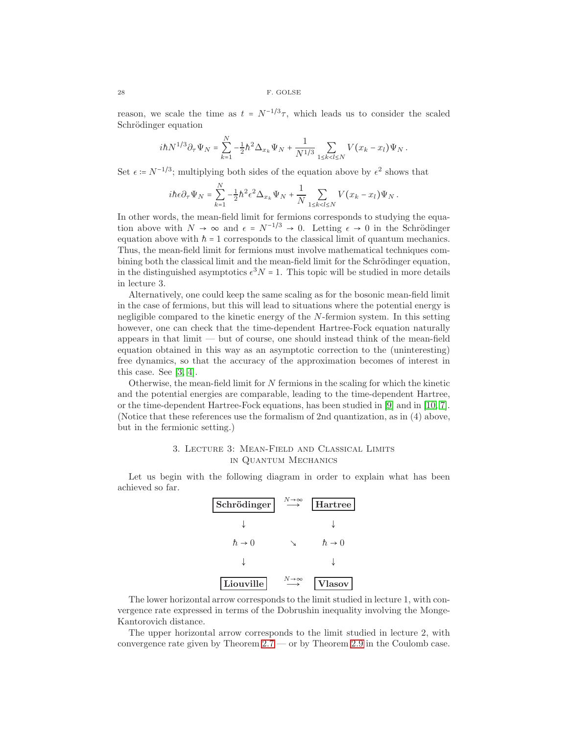reason, we scale the time as $t = N^{-1/3}\tau$, which leads us to consider the scaled Schrödinger equation

$$i\hbar N^{1/3}\partial_\tau \Psi_N = \sum_{k=1}^{N} -\tfrac{1}{2}\hbar^2 \Delta_{x_k}\Psi_N + \frac{1}{N^{1/3}}\sum_{1\le k<l\le N} V(x_k - x_l)\Psi_N\,.$$

Set $\epsilon := N^{-1/3}$; multiplying both sides of the equation above by $\epsilon^2$ shows that

$$i\hbar\epsilon\partial_\tau \Psi_N = \sum_{k=1}^{N} -\tfrac{1}{2}\hbar^2\epsilon^2 \Delta_{x_k}\Psi_N + \frac{1}{N}\sum_{1\le k<l\le N} V(x_k - x_l)\Psi_N\,.$$

In other words, the mean-field limit for fermions corresponds to studying the equation above with $N \to \infty$ and $\epsilon = N^{-1/3} \to 0$. Letting $\epsilon \to 0$ in the Schrödinger equation above with $\hbar = 1$ corresponds to the classical limit of quantum mechanics. Thus, the mean-field limit for fermions must involve mathematical techniques combining both the classical limit and the mean-field limit for the Schrödinger equation, in the distinguished asymptotics $\epsilon^3 N = 1$. This topic will be studied in more details in lecture 3.

Alternatively, one could keep the same scaling as for the bosonic mean-field limit in the case of fermions, but this will lead to situations where the potential energy is negligible compared to the kinetic energy of the $N$-fermion system. In this setting however, one can check that the time-dependent Hartree-Fock equation naturally appears in that limit — but of course, one should instead think of the mean-field equation obtained in this way as an asymptotic correction to the (uninteresting) free dynamics, so that the accuracy of the approximation becomes of interest in this case. See [3, 4].

Otherwise, the mean-field limit for $N$ fermions in the scaling for which the kinetic and the potential energies are comparable, leading to the time-dependent Hartree, or the time-dependent Hartree-Fock equations, has been studied in [9] and in [10, 7]. (Notice that these references use the formalism of 2nd quantization, as in (4) above, but in the fermionic setting.)

## 3. Lecture 3: Mean-Field and Classical Limits in Quantum Mechanics

Let us begin with the following diagram in order to explain what has been achieved so far.

$$\begin{array}{ccc}
\boxed{\textbf{Schrödinger}} & \overset{N\to\infty}{\longrightarrow} & \boxed{\textbf{Hartree}} \\
\downarrow & & \downarrow \\
\hbar \to 0 & \searrow & \hbar \to 0 \\
\downarrow & & \downarrow \\
\boxed{\textbf{Liouville}} & \overset{N\to\infty}{\longrightarrow} & \boxed{\textbf{Vlasov}}
\end{array}$$

The lower horizontal arrow corresponds to the limit studied in lecture 1, with convergence rate expressed in terms of the Dobrushin inequality involving the Monge-Kantorovich distance.

The upper horizontal arrow corresponds to the limit studied in lecture 2, with convergence rate given by Theorem 2.7 — or by Theorem 2.9 in the Coulomb case.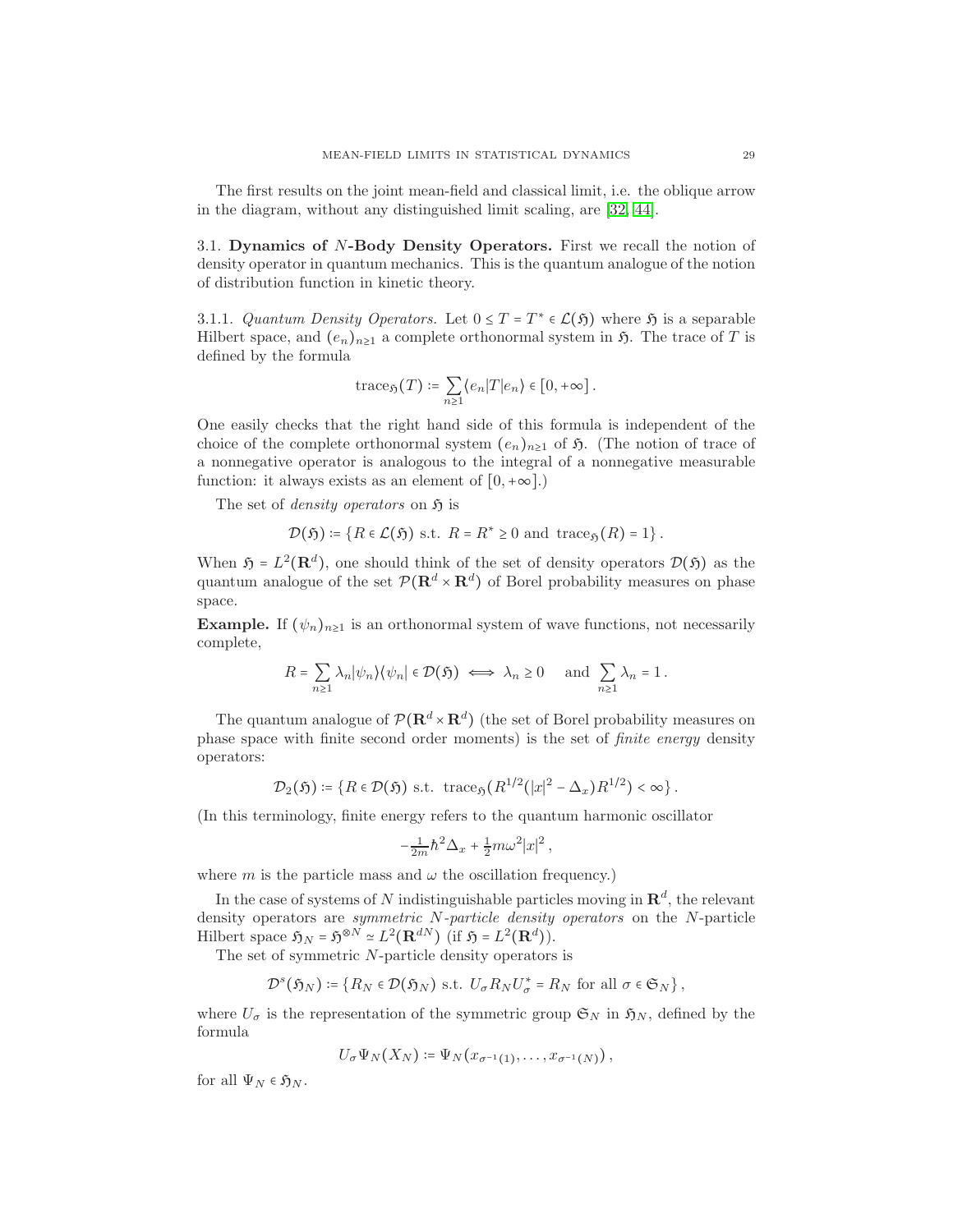The first results on the joint mean-field and classical limit, i.e. the oblique arrow in the diagram, without any distinguished limit scaling, are [32, 44].

## 3.1. **Dynamics of $N$-Body Density Operators.**

First we recall the notion of density operator in quantum mechanics. This is the quantum analogue of the notion of distribution function in kinetic theory.

### 3.1.1. *Quantum Density Operators.*

Let $0 \le T = T^* \in \mathcal{L}(\mathfrak{H})$ where $\mathfrak{H}$ is a separable Hilbert space, and $(e_n)_{n\ge1}$ a complete orthonormal system in $\mathfrak{H}$. The trace of $T$ is defined by the formula

$$\operatorname{trace}_{\mathfrak{H}}(T) := \sum_{n\ge1} \langle e_n|T|e_n\rangle \in [0, +\infty] .$$

One easily checks that the right hand side of this formula is independent of the choice of the complete orthonormal system $(e_n)_{n\ge1}$ of $\mathfrak{H}$. (The notion of trace of a nonnegative operator is analogous to the integral of a nonnegative measurable function: it always exists as an element of $[0, +\infty]$.)

The set of *density operators* on $\mathfrak{H}$ is

$$\mathcal{D}(\mathfrak{H}) := \{R \in \mathcal{L}(\mathfrak{H}) \text{ s.t. } R = R^* \ge 0 \text{ and } \operatorname{trace}_{\mathfrak{H}}(R) = 1\} .$$

When $\mathfrak{H} = L^2(\mathbf{R}^d)$, one should think of the set of density operators $\mathcal{D}(\mathfrak{H})$ as the quantum analogue of the set $\mathcal{P}(\mathbf{R}^d \times \mathbf{R}^d)$ of Borel probability measures on phase space.

**Example.** If $(\psi_n)_{n\ge1}$ is an orthonormal system of wave functions, not necessarily complete,

$$R = \sum_{n\ge1} \lambda_n|\psi_n\rangle\langle\psi_n| \in \mathcal{D}(\mathfrak{H}) \iff \lambda_n \ge 0 \quad \text{and } \sum_{n\ge1} \lambda_n = 1 .$$

The quantum analogue of $\mathcal{P}(\mathbf{R}^d \times \mathbf{R}^d)$ (the set of Borel probability measures on phase space with finite second order moments) is the set of *finite energy* density operators:

$$\mathcal{D}_2(\mathfrak{H}) := \{R \in \mathcal{D}(\mathfrak{H}) \text{ s.t. } \operatorname{trace}_{\mathfrak{H}}(R^{1/2}(|x|^2 - \Delta_x)R^{1/2}) < \infty\} .$$

(In this terminology, finite energy refers to the quantum harmonic oscillator

$$-\tfrac{1}{2m}\hbar^2\Delta_x + \tfrac{1}{2}m\omega^2|x|^2 ,$$

where $m$ is the particle mass and $\omega$ the oscillation frequency.)

In the case of systems of $N$ indistinguishable particles moving in $\mathbf{R}^d$, the relevant density operators are *symmetric $N$-particle density operators* on the $N$-particle Hilbert space $\mathfrak{H}_N = \mathfrak{H}^{\otimes N} \simeq L^2(\mathbf{R}^{dN})$ (if $\mathfrak{H} = L^2(\mathbf{R}^d)$).

The set of symmetric $N$-particle density operators is

$$\mathcal{D}^s(\mathfrak{H}_N) := \{R_N \in \mathcal{D}(\mathfrak{H}_N) \text{ s.t. } U_\sigma R_N U_\sigma^* = R_N \text{ for all } \sigma \in \mathfrak{S}_N\} ,$$

where $U_\sigma$ is the representation of the symmetric group $\mathfrak{S}_N$ in $\mathfrak{H}_N$, defined by the formula

$$U_\sigma \Psi_N(X_N) := \Psi_N(x_{\sigma^{-1}(1)}, \ldots, x_{\sigma^{-1}(N)}) ,$$

for all $\Psi_N \in \mathfrak{H}_N$.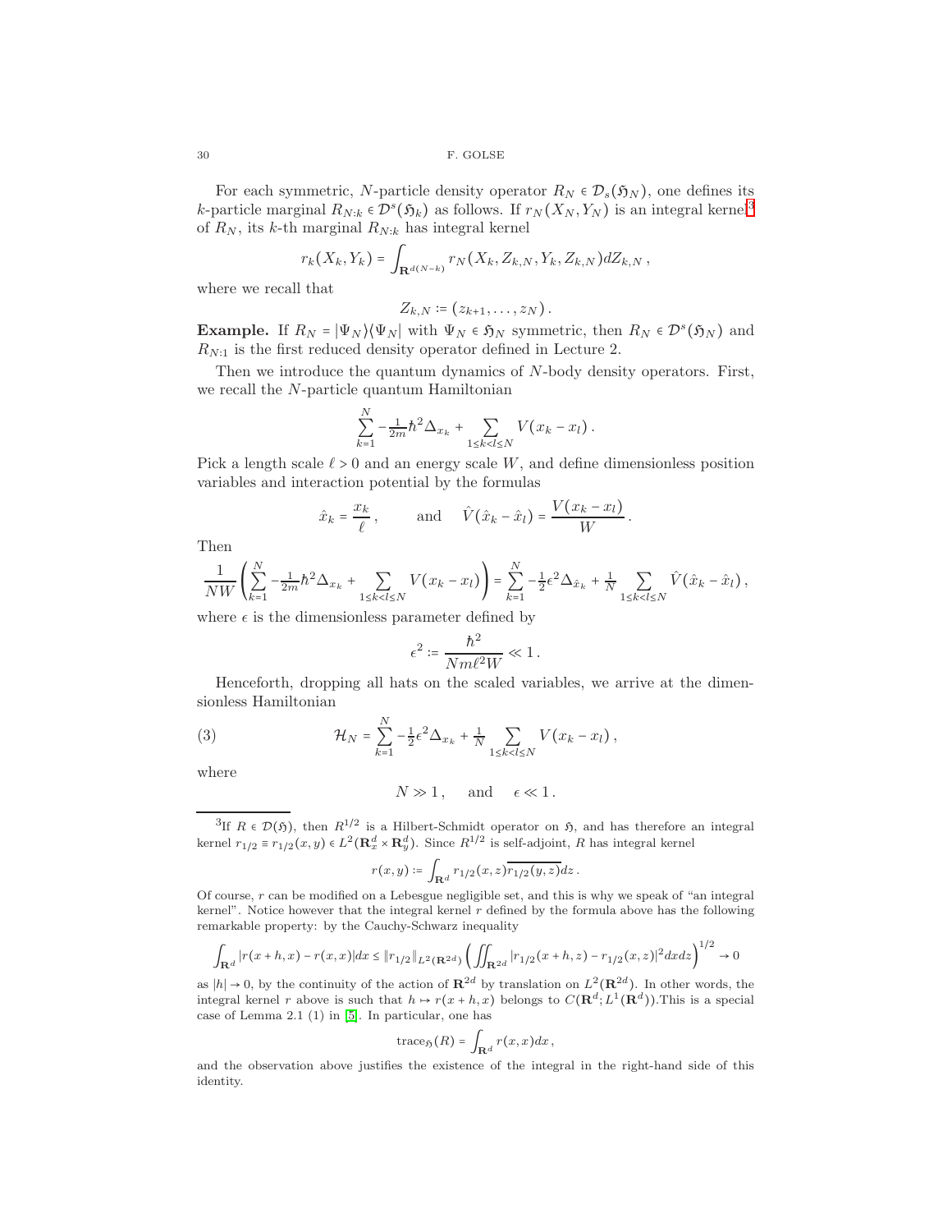For each symmetric, $N$-particle density operator $R_N \in \mathcal{D}_s(\mathfrak{H}_N)$, one defines its $k$-particle marginal $R_{N:k} \in \mathcal{D}^s(\mathfrak{H}_k)$ as follows. If $r_N(X_N, Y_N)$ is an integral kernel[3] of $R_N$, its $k$-th marginal $R_{N:k}$ has integral kernel

$$r_k(X_k, Y_k) = \int_{\mathbf{R}^{d(N-k)}} r_N(X_k, Z_{k,N}, Y_k, Z_{k,N}) dZ_{k,N}\,,$$

where we recall that

$$Z_{k,N} := (z_{k+1}, \ldots, z_N)\,.$$

**Example.** If $R_N = |\Psi_N\rangle\langle\Psi_N|$ with $\Psi_N \in \mathfrak{H}_N$ symmetric, then $R_N \in \mathcal{D}^s(\mathfrak{H}_N)$ and $R_{N:1}$ is the first reduced density operator defined in Lecture 2.

Then we introduce the quantum dynamics of $N$-body density operators. First, we recall the $N$-particle quantum Hamiltonian

$$\sum_{k=1}^{N} -\tfrac{1}{2m}\hbar^2 \Delta_{x_k} + \sum_{1 \le k < l \le N} V(x_k - x_l)\,.$$

Pick a length scale $\ell > 0$ and an energy scale $W$, and define dimensionless position variables and interaction potential by the formulas

$$\hat{x}_k = \frac{x_k}{\ell}\,, \qquad \text{and} \qquad \hat{V}(\hat{x}_k - \hat{x}_l) = \frac{V(x_k - x_l)}{W}\,.$$

Then

$$\frac{1}{NW}\left(\sum_{k=1}^{N} -\tfrac{1}{2m}\hbar^2 \Delta_{x_k} + \sum_{1 \le k < l \le N} V(x_k - x_l)\right) = \sum_{k=1}^{N} -\tfrac{1}{2}\epsilon^2 \Delta_{\hat{x}_k} + \tfrac{1}{N}\sum_{1 \le k < l \le N} \hat{V}(\hat{x}_k - \hat{x}_l)\,,$$

where $\epsilon$ is the dimensionless parameter defined by

$$\epsilon^2 := \frac{\hbar^2}{Nm\ell^2 W} \ll 1\,.$$

Henceforth, dropping all hats on the scaled variables, we arrive at the dimensionless Hamiltonian

$$\mathcal{H}_N = \sum_{k=1}^{N} -\tfrac{1}{2}\epsilon^2 \Delta_{x_k} + \tfrac{1}{N}\sum_{1 \le k < l \le N} V(x_k - x_l)\,, \tag{3}$$

where

$$N \gg 1\,, \quad \text{and} \quad \epsilon \ll 1\,.$$

---

[3] If $R \in \mathcal{D}(\mathfrak{H})$, then $R^{1/2}$ is a Hilbert-Schmidt operator on $\mathfrak{H}$, and has therefore an integral kernel $r_{1/2} \equiv r_{1/2}(x,y) \in L^2(\mathbf{R}^d_x \times \mathbf{R}^d_y)$. Since $R^{1/2}$ is self-adjoint, $R$ has integral kernel

$$r(x,y) := \int_{\mathbf{R}^d} r_{1/2}(x,z)\overline{r_{1/2}(y,z)} dz\,.$$

Of course, $r$ can be modified on a Lebesgue negligible set, and this is why we speak of "an integral kernel". Notice however that the integral kernel $r$ defined by the formula above has the following remarkable property: by the Cauchy-Schwarz inequality

$$\int_{\mathbf{R}^d} |r(x+h,x) - r(x,x)| dx \le \|r_{1/2}\|_{L^2(\mathbf{R}^{2d})}\left(\iint_{\mathbf{R}^{2d}} |r_{1/2}(x+h,z) - r_{1/2}(x,z)|^2 dx dz\right)^{1/2} \to 0$$

as $|h| \to 0$, by the continuity of the action of $\mathbf{R}^{2d}$ by translation on $L^2(\mathbf{R}^{2d})$. In other words, the integral kernel $r$ above is such that $h \mapsto r(x+h,x)$ belongs to $C(\mathbf{R}^d; L^1(\mathbf{R}^d))$. This is a special case of Lemma 2.1 (1) in [5]. In particular, one has

$$\text{trace}_{\mathfrak{H}}(R) = \int_{\mathbf{R}^d} r(x,x) dx\,,$$

and the observation above justifies the existence of the integral in the right-hand side of this identity.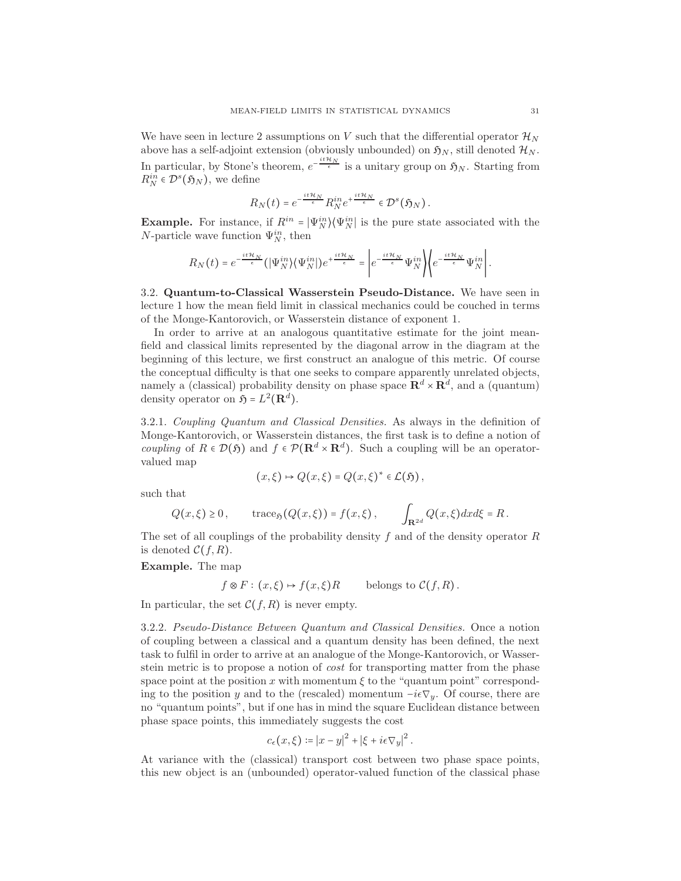We have seen in lecture 2 assumptions on $V$ such that the differential operator $\mathcal{H}_N$ above has a self-adjoint extension (obviously unbounded) on $\mathfrak{H}_N$, still denoted $\mathcal{H}_N$. In particular, by Stone's theorem, $e^{-\frac{it\mathcal{H}_N}{\epsilon}}$ is a unitary group on $\mathfrak{H}_N$. Starting from $R_N^{in} \in \mathcal{D}^s(\mathfrak{H}_N)$, we define

$$R_N(t) = e^{-\frac{it\mathcal{H}_N}{\epsilon}} R_N^{in} e^{+\frac{it\mathcal{H}_N}{\epsilon}} \in \mathcal{D}^s(\mathfrak{H}_N)\,.$$

**Example.** For instance, if $R^{in} = |\Psi_N^{in}\rangle\langle\Psi_N^{in}|$ is the pure state associated with the $N$-particle wave function $\Psi_N^{in}$, then

$$R_N(t) = e^{-\frac{it\mathcal{H}_N}{\epsilon}}(|\Psi_N^{in}\rangle\langle\Psi_N^{in}|)e^{+\frac{it\mathcal{H}_N}{\epsilon}} = \left|e^{-\frac{it\mathcal{H}_N}{\epsilon}}\Psi_N^{in}\right\rangle\left\langle e^{-\frac{it\mathcal{H}_N}{\epsilon}}\Psi_N^{in}\right|.$$

3.2. **Quantum-to-Classical Wasserstein Pseudo-Distance.** We have seen in lecture 1 how the mean field limit in classical mechanics could be couched in terms of the Monge-Kantorovich, or Wasserstein distance of exponent 1.

In order to arrive at an analogous quantitative estimate for the joint mean-field and classical limits represented by the diagonal arrow in the diagram at the beginning of this lecture, we first construct an analogue of this metric. Of course the conceptual difficulty is that one seeks to compare apparently unrelated objects, namely a (classical) probability density on phase space $\mathbf{R}^d \times \mathbf{R}^d$, and a (quantum) density operator on $\mathfrak{H} = L^2(\mathbf{R}^d)$.

3.2.1. *Coupling Quantum and Classical Densities.* As always in the definition of Monge-Kantorovich, or Wasserstein distances, the first task is to define a notion of *coupling* of $R \in \mathcal{D}(\mathfrak{H})$ and $f \in \mathcal{P}(\mathbf{R}^d \times \mathbf{R}^d)$. Such a coupling will be an operator-valued map

$$(x,\xi) \mapsto Q(x,\xi) = Q(x,\xi)^* \in \mathcal{L}(\mathfrak{H})\,,$$

such that

$$Q(x,\xi) \geq 0\,, \qquad \operatorname{trace}_{\mathfrak{H}}(Q(x,\xi)) = f(x,\xi)\,, \qquad \int_{\mathbf{R}^{2d}} Q(x,\xi)dxd\xi = R\,.$$

The set of all couplings of the probability density $f$ and of the density operator $R$ is denoted $\mathcal{C}(f,R)$.

**Example.** The map

$$f \otimes F : (x,\xi) \mapsto f(x,\xi)R \qquad \text{belongs to } \mathcal{C}(f,R)\,.$$

In particular, the set $\mathcal{C}(f,R)$ is never empty.

3.2.2. *Pseudo-Distance Between Quantum and Classical Densities.* Once a notion of coupling between a classical and a quantum density has been defined, the next task to fulfil in order to arrive at an analogue of the Monge-Kantorovich, or Wasserstein metric is to propose a notion of *cost* for transporting matter from the phase space point at the position $x$ with momentum $\xi$ to the "quantum point" corresponding to the position $y$ and to the (rescaled) momentum $-i\epsilon\nabla_y$. Of course, there are no "quantum points", but if one has in mind the square Euclidean distance between phase space points, this immediately suggests the cost

$$c_\epsilon(x,\xi) := |x-y|^2 + |\xi + i\epsilon\nabla_y|^2\,.$$

At variance with the (classical) transport cost between two phase space points, this new object is an (unbounded) operator-valued function of the classical phase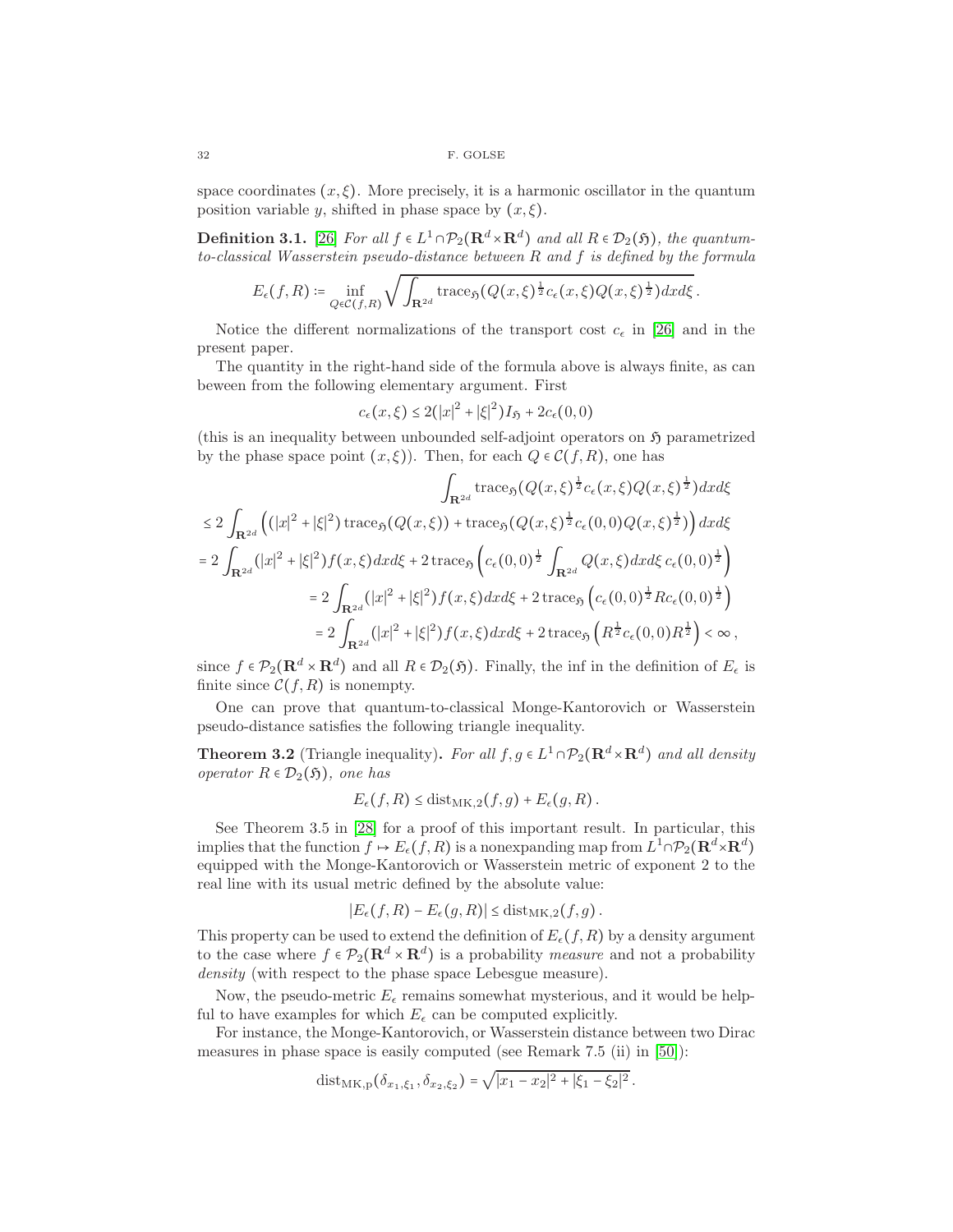space coordinates $(x,\xi)$. More precisely, it is a harmonic oscillator in the quantum position variable $y$, shifted in phase space by $(x,\xi)$.

**Definition 3.1.** [26] *For all $f\in L^1\cap\mathcal{P}_2(\mathbf{R}^d\times\mathbf{R}^d)$ and all $R\in\mathcal{D}_2(\mathfrak{H})$, the quantum-to-classical Wasserstein pseudo-distance between $R$ and $f$ is defined by the formula*

$$E_\epsilon(f,R):=\inf_{Q\in\mathcal{C}(f,R)}\sqrt{\int_{\mathbf{R}^{2d}}\operatorname{trace}_{\mathfrak{H}}(Q(x,\xi)^{\frac12}c_\epsilon(x,\xi)Q(x,\xi)^{\frac12})dxd\xi}\,.$$

Notice the different normalizations of the transport cost $c_\epsilon$ in [26] and in the present paper.

The quantity in the right-hand side of the formula above is always finite, as can beween from the following elementary argument. First

$$c_\epsilon(x,\xi)\le 2(|x|^2+|\xi|^2)I_{\mathfrak{H}}+2c_\epsilon(0,0)$$

(this is an inequality between unbounded self-adjoint operators on $\mathfrak{H}$ parametrized by the phase space point $(x,\xi)$). Then, for each $Q\in\mathcal{C}(f,R)$, one has

$$\begin{aligned}
&\int_{\mathbf{R}^{2d}}\operatorname{trace}_{\mathfrak{H}}(Q(x,\xi)^{\frac12}c_\epsilon(x,\xi)Q(x,\xi)^{\frac12})dxd\xi\\
&\le 2\int_{\mathbf{R}^{2d}}\Big((|x|^2+|\xi|^2)\operatorname{trace}_{\mathfrak{H}}(Q(x,\xi))+\operatorname{trace}_{\mathfrak{H}}(Q(x,\xi)^{\frac12}c_\epsilon(0,0)Q(x,\xi)^{\frac12})\Big)dxd\xi\\
&=2\int_{\mathbf{R}^{2d}}(|x|^2+|\xi|^2)f(x,\xi)dxd\xi+2\operatorname{trace}_{\mathfrak{H}}\left(c_\epsilon(0,0)^{\frac12}\int_{\mathbf{R}^{2d}}Q(x,\xi)dxd\xi\,c_\epsilon(0,0)^{\frac12}\right)\\
&=2\int_{\mathbf{R}^{2d}}(|x|^2+|\xi|^2)f(x,\xi)dxd\xi+2\operatorname{trace}_{\mathfrak{H}}\left(c_\epsilon(0,0)^{\frac12}Rc_\epsilon(0,0)^{\frac12}\right)\\
&=2\int_{\mathbf{R}^{2d}}(|x|^2+|\xi|^2)f(x,\xi)dxd\xi+2\operatorname{trace}_{\mathfrak{H}}\left(R^{\frac12}c_\epsilon(0,0)R^{\frac12}\right)<\infty\,,
\end{aligned}$$

since $f\in\mathcal{P}_2(\mathbf{R}^d\times\mathbf{R}^d)$ and all $R\in\mathcal{D}_2(\mathfrak{H})$. Finally, the inf in the definition of $E_\epsilon$ is finite since $\mathcal{C}(f,R)$ is nonempty.

One can prove that quantum-to-classical Monge-Kantorovich or Wasserstein pseudo-distance satisfies the following triangle inequality.

**Theorem 3.2** (Triangle inequality)**.** *For all $f,g\in L^1\cap\mathcal{P}_2(\mathbf{R}^d\times\mathbf{R}^d)$ and all density operator $R\in\mathcal{D}_2(\mathfrak{H})$, one has*

$$E_\epsilon(f,R)\le\operatorname{dist}_{\mathrm{MK},2}(f,g)+E_\epsilon(g,R)\,.$$

See Theorem 3.5 in [28] for a proof of this important result. In particular, this implies that the function $f\mapsto E_\epsilon(f,R)$ is a nonexpanding map from $L^1\cap\mathcal{P}_2(\mathbf{R}^d\times\mathbf{R}^d)$ equipped with the Monge-Kantorovich or Wasserstein metric of exponent 2 to the real line with its usual metric defined by the absolute value:

$$|E_\epsilon(f,R)-E_\epsilon(g,R)|\le\operatorname{dist}_{\mathrm{MK},2}(f,g)\,.$$

This property can be used to extend the definition of $E_\epsilon(f,R)$ by a density argument to the case where $f\in\mathcal{P}_2(\mathbf{R}^d\times\mathbf{R}^d)$ is a probability *measure* and not a probability *density* (with respect to the phase space Lebesgue measure).

Now, the pseudo-metric $E_\epsilon$ remains somewhat mysterious, and it would be helpful to have examples for which $E_\epsilon$ can be computed explicitly.

For instance, the Monge-Kantorovich, or Wasserstein distance between two Dirac measures in phase space is easily computed (see Remark 7.5 (ii) in [50]):

$$\operatorname{dist}_{\mathrm{MK,p}}(\delta_{x_1,\xi_1},\delta_{x_2,\xi_2})=\sqrt{|x_1-x_2|^2+|\xi_1-\xi_2|^2}\,.$$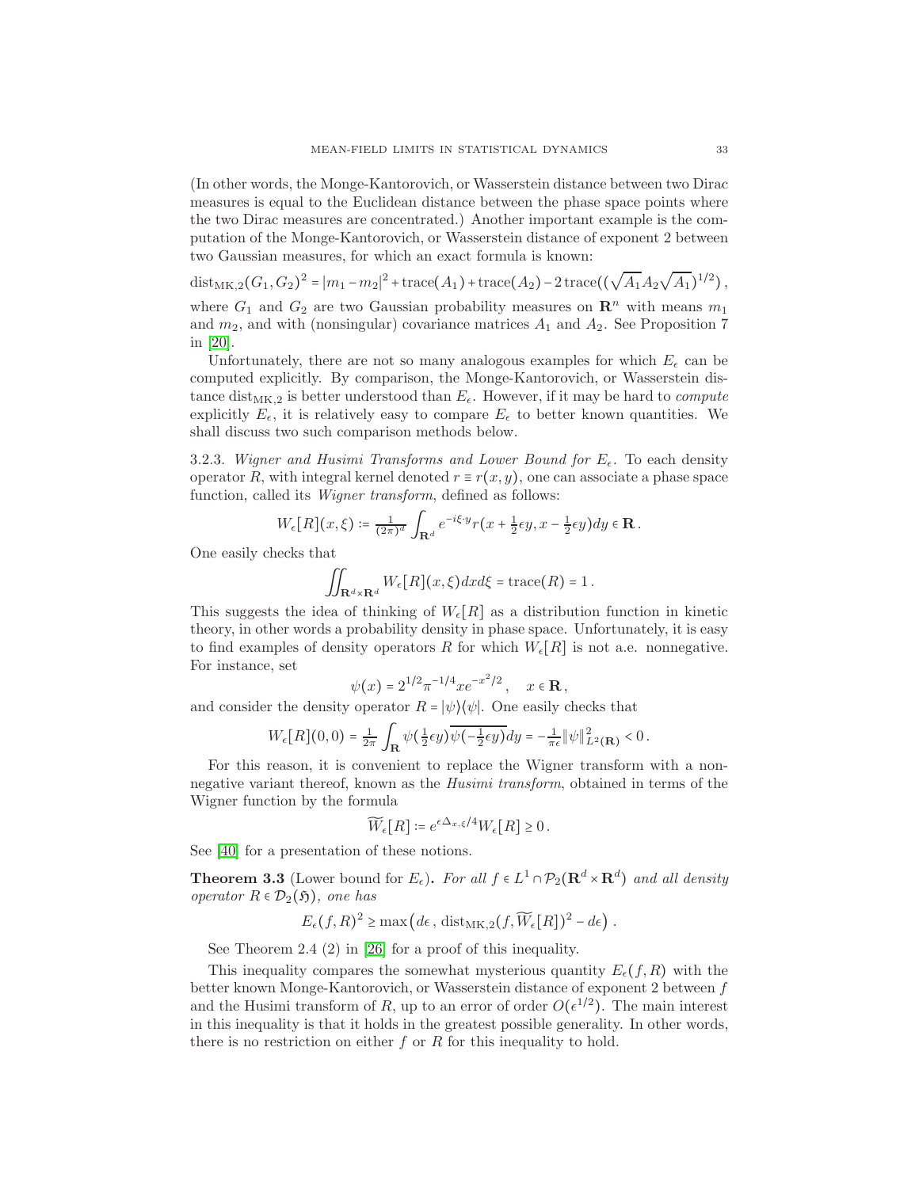(In other words, the Monge-Kantorovich, or Wasserstein distance between two Dirac measures is equal to the Euclidean distance between the phase space points where the two Dirac measures are concentrated.) Another important example is the computation of the Monge-Kantorovich, or Wasserstein distance of exponent 2 between two Gaussian measures, for which an exact formula is known:

$$\operatorname{dist}_{\mathrm{MK},2}(G_1,G_2)^2 = |m_1-m_2|^2 + \operatorname{trace}(A_1) + \operatorname{trace}(A_2) - 2\operatorname{trace}((\sqrt{A_1}A_2\sqrt{A_1})^{1/2}),$$

where $G_1$ and $G_2$ are two Gaussian probability measures on $\mathbf{R}^n$ with means $m_1$ and $m_2$, and with (nonsingular) covariance matrices $A_1$ and $A_2$. See Proposition 7 in [20].

Unfortunately, there are not so many analogous examples for which $E_\epsilon$ can be computed explicitly. By comparison, the Monge-Kantorovich, or Wasserstein distance $\operatorname{dist}_{\mathrm{MK},2}$ is better understood than $E_\epsilon$. However, if it may be hard to *compute* explicitly $E_\epsilon$, it is relatively easy to compare $E_\epsilon$ to better known quantities. We shall discuss two such comparison methods below.

3.2.3. *Wigner and Husimi Transforms and Lower Bound for $E_\epsilon$.* To each density operator $R$, with integral kernel denoted $r \equiv r(x,y)$, one can associate a phase space function, called its *Wigner transform*, defined as follows:

$$W_\epsilon[R](x,\xi) := \tfrac{1}{(2\pi)^d}\int_{\mathbf{R}^d} e^{-i\xi\cdot y} r(x+\tfrac12\epsilon y, x-\tfrac12\epsilon y)dy \in \mathbf{R}.$$

One easily checks that

$$\iint_{\mathbf{R}^d\times\mathbf{R}^d} W_\epsilon[R](x,\xi)dxd\xi = \operatorname{trace}(R) = 1.$$

This suggests the idea of thinking of $W_\epsilon[R]$ as a distribution function in kinetic theory, in other words a probability density in phase space. Unfortunately, it is easy to find examples of density operators $R$ for which $W_\epsilon[R]$ is not a.e. nonnegative. For instance, set

$$\psi(x) = 2^{1/2}\pi^{-1/4}xe^{-x^2/2}, \quad x\in\mathbf{R},$$

and consider the density operator $R = |\psi\rangle\langle\psi|$. One easily checks that

$$W_\epsilon[R](0,0) = \tfrac{1}{2\pi}\int_{\mathbf{R}} \psi(\tfrac12\epsilon y)\overline{\psi(-\tfrac12\epsilon y)}dy = -\tfrac{1}{\pi\epsilon}\|\psi\|^2_{L^2(\mathbf{R})} < 0.$$

For this reason, it is convenient to replace the Wigner transform with a nonnegative variant thereof, known as the *Husimi transform*, obtained in terms of the Wigner function by the formula

$$\widetilde{W}_\epsilon[R] := e^{\epsilon\Delta_{x,\xi}/4}W_\epsilon[R] \geq 0.$$

See [40] for a presentation of these notions.

**Theorem 3.3** (Lower bound for $E_\epsilon$). *For all $f\in L^1\cap\mathcal{P}_2(\mathbf{R}^d\times\mathbf{R}^d)$ and all density operator $R\in\mathcal{D}_2(\mathfrak{H})$, one has*

$$E_\epsilon(f,R)^2 \geq \max\left(d\epsilon, \operatorname{dist}_{\mathrm{MK},2}(f,\widetilde{W}_\epsilon[R])^2 - d\epsilon\right).$$

See Theorem 2.4 (2) in [26] for a proof of this inequality.

This inequality compares the somewhat mysterious quantity $E_\epsilon(f,R)$ with the better known Monge-Kantorovich, or Wasserstein distance of exponent 2 between $f$ and the Husimi transform of $R$, up to an error of order $O(\epsilon^{1/2})$. The main interest in this inequality is that it holds in the greatest possible generality. In other words, there is no restriction on either $f$ or $R$ for this inequality to hold.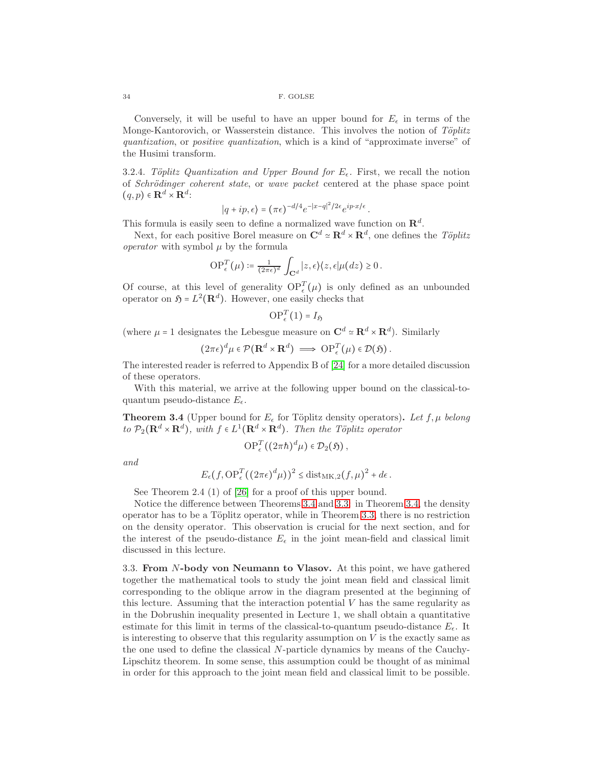Conversely, it will be useful to have an upper bound for $E_\epsilon$ in terms of the Monge-Kantorovich, or Wasserstein distance. This involves the notion of *Töplitz quantization*, or *positive quantization*, which is a kind of "approximate inverse" of the Husimi transform.

3.2.4. *Töplitz Quantization and Upper Bound for $E_\epsilon$.* First, we recall the notion of *Schrödinger coherent state*, or *wave packet* centered at the phase space point $(q,p) \in \mathbf{R}^d \times \mathbf{R}^d$:

$$|q + ip, \epsilon\rangle = (\pi\epsilon)^{-d/4} e^{-|x-q|^2/2\epsilon} e^{ip\cdot x/\epsilon}\,.$$

This formula is easily seen to define a normalized wave function on $\mathbf{R}^d$.

Next, for each positive Borel measure on $\mathbf{C}^d \simeq \mathbf{R}^d \times \mathbf{R}^d$, one defines the *Töplitz operator* with symbol $\mu$ by the formula

$$\mathrm{OP}^T_\epsilon(\mu) := \tfrac{1}{(2\pi\epsilon)^d} \int_{\mathbf{C}^d} |z,\epsilon\rangle\langle z,\epsilon| \mu(dz) \geq 0\,.$$

Of course, at this level of generality $\mathrm{OP}^T_\epsilon(\mu)$ is only defined as an unbounded operator on $\mathfrak{H} = L^2(\mathbf{R}^d)$. However, one easily checks that

$$\mathrm{OP}^T_\epsilon(1) = I_{\mathfrak{H}}$$

(where $\mu = 1$ designates the Lebesgue measure on $\mathbf{C}^d \simeq \mathbf{R}^d \times \mathbf{R}^d$). Similarly

$$(2\pi\epsilon)^d \mu \in \mathcal{P}(\mathbf{R}^d \times \mathbf{R}^d) \implies \mathrm{OP}^T_\epsilon(\mu) \in \mathcal{D}(\mathfrak{H})\,.$$

The interested reader is referred to Appendix B of [24] for a more detailed discussion of these operators.

With this material, we arrive at the following upper bound on the classical-to-quantum pseudo-distance $E_\epsilon$.

**Theorem 3.4** (Upper bound for $E_\epsilon$ for Töplitz density operators)**.** *Let $f, \mu$ belong to $\mathcal{P}_2(\mathbf{R}^d \times \mathbf{R}^d)$, with $f \in L^1(\mathbf{R}^d \times \mathbf{R}^d)$. Then the Töplitz operator*

$$\mathrm{OP}^T_\epsilon((2\pi\hbar)^d \mu) \in \mathcal{D}_2(\mathfrak{H})\,,$$

*and*

$$E_\epsilon(f, \mathrm{OP}^T_\epsilon((2\pi\epsilon)^d \mu))^2 \leq \mathrm{dist}_{\mathrm{MK},2}(f,\mu)^2 + d\epsilon\,.$$

See Theorem 2.4 (1) of [26] for a proof of this upper bound.

Notice the difference between Theorems 3.4 and 3.3: in Theorem 3.4, the density operator has to be a Töplitz operator, while in Theorem 3.3, there is no restriction on the density operator. This observation is crucial for the next section, and for the interest of the pseudo-distance $E_\epsilon$ in the joint mean-field and classical limit discussed in this lecture.

3.3. **From $N$-body von Neumann to Vlasov.** At this point, we have gathered together the mathematical tools to study the joint mean field and classical limit corresponding to the oblique arrow in the diagram presented at the beginning of this lecture. Assuming that the interaction potential $V$ has the same regularity as in the Dobrushin inequality presented in Lecture 1, we shall obtain a quantitative estimate for this limit in terms of the classical-to-quantum pseudo-distance $E_\epsilon$. It is interesting to observe that this regularity assumption on $V$ is the exactly same as the one used to define the classical $N$-particle dynamics by means of the Cauchy-Lipschitz theorem. In some sense, this assumption could be thought of as minimal in order for this approach to the joint mean field and classical limit to be possible.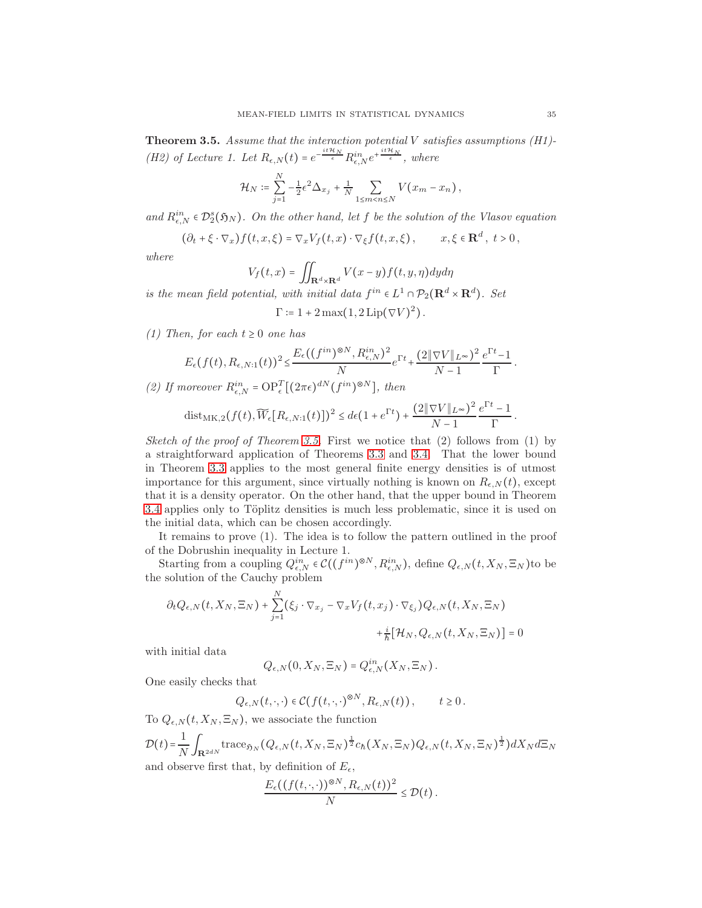**Theorem 3.5.** *Assume that the interaction potential $V$ satisfies assumptions (H1)-(H2) of Lecture 1. Let $R_{\epsilon,N}(t) = e^{-\frac{it\mathcal{H}_N}{\epsilon}} R^{in}_{\epsilon,N} e^{+\frac{it\mathcal{H}_N}{\epsilon}}$, where*

$$\mathcal{H}_N := \sum_{j=1}^{N} -\tfrac{1}{2}\epsilon^2 \Delta_{x_j} + \tfrac{1}{N} \sum_{1 \le m < n \le N} V(x_m - x_n)\,,$$

*and $R^{in}_{\epsilon,N} \in \mathcal{D}^s_2(\mathfrak{H}_N)$. On the other hand, let $f$ be the solution of the Vlasov equation*

$$(\partial_t + \xi \cdot \nabla_x) f(t,x,\xi) = \nabla_x V_f(t,x) \cdot \nabla_\xi f(t,x,\xi)\,, \qquad x,\xi \in \mathbf{R}^d\,,\ t > 0\,,$$

*where*

$$V_f(t,x) = \iint_{\mathbf{R}^d \times \mathbf{R}^d} V(x-y) f(t,y,\eta)\, dy d\eta$$

*is the mean field potential, with initial data $f^{in} \in L^1 \cap \mathcal{P}_2(\mathbf{R}^d \times \mathbf{R}^d)$. Set*

$$\Gamma := 1 + 2\max(1, 2\,\mathrm{Lip}(\nabla V)^2)\,.$$

*(1) Then, for each $t \ge 0$ one has*

$$E_\epsilon(f(t), R_{\epsilon,N:1}(t))^2 \le \frac{E_\epsilon((f^{in})^{\otimes N}, R^{in}_{\epsilon,N})^2}{N} e^{\Gamma t} + \frac{(2\|\nabla V\|_{L^\infty})^2}{N-1} \frac{e^{\Gamma t} - 1}{\Gamma}\,.$$

*(2) If moreover $R^{in}_{\epsilon,N} = \mathrm{OP}^T_\epsilon[(2\pi\epsilon)^{dN} (f^{in})^{\otimes N}]$, then*

$$\mathrm{dist}_{\mathrm{MK},2}(f(t), \widetilde{W}_\epsilon[R_{\epsilon,N:1}(t)])^2 \le d\epsilon(1 + e^{\Gamma t}) + \frac{(2\|\nabla V\|_{L^\infty})^2}{N-1} \frac{e^{\Gamma t} - 1}{\Gamma}\,.$$

*Sketch of the proof of Theorem 3.5.* First we notice that (2) follows from (1) by a straightforward application of Theorems 3.3 and 3.4. That the lower bound in Theorem 3.3 applies to the most general finite energy densities is of utmost importance for this argument, since virtually nothing is known on $R_{\epsilon,N}(t)$, except that it is a density operator. On the other hand, that the upper bound in Theorem 3.4 applies only to Töplitz densities is much less problematic, since it is used on the initial data, which can be chosen accordingly.

It remains to prove (1). The idea is to follow the pattern outlined in the proof of the Dobrushin inequality in Lecture 1.

Starting from a coupling $Q^{in}_{\epsilon,N} \in \mathcal{C}((f^{in})^{\otimes N}, R^{in}_{\epsilon,N})$, define $Q_{\epsilon,N}(t, X_N, \Xi_N)$to be the solution of the Cauchy problem

$$\partial_t Q_{\epsilon,N}(t,X_N,\Xi_N) + \sum_{j=1}^{N} (\xi_j \cdot \nabla_{x_j} - \nabla_x V_f(t,x_j) \cdot \nabla_{\xi_j}) Q_{\epsilon,N}(t,X_N,\Xi_N)$$
$$+ \tfrac{i}{\hbar}[\mathcal{H}_N, Q_{\epsilon,N}(t,X_N,\Xi_N)] = 0$$

with initial data

$$Q_{\epsilon,N}(0,X_N,\Xi_N) = Q^{in}_{\epsilon,N}(X_N,\Xi_N)\,.$$

One easily checks that

$$Q_{\epsilon,N}(t,\cdot,\cdot) \in \mathcal{C}(f(t,\cdot,\cdot)^{\otimes N}, R_{\epsilon,N}(t))\,, \qquad t \ge 0\,.$$

To $Q_{\epsilon,N}(t,X_N,\Xi_N)$, we associate the function

$$\mathcal{D}(t) = \frac{1}{N} \int_{\mathbf{R}^{2dN}} \mathrm{trace}_{\mathfrak{H}_N}(Q_{\epsilon,N}(t,X_N,\Xi_N)^{\frac{1}{2}} c_\hbar(X_N,\Xi_N) Q_{\epsilon,N}(t,X_N,\Xi_N)^{\frac{1}{2}})\, dX_N d\Xi_N$$

and observe first that, by definition of $E_\epsilon$,

$$\frac{E_\epsilon((f(t,\cdot,\cdot))^{\otimes N}, R_{\epsilon,N}(t))^2}{N} \le \mathcal{D}(t)\,.$$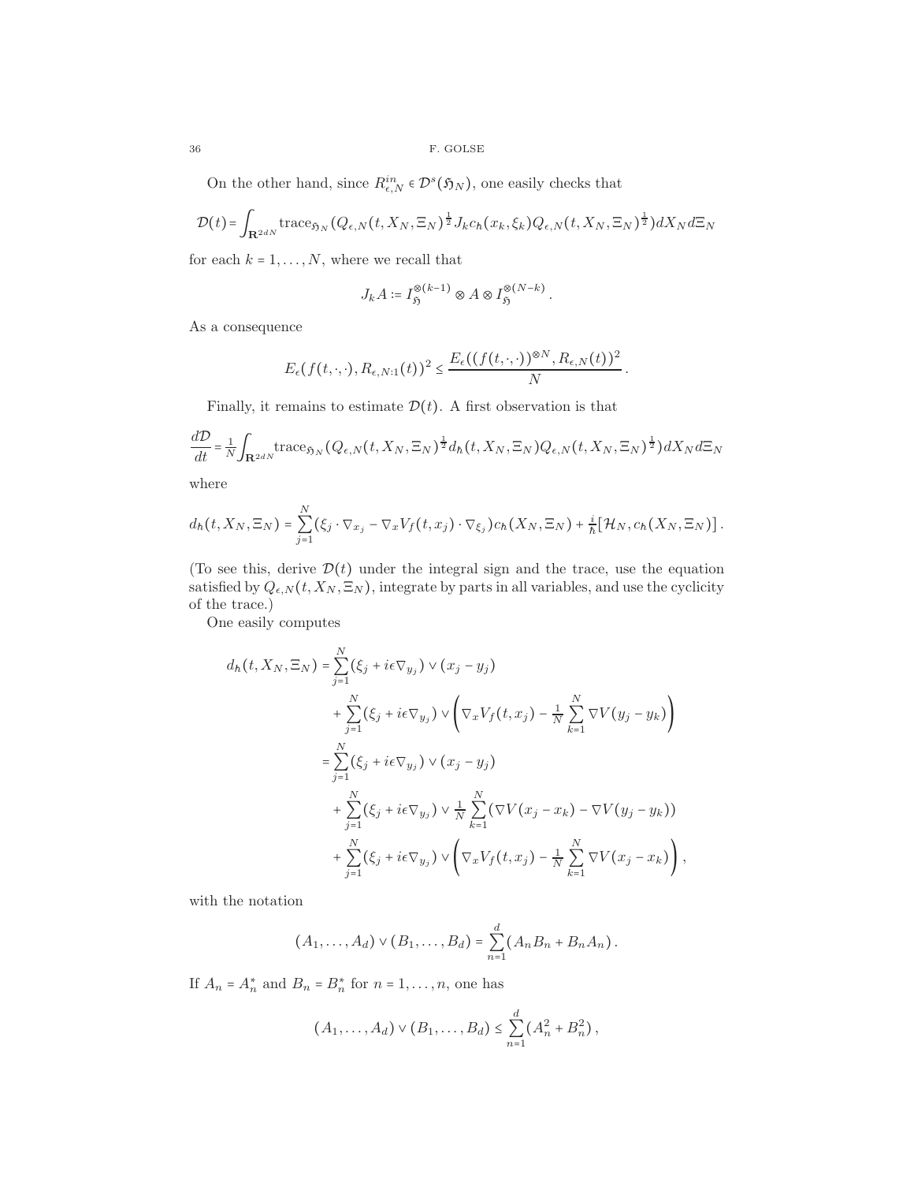On the other hand, since $R_{\epsilon,N}^{in} \in \mathcal{D}^s(\mathfrak{H}_N)$, one easily checks that

$$\mathcal{D}(t) = \int_{\mathbf{R}^{2dN}} \text{trace}_{\mathfrak{H}_N}(Q_{\epsilon,N}(t,X_N,\Xi_N)^{\frac{1}{2}} J_k c_\hbar(x_k,\xi_k) Q_{\epsilon,N}(t,X_N,\Xi_N)^{\frac{1}{2}}) dX_N d\Xi_N$$

for each $k = 1,\ldots,N$, where we recall that

$$J_k A := I_{\mathfrak{H}}^{\otimes(k-1)} \otimes A \otimes I_{\mathfrak{H}}^{\otimes(N-k)}.$$

As a consequence

$$E_\epsilon(f(t,\cdot,\cdot), R_{\epsilon,N:1}(t))^2 \le \frac{E_\epsilon((f(t,\cdot,\cdot))^{\otimes N}, R_{\epsilon,N}(t))^2}{N}.$$

Finally, it remains to estimate $\mathcal{D}(t)$. A first observation is that

$$\frac{d\mathcal{D}}{dt} = \frac{1}{N}\int_{\mathbf{R}^{2dN}} \text{trace}_{\mathfrak{H}_N}(Q_{\epsilon,N}(t,X_N,\Xi_N)^{\frac{1}{2}} d_\hbar(t,X_N,\Xi_N) Q_{\epsilon,N}(t,X_N,\Xi_N)^{\frac{1}{2}}) dX_N d\Xi_N$$

where

$$d_\hbar(t,X_N,\Xi_N) = \sum_{j=1}^N (\xi_j \cdot \nabla_{x_j} - \nabla_x V_f(t,x_j)\cdot\nabla_{\xi_j}) c_\hbar(X_N,\Xi_N) + \tfrac{i}{\hbar}[\mathcal{H}_N, c_\hbar(X_N,\Xi_N)].$$

(To see this, derive $\mathcal{D}(t)$ under the integral sign and the trace, use the equation satisfied by $Q_{\epsilon,N}(t,X_N,\Xi_N)$, integrate by parts in all variables, and use the cyclicity of the trace.)

One easily computes

$$\begin{aligned}
d_\hbar(t,X_N,\Xi_N) &= \sum_{j=1}^N (\xi_j + i\epsilon\nabla_{y_j}) \vee (x_j - y_j) \\
&\quad + \sum_{j=1}^N (\xi_j + i\epsilon\nabla_{y_j}) \vee \left(\nabla_x V_f(t,x_j) - \tfrac{1}{N}\sum_{k=1}^N \nabla V(y_j - y_k)\right) \\
&= \sum_{j=1}^N (\xi_j + i\epsilon\nabla_{y_j}) \vee (x_j - y_j) \\
&\quad + \sum_{j=1}^N (\xi_j + i\epsilon\nabla_{y_j}) \vee \tfrac{1}{N}\sum_{k=1}^N (\nabla V(x_j - x_k) - \nabla V(y_j - y_k)) \\
&\quad + \sum_{j=1}^N (\xi_j + i\epsilon\nabla_{y_j}) \vee \left(\nabla_x V_f(t,x_j) - \tfrac{1}{N}\sum_{k=1}^N \nabla V(x_j - x_k)\right),
\end{aligned}$$

with the notation

$$(A_1,\ldots,A_d) \vee (B_1,\ldots,B_d) = \sum_{n=1}^d (A_n B_n + B_n A_n).$$

If $A_n = A_n^*$ and $B_n = B_n^*$ for $n = 1,\ldots,n$, one has

$$(A_1,\ldots,A_d) \vee (B_1,\ldots,B_d) \le \sum_{n=1}^d (A_n^2 + B_n^2),$$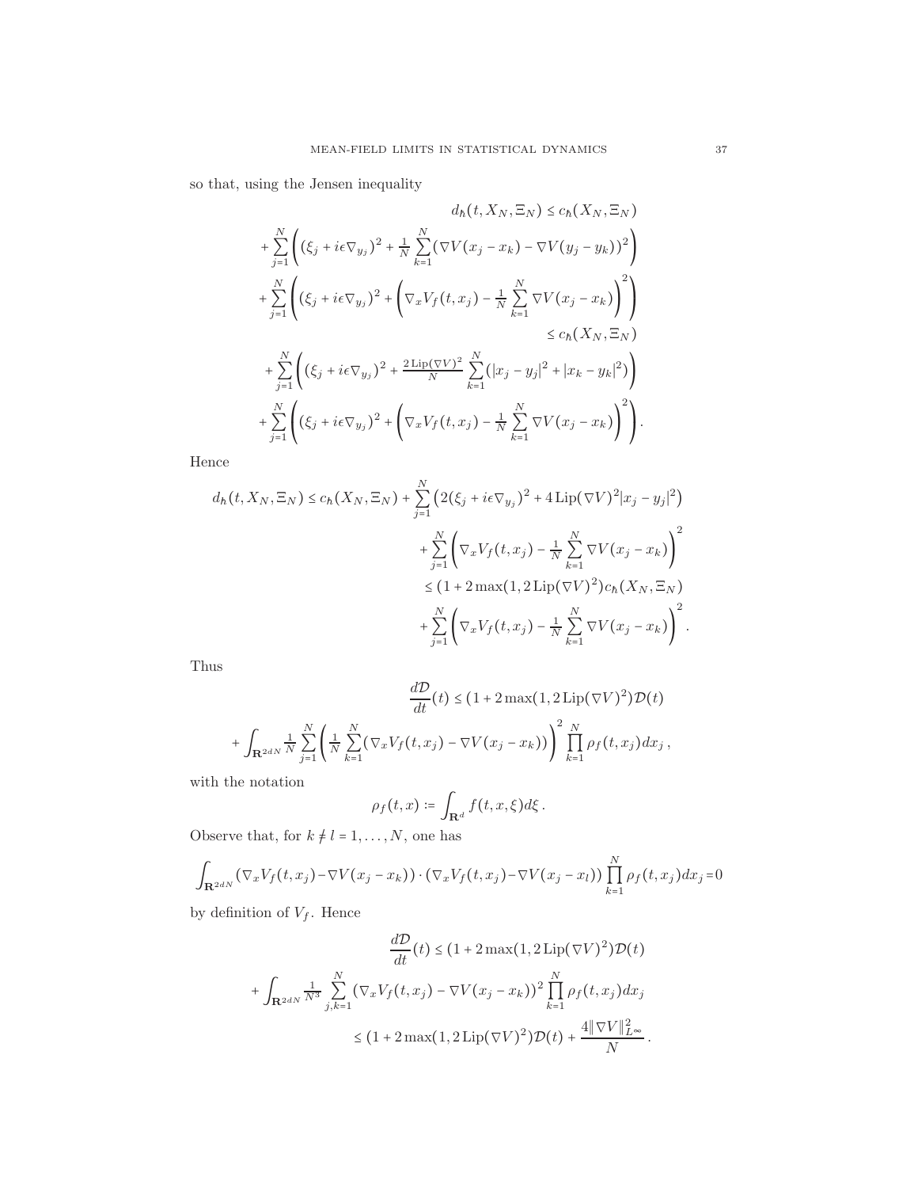so that, using the Jensen inequality

$$
\begin{aligned}
d_\hbar(t, X_N, \Xi_N) &\le c_\hbar(X_N, \Xi_N) \\
+ \sum_{j=1}^N \Bigg( (\xi_j + i\epsilon\nabla_{y_j})^2 &+ \tfrac{1}{N} \sum_{k=1}^N (\nabla V(x_j - x_k) - \nabla V(y_j - y_k))^2 \Bigg) \\
+ \sum_{j=1}^N \Bigg( (\xi_j + i\epsilon\nabla_{y_j})^2 &+ \Bigg( \nabla_x V_f(t, x_j) - \tfrac{1}{N} \sum_{k=1}^N \nabla V(x_j - x_k) \Bigg)^2 \Bigg) \\
&\le c_\hbar(X_N, \Xi_N) \\
+ \sum_{j=1}^N \Bigg( (\xi_j + i\epsilon\nabla_{y_j})^2 &+ \tfrac{2\,\mathrm{Lip}(\nabla V)^2}{N} \sum_{k=1}^N (|x_j - y_j|^2 + |x_k - y_k|^2) \Bigg) \\
+ \sum_{j=1}^N \Bigg( (\xi_j + i\epsilon\nabla_{y_j})^2 &+ \Bigg( \nabla_x V_f(t, x_j) - \tfrac{1}{N} \sum_{k=1}^N \nabla V(x_j - x_k) \Bigg)^2 \Bigg).
\end{aligned}
$$

Hence

$$
\begin{aligned}
d_\hbar(t, X_N, \Xi_N) \le c_\hbar(X_N, \Xi_N) &+ \sum_{j=1}^N \left( 2(\xi_j + i\epsilon\nabla_{y_j})^2 + 4\,\mathrm{Lip}(\nabla V)^2 |x_j - y_j|^2 \right) \\
&+ \sum_{j=1}^N \Bigg( \nabla_x V_f(t, x_j) - \tfrac{1}{N} \sum_{k=1}^N \nabla V(x_j - x_k) \Bigg)^2 \\
&\le (1 + 2\max(1, 2\,\mathrm{Lip}(\nabla V)^2) c_\hbar(X_N, \Xi_N) \\
&+ \sum_{j=1}^N \Bigg( \nabla_x V_f(t, x_j) - \tfrac{1}{N} \sum_{k=1}^N \nabla V(x_j - x_k) \Bigg)^2.
\end{aligned}
$$

Thus

$$
\begin{aligned}
\frac{d\mathcal{D}}{dt}(t) &\le (1 + 2\max(1, 2\,\mathrm{Lip}(\nabla V)^2)\mathcal{D}(t) \\
&+ \int_{\mathbf{R}^{2dN}} \tfrac{1}{N} \sum_{j=1}^N \Bigg( \tfrac{1}{N} \sum_{k=1}^N (\nabla_x V_f(t, x_j) - \nabla V(x_j - x_k)) \Bigg)^2 \prod_{k=1}^N \rho_f(t, x_j) dx_j,
\end{aligned}
$$

with the notation

$$
\rho_f(t, x) := \int_{\mathbf{R}^d} f(t, x, \xi) d\xi.
$$

Observe that, for $k \ne l = 1, \ldots, N$, one has

$$
\int_{\mathbf{R}^{2dN}} (\nabla_x V_f(t, x_j) - \nabla V(x_j - x_k)) \cdot (\nabla_x V_f(t, x_j) - \nabla V(x_j - x_l)) \prod_{k=1}^N \rho_f(t, x_j) dx_j = 0
$$

by definition of $V_f$. Hence

$$
\begin{aligned}
\frac{d\mathcal{D}}{dt}(t) &\le (1 + 2\max(1, 2\,\mathrm{Lip}(\nabla V)^2)\mathcal{D}(t) \\
&+ \int_{\mathbf{R}^{2dN}} \tfrac{1}{N^3} \sum_{j,k=1}^N (\nabla_x V_f(t, x_j) - \nabla V(x_j - x_k))^2 \prod_{k=1}^N \rho_f(t, x_j) dx_j \\
&\le (1 + 2\max(1, 2\,\mathrm{Lip}(\nabla V)^2)\mathcal{D}(t) + \frac{4\|\nabla V\|_{L^\infty}^2}{N}.
\end{aligned}
$$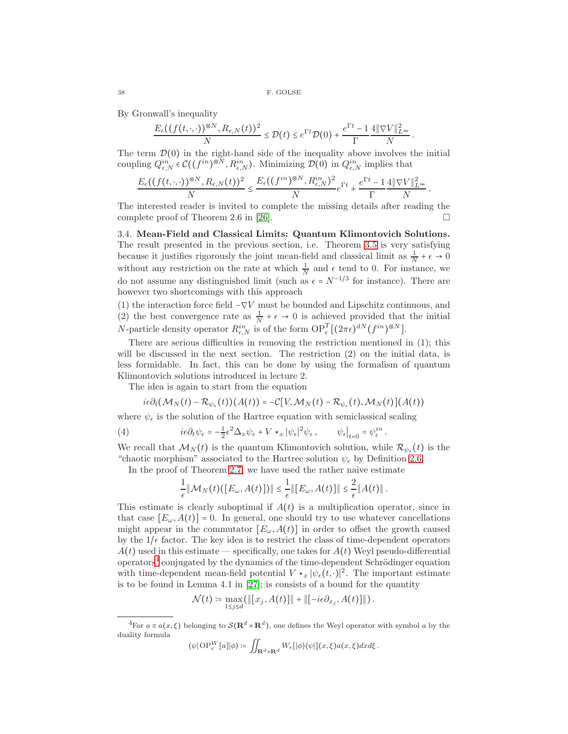By Gronwall's inequality

$$\frac{E_\epsilon((f(t,\cdot,\cdot))^{\otimes N}, R_{\epsilon,N}(t))^2}{N} \le \mathcal{D}(t) \le e^{\Gamma t}\mathcal{D}(0) + \frac{e^{\Gamma t}-1}{\Gamma}\frac{4\|\nabla V\|_{L^\infty}^2}{N}.$$

The term $\mathcal{D}(0)$ in the right-hand side of the inequality above involves the initial coupling $Q^{in}_{\epsilon,N} \in \mathcal{C}((f^{in})^{\otimes N}, R^{in}_{\epsilon,N})$. Minimizing $\mathcal{D}(0)$ in $Q^{in}_{\epsilon,N}$ implies that

$$\frac{E_\epsilon((f(t,\cdot,\cdot))^{\otimes N}, R_{\epsilon,N}(t))^2}{N} \le \frac{E_\epsilon((f^{in})^{\otimes N}, R^{in}_{\epsilon,N})^2}{N} e^{\Gamma t} + \frac{e^{\Gamma t}-1}{\Gamma}\frac{4\|\nabla V\|_{L^\infty}^2}{N}.$$

The interested reader is invited to complete the missing details after reading the complete proof of Theorem 2.6 in [26]. □

### 3.4. Mean-Field and Classical Limits: Quantum Klimontovich Solutions.

The result presented in the previous section, i.e. Theorem 3.5 is very satisfying because it justifies rigorously the joint mean-field and classical limit as $\frac{1}{N} + \epsilon \to 0$ without any restriction on the rate at which $\frac{1}{N}$ and $\epsilon$ tend to 0. For instance, we do not assume any distinguished limit (such as $\epsilon = N^{-1/3}$ for instance). There are however two shortcomings with this approach

(1) the interaction force field $-\nabla V$ must be bounded and Lipschitz continuous, and
(2) the best convergence rate as $\frac{1}{N} + \epsilon \to 0$ is achieved provided that the initial $N$-particle density operator $R^{in}_{\epsilon,N}$ is of the form $\mathrm{OP}^T_\epsilon[(2\pi\epsilon)^{dN}(f^{in})^{\otimes N}]$.

There are serious difficulties in removing the restriction mentioned in (1); this will be discussed in the next section. The restriction (2) on the initial data, is less formidable. In fact, this can be done by using the formalism of quantum Klimontovich solutions introduced in lecture 2.

The idea is again to start from the equation

$$i\epsilon\partial_t(\mathcal{M}_N(t) - \mathcal{R}_{\psi_\epsilon}(t))(A(t)) = -\mathcal{C}[V, \mathcal{M}_N(t) - \mathcal{R}_{\psi_\epsilon}(t), \mathcal{M}_N(t)](A(t))$$

where $\psi_\epsilon$ is the solution of the Hartree equation with semiclassical scaling

$$i\epsilon\partial_t\psi_\epsilon = -\tfrac{1}{2}\epsilon^2\Delta_x\psi_\epsilon + V \star_x |\psi_\epsilon|^2\psi_\epsilon\,, \qquad \psi_\epsilon\big|_{t=0} = \psi^{in}_\epsilon\,. \tag{4}$$

We recall that $\mathcal{M}_N(t)$ is the quantum Klimontovich solution, while $\mathcal{R}_{\psi_\epsilon}(t)$ is the "chaotic morphism" associated to the Hartree solution $\psi_\epsilon$ by Definition 2.6.

In the proof of Theorem 2.7, we have used the rather naive estimate

$$\frac{1}{\epsilon}\|\mathcal{M}_N(t)([E_\omega, A(t)])\| \le \frac{1}{\epsilon}\|[E_\omega, A(t)]\| \le \frac{2}{\epsilon}\|A(t)\|\,.$$

This estimate is clearly suboptimal if $A(t)$ is a multiplication operator, since in that case $[E_\omega, A(t)] = 0$. In general, one should try to use whatever cancellations might appear in the commutator $[E_\omega, A(t)]$ in order to offset the growth caused by the $1/\epsilon$ factor. The key idea is to restrict the class of time-dependent operators $A(t)$ used in this estimate — specifically, one takes for $A(t)$ Weyl pseudo-differential operators[4] conjugated by the dynamics of the time-dependent Schrödinger equation with time-dependent mean-field potential $V \star_x |\psi_\epsilon(t,\cdot)|^2$. The important estimate is to be found in Lemma 4.1 in [27]; is consists of a bound for the quantity

$$\mathcal{N}(t) := \max_{1\le j\le d}(\|[x_j, A(t)]\| + \|[-i\epsilon\partial_{x_j}, A(t)]\|)\,.$$

---

[4] For $a \equiv a(x,\xi)$ belonging to $\mathcal{S}(\mathbf{R}^d\times\mathbf{R}^d)$, one defines the Weyl operator with symbol $a$ by the duality formula

$$\langle\psi|\,\mathrm{OP}^W_\epsilon[a]|\phi\rangle := \iint_{\mathbf{R}^d\times\mathbf{R}^d} W_\epsilon[|\phi\rangle\langle\psi|](x,\xi)a(x,\xi)dxd\xi\,.$$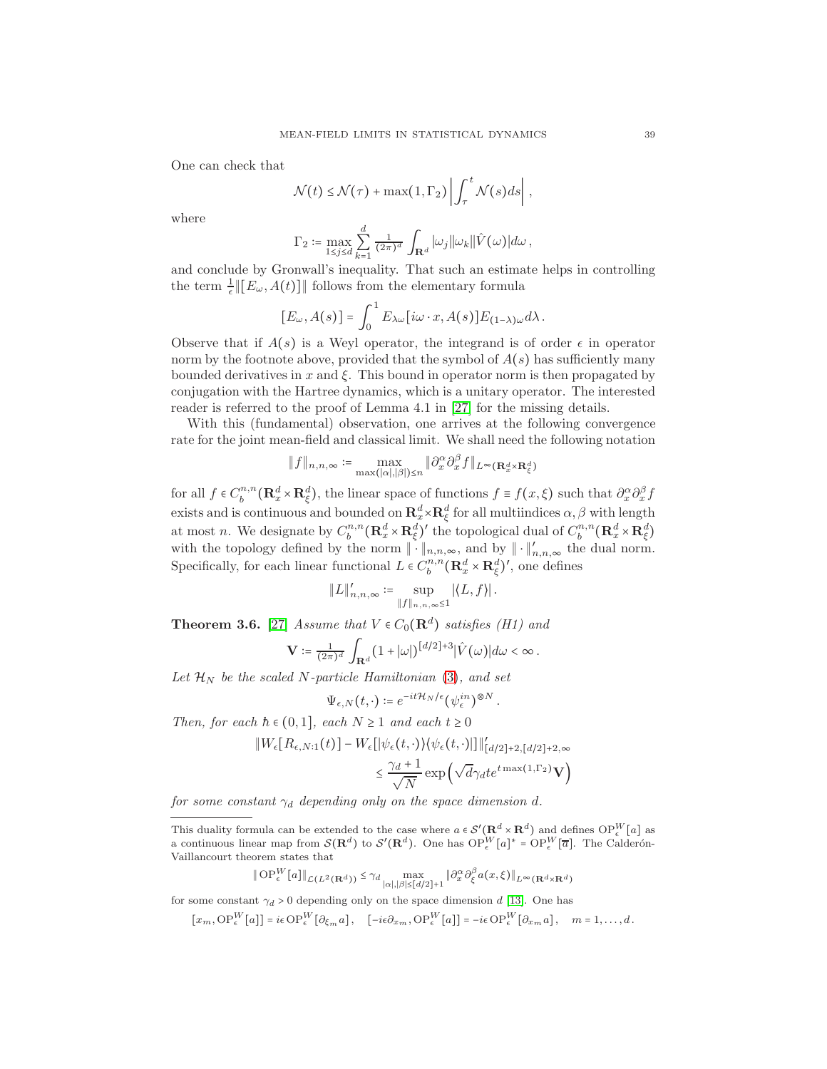One can check that

$$\mathcal{N}(t) \le \mathcal{N}(\tau) + \max(1, \Gamma_2) \left| \int_\tau^t \mathcal{N}(s) ds \right| ,$$

where

$$\Gamma_2 := \max_{1\le j\le d} \sum_{k=1}^{d} \tfrac{1}{(2\pi)^d} \int_{\mathbf{R}^d} |\omega_j||\omega_k||\hat{V}(\omega)| d\omega ,$$

and conclude by Gronwall's inequality. That such an estimate helps in controlling the term $\frac{1}{\epsilon}\|[E_\omega, A(t)]\|$ follows from the elementary formula

$$[E_\omega, A(s)] = \int_0^1 E_{\lambda\omega}[i\omega\cdot x, A(s)] E_{(1-\lambda)\omega} d\lambda .$$

Observe that if $A(s)$ is a Weyl operator, the integrand is of order $\epsilon$ in operator norm by the footnote above, provided that the symbol of $A(s)$ has sufficiently many bounded derivatives in $x$ and $\xi$. This bound in operator norm is then propagated by conjugation with the Hartree dynamics, which is a unitary operator. The interested reader is referred to the proof of Lemma 4.1 in [27] for the missing details.

With this (fundamental) observation, one arrives at the following convergence rate for the joint mean-field and classical limit. We shall need the following notation

$$\|f\|_{n,n,\infty} := \max_{\max(|\alpha|,|\beta|)\le n} \|\partial_x^\alpha \partial_x^\beta f\|_{L^\infty(\mathbf{R}_x^d\times\mathbf{R}_\xi^d)}$$

for all $f \in C_b^{n,n}(\mathbf{R}_x^d \times \mathbf{R}_\xi^d)$, the linear space of functions $f \equiv f(x,\xi)$ such that $\partial_x^\alpha \partial_x^\beta f$ exists and is continuous and bounded on $\mathbf{R}_x^d\times\mathbf{R}_\xi^d$ for all multiindices $\alpha, \beta$ with length at most $n$. We designate by $C_b^{n,n}(\mathbf{R}_x^d \times \mathbf{R}_\xi^d)'$ the topological dual of $C_b^{n,n}(\mathbf{R}_x^d \times \mathbf{R}_\xi^d)$ with the topology defined by the norm $\|\cdot\|_{n,n,\infty}$, and by $\|\cdot\|'_{n,n,\infty}$ the dual norm. Specifically, for each linear functional $L \in C_b^{n,n}(\mathbf{R}_x^d \times \mathbf{R}_\xi^d)'$, one defines

$$\|L\|'_{n,n,\infty} := \sup_{\|f\|_{n,n,\infty}\le 1} |\langle L, f\rangle| .$$

**Theorem 3.6.** [27] *Assume that $V \in C_0(\mathbf{R}^d)$ satisfies (H1) and*

$$\mathbf{V} := \tfrac{1}{(2\pi)^d} \int_{\mathbf{R}^d} (1+|\omega|)^{[d/2]+3} |\hat{V}(\omega)| d\omega < \infty .$$

*Let $\mathcal{H}_N$ be the scaled $N$-particle Hamiltonian (3), and set*

$$\Psi_{\epsilon,N}(t,\cdot) := e^{-it\mathcal{H}_N/\epsilon} (\psi_\epsilon^{in})^{\otimes N} .$$

*Then, for each $\hbar \in (0,1]$, each $N \ge 1$ and each $t \ge 0$*

$$\begin{aligned}\|W_\epsilon[R_{\epsilon,N:1}(t)] - W_\epsilon[|\psi_\epsilon(t,\cdot)\rangle\langle\psi_\epsilon(t,\cdot)|]\|'_{[d/2]+2,[d/2]+2,\infty} \\ \le \frac{\gamma_d+1}{\sqrt{N}} \exp\left(\sqrt{d}\gamma_d t e^{t\max(1,\Gamma_2)}\mathbf{V}\right)\end{aligned}$$

*for some constant $\gamma_d$ depending only on the space dimension $d$.*

---

This duality formula can be extended to the case where $a \in \mathcal{S}'(\mathbf{R}^d \times \mathbf{R}^d)$ and defines $\mathrm{OP}_\epsilon^W[a]$ as a continuous linear map from $\mathcal{S}(\mathbf{R}^d)$ to $\mathcal{S}'(\mathbf{R}^d)$. One has $\mathrm{OP}_\epsilon^W[a]^* = \mathrm{OP}_\epsilon^W[\overline{a}]$. The Calderón-Vaillancourt theorem states that

$$\|\mathrm{OP}_\epsilon^W[a]\|_{\mathcal{L}(L^2(\mathbf{R}^d))} \le \gamma_d \max_{|\alpha|,|\beta|\le[d/2]+1} \|\partial_x^\alpha \partial_\xi^\beta a(x,\xi)\|_{L^\infty(\mathbf{R}^d\times\mathbf{R}^d)}$$

for some constant $\gamma_d > 0$ depending only on the space dimension $d$ [13]. One has

$$[x_m, \mathrm{OP}_\epsilon^W[a]] = i\epsilon\, \mathrm{OP}_\epsilon^W[\partial_{\xi_m} a] , \quad [-i\epsilon\partial_{x_m}, \mathrm{OP}_\epsilon^W[a]] = -i\epsilon\, \mathrm{OP}_\epsilon^W[\partial_{x_m} a] , \quad m = 1,\ldots,d .$$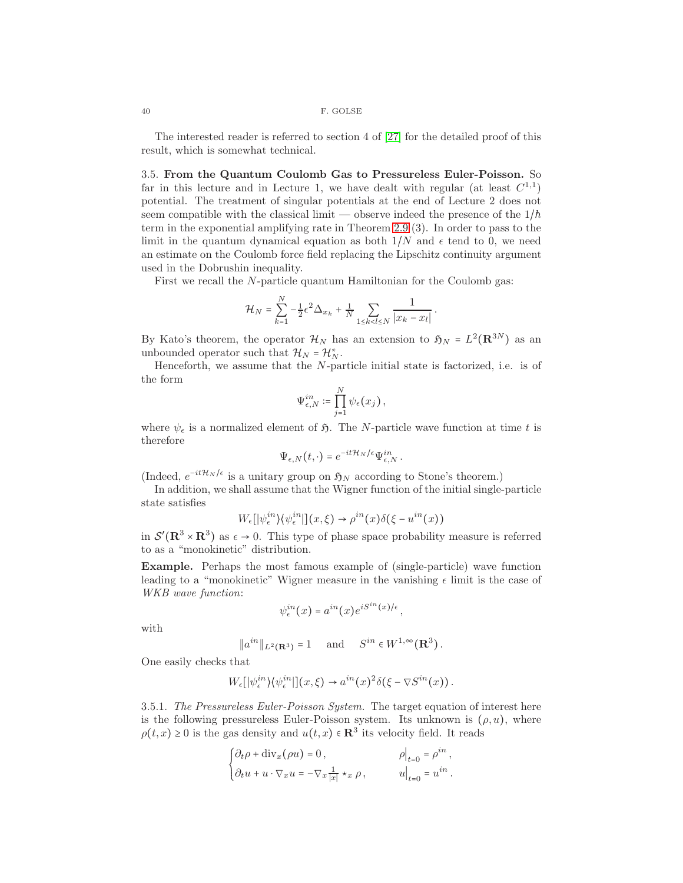The interested reader is referred to section 4 of [27] for the detailed proof of this result, which is somewhat technical.

**3.5. From the Quantum Coulomb Gas to Pressureless Euler-Poisson.** So far in this lecture and in Lecture 1, we have dealt with regular (at least $C^{1,1}$) potential. The treatment of singular potentials at the end of Lecture 2 does not seem compatible with the classical limit — observe indeed the presence of the $1/\hbar$ term in the exponential amplifying rate in Theorem 2.9 (3). In order to pass to the limit in the quantum dynamical equation as both $1/N$ and $\epsilon$ tend to 0, we need an estimate on the Coulomb force field replacing the Lipschitz continuity argument used in the Dobrushin inequality.

First we recall the $N$-particle quantum Hamiltonian for the Coulomb gas:

$$\mathcal{H}_N = \sum_{k=1}^{N} -\tfrac{1}{2}\epsilon^2 \Delta_{x_k} + \tfrac{1}{N} \sum_{1 \le k < l \le N} \frac{1}{|x_k - x_l|} \,.$$

By Kato's theorem, the operator $\mathcal{H}_N$ has an extension to $\mathfrak{H}_N = L^2(\mathbf{R}^{3N})$ as an unbounded operator such that $\mathcal{H}_N = \mathcal{H}_N^*$.

Henceforth, we assume that the $N$-particle initial state is factorized, i.e. is of the form

$$\Psi_{\epsilon,N}^{in} := \prod_{j=1}^{N} \psi_\epsilon(x_j) \,,$$

where $\psi_\epsilon$ is a normalized element of $\mathfrak{H}$. The $N$-particle wave function at time $t$ is therefore

$$\Psi_{\epsilon,N}(t,\cdot) = e^{-it\mathcal{H}_N/\epsilon} \Psi_{\epsilon,N}^{in} \,.$$

(Indeed, $e^{-it\mathcal{H}_N/\epsilon}$ is a unitary group on $\mathfrak{H}_N$ according to Stone's theorem.)

In addition, we shall assume that the Wigner function of the initial single-particle state satisfies

$$W_\epsilon[|\psi_\epsilon^{in}\rangle\langle\psi_\epsilon^{in}|](x,\xi) \to \rho^{in}(x)\delta(\xi - u^{in}(x))$$

in $\mathcal{S}'(\mathbf{R}^3 \times \mathbf{R}^3)$ as $\epsilon \to 0$. This type of phase space probability measure is referred to as a "monokinetic" distribution.

**Example.** Perhaps the most famous example of (single-particle) wave function leading to a "monokinetic" Wigner measure in the vanishing $\epsilon$ limit is the case of *WKB wave function*:

$$\psi_\epsilon^{in}(x) = a^{in}(x) e^{iS^{in}(x)/\epsilon} \,,$$

with

$$\|a^{in}\|_{L^2(\mathbf{R}^3)} = 1 \quad \text{ and } \quad S^{in} \in W^{1,\infty}(\mathbf{R}^3) \,.$$

One easily checks that

$$W_\epsilon[|\psi_\epsilon^{in}\rangle\langle\psi_\epsilon^{in}|](x,\xi) \to a^{in}(x)^2 \delta(\xi - \nabla S^{in}(x)) \,.$$

3.5.1. *The Pressureless Euler-Poisson System.* The target equation of interest here is the following pressureless Euler-Poisson system. Its unknown is $(\rho, u)$, where $\rho(t,x) \ge 0$ is the gas density and $u(t,x) \in \mathbf{R}^3$ its velocity field. It reads

$$\begin{cases} \partial_t \rho + \operatorname{div}_x(\rho u) = 0 \,, & \rho\big|_{t=0} = \rho^{in} \,, \\ \partial_t u + u \cdot \nabla_x u = -\nabla_x \frac{1}{|x|} \star_x \rho \,, & u\big|_{t=0} = u^{in} \,. \end{cases}$$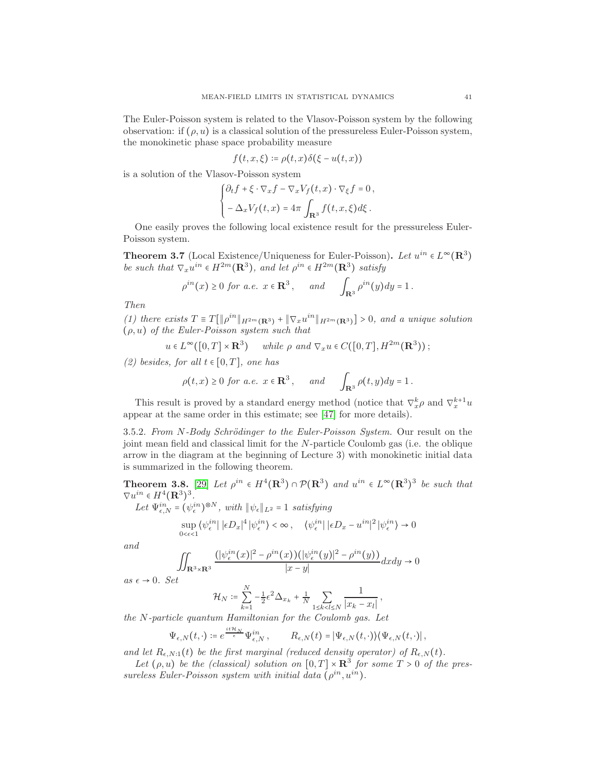The Euler-Poisson system is related to the Vlasov-Poisson system by the following observation: if $(\rho, u)$ is a classical solution of the pressureless Euler-Poisson system, the monokinetic phase space probability measure

$$f(t,x,\xi) := \rho(t,x)\delta(\xi - u(t,x))$$

is a solution of the Vlasov-Poisson system

$$\begin{cases} \partial_t f + \xi \cdot \nabla_x f - \nabla_x V_f(t,x) \cdot \nabla_\xi f = 0\,, \\ -\Delta_x V_f(t,x) = 4\pi \int_{\mathbf{R}^3} f(t,x,\xi) d\xi\,. \end{cases}$$

One easily proves the following local existence result for the pressureless Euler-Poisson system.

**Theorem 3.7** (Local Existence/Uniqueness for Euler-Poisson)**.** *Let $u^{in} \in L^\infty(\mathbf{R}^3)$ be such that $\nabla_x u^{in} \in H^{2m}(\mathbf{R}^3)$, and let $\rho^{in} \in H^{2m}(\mathbf{R}^3)$ satisfy*

$$\rho^{in}(x) \geq 0 \text{ for a.e. } x \in \mathbf{R}^3\,, \qquad \text{and} \qquad \int_{\mathbf{R}^3} \rho^{in}(y) dy = 1\,.$$

*Then*

*(1) there exists $T \equiv T[\|\rho^{in}\|_{H^{2m}(\mathbf{R}^3)} + \|\nabla_x u^{in}\|_{H^{2m}(\mathbf{R}^3)}] > 0$, and a unique solution $(\rho, u)$ of the Euler-Poisson system such that*

$$u \in L^\infty([0,T] \times \mathbf{R}^3) \qquad \text{while } \rho \text{ and } \nabla_x u \in C([0,T], H^{2m}(\mathbf{R}^3))\,;$$

*(2) besides, for all $t \in [0,T]$, one has*

$$\rho(t,x) \geq 0 \text{ for a.e. } x \in \mathbf{R}^3\,, \qquad \text{and} \qquad \int_{\mathbf{R}^3} \rho(t,y) dy = 1\,.$$

This result is proved by a standard energy method (notice that $\nabla_x^k \rho$ and $\nabla_x^{k+1} u$ appear at the same order in this estimate; see [47] for more details).

3.5.2. *From N-Body Schrödinger to the Euler-Poisson System.* Our result on the joint mean field and classical limit for the $N$-particle Coulomb gas (i.e. the oblique arrow in the diagram at the beginning of Lecture 3) with monokinetic initial data is summarized in the following theorem.

**Theorem 3.8.** [29] *Let $\rho^{in} \in H^4(\mathbf{R}^3) \cap \mathcal{P}(\mathbf{R}^3)$ and $u^{in} \in L^\infty(\mathbf{R}^3)^3$ be such that $\nabla u^{in} \in H^4(\mathbf{R}^3)^3$.*

*Let $\Psi^{in}_{\epsilon,N} = (\psi^{in}_\epsilon)^{\otimes N}$, with $\|\psi_\epsilon\|_{L^2} = 1$ satisfying*

$$\sup_{0<\epsilon<1} \langle \psi^{in}_\epsilon | \, |\epsilon D_x|^4 \, |\psi^{in}_\epsilon\rangle < \infty\,, \quad \langle \psi^{in}_\epsilon | \, |\epsilon D_x - u^{in}|^2 \, |\psi^{in}_\epsilon\rangle \to 0$$

*and*

$$\iint_{\mathbf{R}^3 \times \mathbf{R}^3} \frac{(|\psi^{in}_\epsilon(x)|^2 - \rho^{in}(x))(|\psi^{in}_\epsilon(y)|^2 - \rho^{in}(y))}{|x-y|} dxdy \to 0$$

*as $\epsilon \to 0$. Set*

$$\mathcal{H}_N := \sum_{k=1}^N -\tfrac{1}{2}\epsilon^2 \Delta_{x_k} + \tfrac{1}{N} \sum_{1 \leq k < l \leq N} \frac{1}{|x_k - x_l|}\,,$$

*the $N$-particle quantum Hamiltonian for the Coulomb gas. Let*

$$\Psi_{\epsilon,N}(t,\cdot) := e^{\frac{it\mathcal{H}_N}{\epsilon}} \Psi^{in}_{\epsilon,N}\,, \qquad R_{\epsilon,N}(t) = |\Psi_{\epsilon,N}(t,\cdot)\rangle\langle \Psi_{\epsilon,N}(t,\cdot)|\,,$$

*and let $R_{\epsilon,N:1}(t)$ be the first marginal (reduced density operator) of $R_{\epsilon,N}(t)$.*

*Let $(\rho, u)$ be the (classical) solution on $[0,T] \times \mathbf{R}^3$ for some $T > 0$ of the pressureless Euler-Poisson system with initial data $(\rho^{in}, u^{in})$.*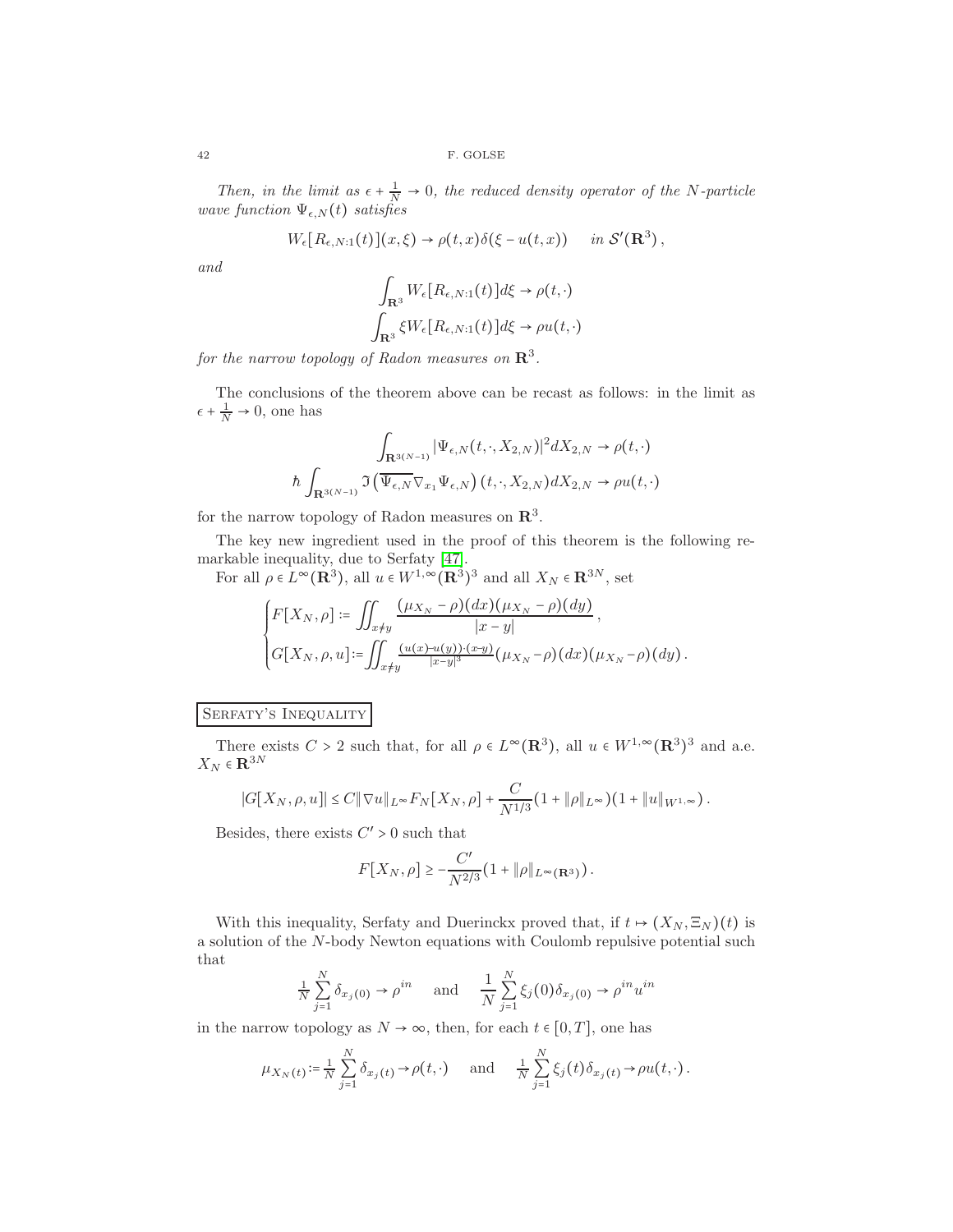*Then, in the limit as $\epsilon + \frac{1}{N} \to 0$, the reduced density operator of the $N$-particle wave function $\Psi_{\epsilon,N}(t)$ satisfies*

$$W_\epsilon[R_{\epsilon,N:1}(t)](x,\xi) \to \rho(t,x)\delta(\xi - u(t,x)) \quad \text{ in } \mathcal{S}'(\mathbf{R}^3)\,,$$

*and*

$$\int_{\mathbf{R}^3} W_\epsilon[R_{\epsilon,N:1}(t)]d\xi \to \rho(t,\cdot)$$
$$\int_{\mathbf{R}^3} \xi W_\epsilon[R_{\epsilon,N:1}(t)]d\xi \to \rho u(t,\cdot)$$

*for the narrow topology of Radon measures on $\mathbf{R}^3$.*

The conclusions of the theorem above can be recast as follows: in the limit as $\epsilon + \frac{1}{N} \to 0$, one has

$$\int_{\mathbf{R}^{3(N-1)}} |\Psi_{\epsilon,N}(t,\cdot,X_{2,N})|^2 dX_{2,N} \to \rho(t,\cdot)$$
$$\hbar \int_{\mathbf{R}^{3(N-1)}} \Im\left(\overline{\Psi_{\epsilon,N}}\nabla_{x_1}\Psi_{\epsilon,N}\right)(t,\cdot,X_{2,N})dX_{2,N} \to \rho u(t,\cdot)$$

for the narrow topology of Radon measures on $\mathbf{R}^3$.

The key new ingredient used in the proof of this theorem is the following remarkable inequality, due to Serfaty [47].

For all $\rho \in L^\infty(\mathbf{R}^3)$, all $u \in W^{1,\infty}(\mathbf{R}^3)^3$ and all $X_N \in \mathbf{R}^{3N}$, set

$$\begin{cases} F[X_N,\rho] := \displaystyle\iint_{x\neq y} \frac{(\mu_{X_N} - \rho)(dx)(\mu_{X_N} - \rho)(dy)}{|x-y|}\,, \\ G[X_N,\rho,u] := \displaystyle\iint_{x\neq y} \frac{(u(x)-u(y))\cdot(x-y)}{|x-y|^3}(\mu_{X_N}-\rho)(dx)(\mu_{X_N}-\rho)(dy)\,. \end{cases}$$

Serfaty's Inequality

There exists $C > 2$ such that, for all $\rho \in L^\infty(\mathbf{R}^3)$, all $u \in W^{1,\infty}(\mathbf{R}^3)^3$ and a.e. $X_N \in \mathbf{R}^{3N}$

$$|G[X_N,\rho,u]| \le C\|\nabla u\|_{L^\infty} F_N[X_N,\rho] + \frac{C}{N^{1/3}}(1 + \|\rho\|_{L^\infty})(1 + \|u\|_{W^{1,\infty}})\,.$$

Besides, there exists $C' > 0$ such that

$$F[X_N,\rho] \ge -\frac{C'}{N^{2/3}}(1 + \|\rho\|_{L^\infty(\mathbf{R}^3)})\,.$$

With this inequality, Serfaty and Duerinckx proved that, if $t \mapsto (X_N, \Xi_N)(t)$ is a solution of the $N$-body Newton equations with Coulomb repulsive potential such that

$$\frac{1}{N}\sum_{j=1}^N \delta_{x_j(0)} \to \rho^{in} \quad \text{ and } \quad \frac{1}{N}\sum_{j=1}^N \xi_j(0)\delta_{x_j(0)} \to \rho^{in}u^{in}$$

in the narrow topology as $N \to \infty$, then, for each $t \in [0,T]$, one has

$$\mu_{X_N(t)} := \frac{1}{N}\sum_{j=1}^N \delta_{x_j(t)} \to \rho(t,\cdot) \quad \text{ and } \quad \frac{1}{N}\sum_{j=1}^N \xi_j(t)\delta_{x_j(t)} \to \rho u(t,\cdot)\,.$$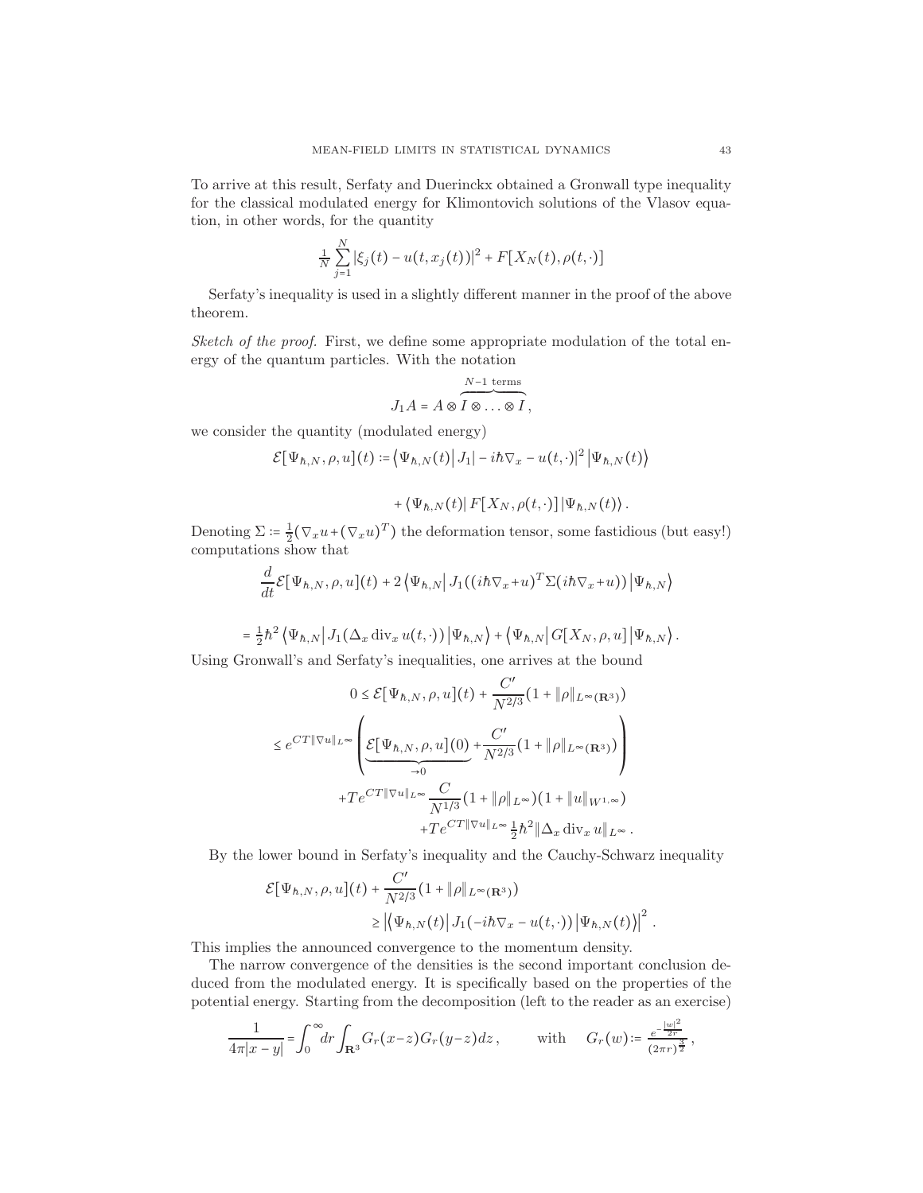To arrive at this result, Serfaty and Duerinckx obtained a Gronwall type inequality for the classical modulated energy for Klimontovich solutions of the Vlasov equation, in other words, for the quantity

$$\tfrac{1}{N}\sum_{j=1}^{N}|\xi_j(t)-u(t,x_j(t))|^2+F[X_N(t),\rho(t,\cdot)]$$

Serfaty's inequality is used in a slightly different manner in the proof of the above theorem.

*Sketch of the proof.* First, we define some appropriate modulation of the total energy of the quantum particles. With the notation

$$J_1A=A\otimes\overbrace{I\otimes\ldots\otimes I}^{N-1\text{ terms}},$$

we consider the quantity (modulated energy)

$$\mathcal{E}[\Psi_{\hbar,N},\rho,u](t):=\left\langle\Psi_{\hbar,N}(t)\right|J_1|-i\hbar\nabla_x-u(t,\cdot)|^2\left|\Psi_{\hbar,N}(t)\right\rangle$$

$$+\left\langle\Psi_{\hbar,N}(t)\right|F[X_N,\rho(t,\cdot)]\left|\Psi_{\hbar,N}(t)\right\rangle.$$

Denoting $\Sigma:=\frac{1}{2}(\nabla_x u+(\nabla_x u)^T)$ the deformation tensor, some fastidious (but easy!) computations show that

$$\frac{d}{dt}\mathcal{E}[\Psi_{\hbar,N},\rho,u](t)+2\left\langle\Psi_{\hbar,N}\right|J_1((i\hbar\nabla_x+u)^T\Sigma(i\hbar\nabla_x+u))\left|\Psi_{\hbar,N}\right\rangle$$

$$=\tfrac{1}{2}\hbar^2\left\langle\Psi_{\hbar,N}\right|J_1(\Delta_x\operatorname{div}_x u(t,\cdot))\left|\Psi_{\hbar,N}\right\rangle+\left\langle\Psi_{\hbar,N}\right|G[X_N,\rho,u]\left|\Psi_{\hbar,N}\right\rangle.$$

Using Gronwall's and Serfaty's inequalities, one arrives at the bound

$$\begin{aligned}
0&\le\mathcal{E}[\Psi_{\hbar,N},\rho,u](t)+\frac{C'}{N^{2/3}}(1+\|\rho\|_{L^\infty(\mathbf{R}^3)})\\
&\le e^{CT\|\nabla u\|_{L^\infty}}\left(\underbrace{\mathcal{E}[\Psi_{\hbar,N},\rho,u](0)}_{\to0}+\frac{C'}{N^{2/3}}(1+\|\rho\|_{L^\infty(\mathbf{R}^3)})\right)\\
&\quad+Te^{CT\|\nabla u\|_{L^\infty}}\frac{C}{N^{1/3}}(1+\|\rho\|_{L^\infty})(1+\|u\|_{W^{1,\infty}})\\
&\quad+Te^{CT\|\nabla u\|_{L^\infty}}\tfrac{1}{2}\hbar^2\|\Delta_x\operatorname{div}_x u\|_{L^\infty}.
\end{aligned}$$

By the lower bound in Serfaty's inequality and the Cauchy-Schwarz inequality

$$\begin{aligned}
\mathcal{E}[\Psi_{\hbar,N},\rho,u](t)&+\frac{C'}{N^{2/3}}(1+\|\rho\|_{L^\infty(\mathbf{R}^3)})\\
&\ge\left|\left\langle\Psi_{\hbar,N}(t)\right|J_1(-i\hbar\nabla_x-u(t,\cdot))\left|\Psi_{\hbar,N}(t)\right\rangle\right|^2.
\end{aligned}$$

This implies the announced convergence to the momentum density.

The narrow convergence of the densities is the second important conclusion deduced from the modulated energy. It is specifically based on the properties of the potential energy. Starting from the decomposition (left to the reader as an exercise)

$$\frac{1}{4\pi|x-y|}=\int_0^\infty dr\int_{\mathbf{R}^3}G_r(x-z)G_r(y-z)dz,\qquad\text{with}\quad G_r(w):=\frac{e^{-\frac{|w|^2}{2r}}}{(2\pi r)^{\frac{3}{2}}},$$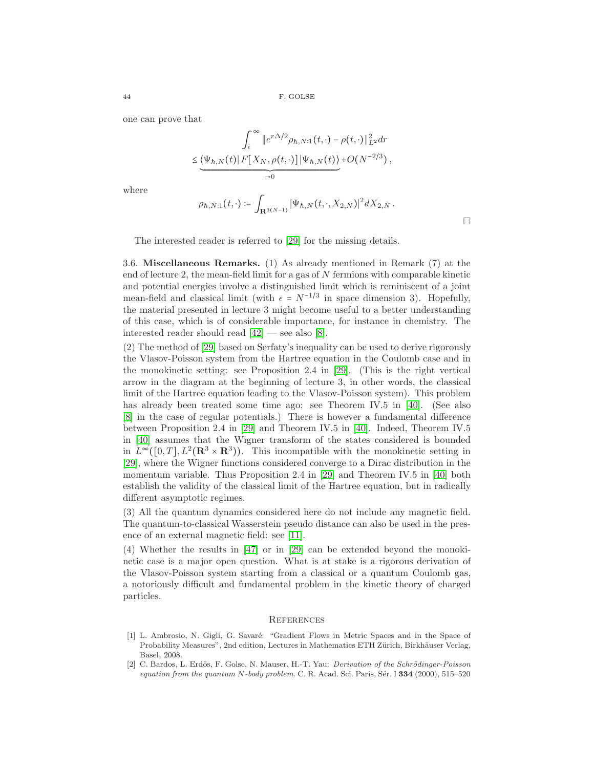one can prove that

$$
\begin{aligned}
&\int_\epsilon^\infty \|e^{r\Delta/2}\rho_{\hbar,N:1}(t,\cdot) - \rho(t,\cdot)\|_{L^2}^2 dr \\
&\le \underbrace{\langle \Psi_{\hbar,N}(t)|\, F[X_N,\rho(t,\cdot)]\, |\Psi_{\hbar,N}(t)\rangle}_{\to 0} + O(N^{-2/3})\,,
\end{aligned}
$$

where

$$
\rho_{\hbar,N:1}(t,\cdot) := \int_{\mathbf{R}^{3(N-1)}} |\Psi_{\hbar,N}(t,\cdot,X_{2,N})|^2 dX_{2,N}\,.
$$

□

The interested reader is referred to [29] for the missing details.

3.6. **Miscellaneous Remarks.** (1) As already mentioned in Remark (7) at the end of lecture 2, the mean-field limit for a gas of $N$ fermions with comparable kinetic and potential energies involve a distinguished limit which is reminiscent of a joint mean-field and classical limit (with $\epsilon = N^{-1/3}$ in space dimension 3). Hopefully, the material presented in lecture 3 might become useful to a better understanding of this case, which is of considerable importance, for instance in chemistry. The interested reader should read [42] — see also [8].

(2) The method of [29] based on Serfaty's inequality can be used to derive rigorously the Vlasov-Poisson system from the Hartree equation in the Coulomb case and in the monokinetic setting: see Proposition 2.4 in [29]. (This is the right vertical arrow in the diagram at the beginning of lecture 3, in other words, the classical limit of the Hartree equation leading to the Vlasov-Poisson system). This problem has already been treated some time ago: see Theorem IV.5 in [40]. (See also [8] in the case of regular potentials.) There is however a fundamental difference between Proposition 2.4 in [29] and Theorem IV.5 in [40]. Indeed, Theorem IV.5 in [40] assumes that the Wigner transform of the states considered is bounded in $L^\infty([0,T],L^2(\mathbf{R}^3\times\mathbf{R}^3))$. This incompatible with the monokinetic setting in [29], where the Wigner functions considered converge to a Dirac distribution in the momentum variable. Thus Proposition 2.4 in [29] and Theorem IV.5 in [40] both establish the validity of the classical limit of the Hartree equation, but in radically different asymptotic regimes.

(3) All the quantum dynamics considered here do not include any magnetic field. The quantum-to-classical Wasserstein pseudo distance can also be used in the presence of an external magnetic field: see [11].

(4) Whether the results in [47] or in [29] can be extended beyond the monokinetic case is a major open question. What is at stake is a rigorous derivation of the Vlasov-Poisson system starting from a classical or a quantum Coulomb gas, a notoriously difficult and fundamental problem in the kinetic theory of charged particles.

## References

[1] L. Ambrosio, N. Gigli, G. Savaré: "Gradient Flows in Metric Spaces and in the Space of Probability Measures", 2nd edition, Lectures in Mathematics ETH Zürich, Birkhäuser Verlag, Basel, 2008.

[2] C. Bardos, L. Erdös, F. Golse, N. Mauser, H.-T. Yau: *Derivation of the Schrödinger-Poisson equation from the quantum N-body problem*. C. R. Acad. Sci. Paris, Sér. I **334** (2000), 515–520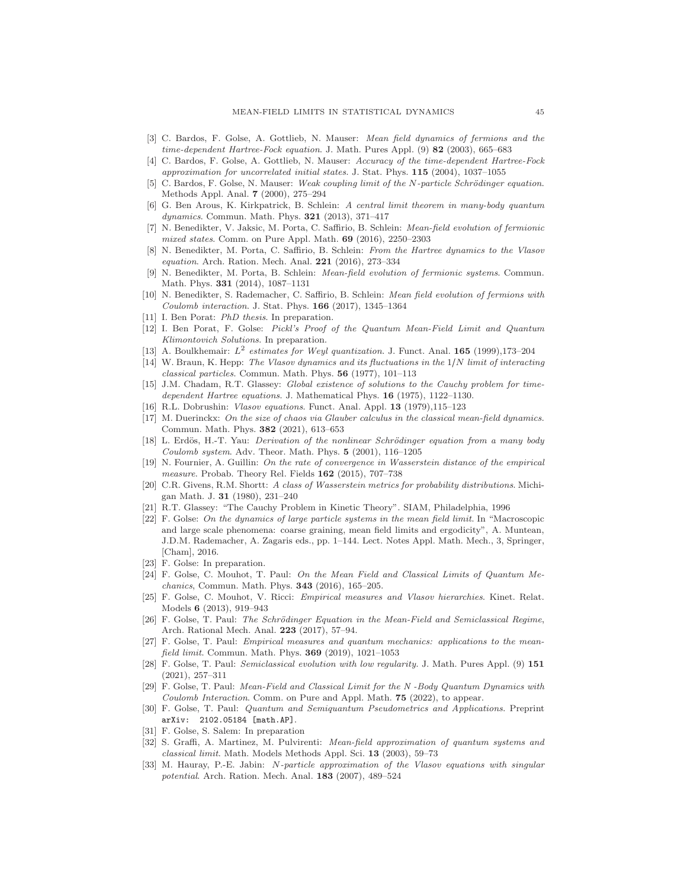[3] C. Bardos, F. Golse, A. Gottlieb, N. Mauser: *Mean field dynamics of fermions and the time-dependent Hartree-Fock equation*. J. Math. Pures Appl. (9) **82** (2003), 665–683

[4] C. Bardos, F. Golse, A. Gottlieb, N. Mauser: *Accuracy of the time-dependent Hartree-Fock approximation for uncorrelated initial states*. J. Stat. Phys. **115** (2004), 1037–1055

[5] C. Bardos, F. Golse, N. Mauser: *Weak coupling limit of the N-particle Schrödinger equation*. Methods Appl. Anal. **7** (2000), 275–294

[6] G. Ben Arous, K. Kirkpatrick, B. Schlein: *A central limit theorem in many-body quantum dynamics*. Commun. Math. Phys. **321** (2013), 371–417

[7] N. Benedikter, V. Jaksic, M. Porta, C. Saffirio, B. Schlein: *Mean-field evolution of fermionic mixed states*. Comm. on Pure Appl. Math. **69** (2016), 2250–2303

[8] N. Benedikter, M. Porta, C. Saffirio, B. Schlein: *From the Hartree dynamics to the Vlasov equation*. Arch. Ration. Mech. Anal. **221** (2016), 273–334

[9] N. Benedikter, M. Porta, B. Schlein: *Mean-field evolution of fermionic systems*. Commun. Math. Phys. **331** (2014), 1087–1131

[10] N. Benedikter, S. Rademacher, C. Saffirio, B. Schlein: *Mean field evolution of fermions with Coulomb interaction*. J. Stat. Phys. **166** (2017), 1345–1364

[11] I. Ben Porat: *PhD thesis*. In preparation.

[12] I. Ben Porat, F. Golse: *Pickl's Proof of the Quantum Mean-Field Limit and Quantum Klimontovich Solutions*. In preparation.

[13] A. Boulkhemair: *$L^2$ estimates for Weyl quantization*. J. Funct. Anal. **165** (1999),173–204

[14] W. Braun, K. Hepp: *The Vlasov dynamics and its fluctuations in the $1/N$ limit of interacting classical particles*. Commun. Math. Phys. **56** (1977), 101–113

[15] J.M. Chadam, R.T. Glassey: *Global existence of solutions to the Cauchy problem for time-dependent Hartree equations*. J. Mathematical Phys. **16** (1975), 1122–1130.

[16] R.L. Dobrushin: *Vlasov equations*. Funct. Anal. Appl. **13** (1979),115–123

[17] M. Duerinckx: *On the size of chaos via Glauber calculus in the classical mean-field dynamics*. Commun. Math. Phys. **382** (2021), 613–653

[18] L. Erdös, H.-T. Yau: *Derivation of the nonlinear Schrödinger equation from a many body Coulomb system*. Adv. Theor. Math. Phys. **5** (2001), 116–1205

[19] N. Fournier, A. Guillin: *On the rate of convergence in Wasserstein distance of the empirical measure*. Probab. Theory Rel. Fields **162** (2015), 707–738

[20] C.R. Givens, R.M. Shortt: *A class of Wasserstein metrics for probability distributions*. Michigan Math. J. **31** (1980), 231–240

[21] R.T. Glassey: "The Cauchy Problem in Kinetic Theory". SIAM, Philadelphia, 1996

[22] F. Golse: *On the dynamics of large particle systems in the mean field limit*. In "Macroscopic and large scale phenomena: coarse graining, mean field limits and ergodicity", A. Muntean, J.D.M. Rademacher, A. Zagaris eds., pp. 1–144. Lect. Notes Appl. Math. Mech., 3, Springer, [Cham], 2016.

[23] F. Golse: In preparation.

[24] F. Golse, C. Mouhot, T. Paul: *On the Mean Field and Classical Limits of Quantum Mechanics*, Commun. Math. Phys. **343** (2016), 165–205.

[25] F. Golse, C. Mouhot, V. Ricci: *Empirical measures and Vlasov hierarchies*. Kinet. Relat. Models **6** (2013), 919–943

[26] F. Golse, T. Paul: *The Schrödinger Equation in the Mean-Field and Semiclassical Regime*, Arch. Rational Mech. Anal. **223** (2017), 57–94.

[27] F. Golse, T. Paul: *Empirical measures and quantum mechanics: applications to the mean-field limit*. Commun. Math. Phys. **369** (2019), 1021–1053

[28] F. Golse, T. Paul: *Semiclassical evolution with low regularity*. J. Math. Pures Appl. (9) **151** (2021), 257–311

[29] F. Golse, T. Paul: *Mean-Field and Classical Limit for the N -Body Quantum Dynamics with Coulomb Interaction*. Comm. on Pure and Appl. Math. **75** (2022), to appear.

[30] F. Golse, T. Paul: *Quantum and Semiquantum Pseudometrics and Applications*. Preprint arXiv: 2102.05184 [math.AP].

[31] F. Golse, S. Salem: In preparation

[32] S. Graffi, A. Martinez, M. Pulvirenti: *Mean-field approximation of quantum systems and classical limit*. Math. Models Methods Appl. Sci. **13** (2003), 59–73

[33] M. Hauray, P.-E. Jabin: *N-particle approximation of the Vlasov equations with singular potential*. Arch. Ration. Mech. Anal. **183** (2007), 489–524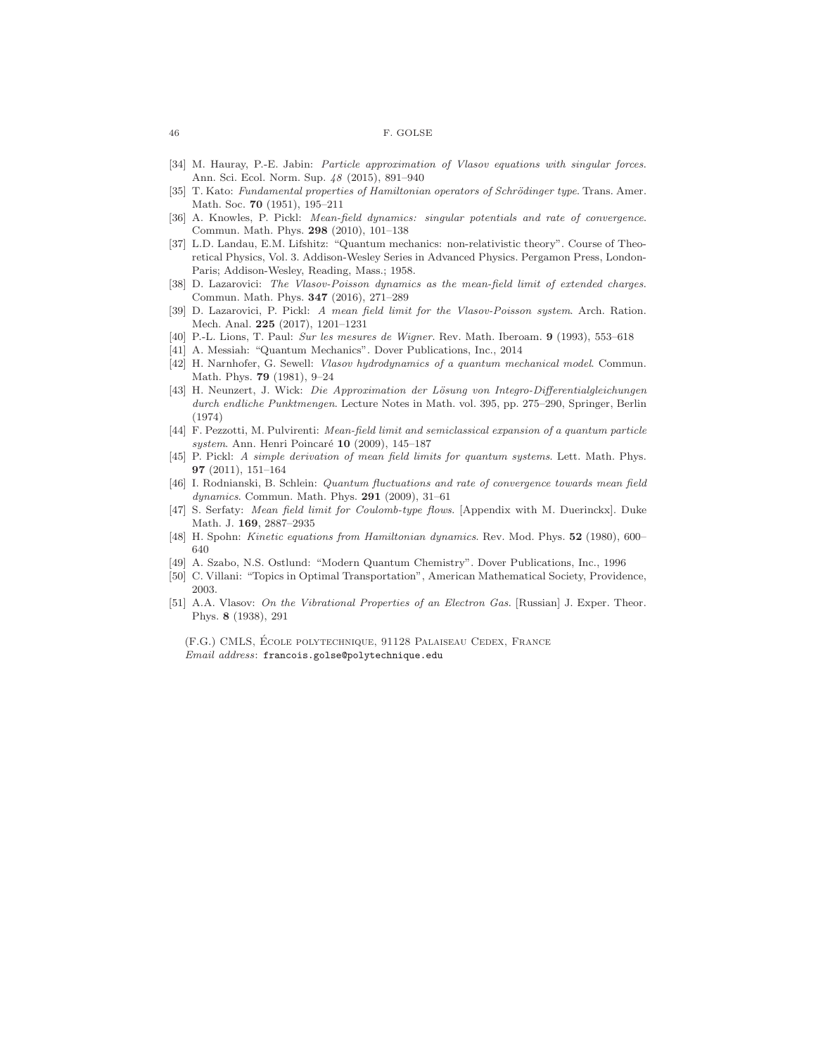[34] M. Hauray, P.-E. Jabin: *Particle approximation of Vlasov equations with singular forces*. Ann. Sci. Ecol. Norm. Sup. *48* (2015), 891–940

[35] T. Kato: *Fundamental properties of Hamiltonian operators of Schrödinger type*. Trans. Amer. Math. Soc. **70** (1951), 195–211

[36] A. Knowles, P. Pickl: *Mean-field dynamics: singular potentials and rate of convergence*. Commun. Math. Phys. **298** (2010), 101–138

[37] L.D. Landau, E.M. Lifshitz: "Quantum mechanics: non-relativistic theory". Course of Theoretical Physics, Vol. 3. Addison-Wesley Series in Advanced Physics. Pergamon Press, London-Paris; Addison-Wesley, Reading, Mass.; 1958.

[38] D. Lazarovici: *The Vlasov-Poisson dynamics as the mean-field limit of extended charges*. Commun. Math. Phys. **347** (2016), 271–289

[39] D. Lazarovici, P. Pickl: *A mean field limit for the Vlasov-Poisson system*. Arch. Ration. Mech. Anal. **225** (2017), 1201–1231

[40] P.-L. Lions, T. Paul: *Sur les mesures de Wigner*. Rev. Math. Iberoam. **9** (1993), 553–618

[41] A. Messiah: "Quantum Mechanics". Dover Publications, Inc., 2014

[42] H. Narnhofer, G. Sewell: *Vlasov hydrodynamics of a quantum mechanical model*. Commun. Math. Phys. **79** (1981), 9–24

[43] H. Neunzert, J. Wick: *Die Approximation der Lösung von Integro-Differentialgleichungen durch endliche Punktmengen*. Lecture Notes in Math. vol. 395, pp. 275–290, Springer, Berlin (1974)

[44] F. Pezzotti, M. Pulvirenti: *Mean-field limit and semiclassical expansion of a quantum particle system*. Ann. Henri Poincaré **10** (2009), 145–187

[45] P. Pickl: *A simple derivation of mean field limits for quantum systems*. Lett. Math. Phys. **97** (2011), 151–164

[46] I. Rodnianski, B. Schlein: *Quantum fluctuations and rate of convergence towards mean field dynamics*. Commun. Math. Phys. **291** (2009), 31–61

[47] S. Serfaty: *Mean field limit for Coulomb-type flows.* [Appendix with M. Duerinckx]. Duke Math. J. **169**, 2887–2935

[48] H. Spohn: *Kinetic equations from Hamiltonian dynamics*. Rev. Mod. Phys. **52** (1980), 600–640

[49] A. Szabo, N.S. Ostlund: "Modern Quantum Chemistry". Dover Publications, Inc., 1996

[50] C. Villani: "Topics in Optimal Transportation", American Mathematical Society, Providence, 2003.

[51] A.A. Vlasov: *On the Vibrational Properties of an Electron Gas*. [Russian] J. Exper. Theor. Phys. **8** (1938), 291

(F.G.) CMLS, École polytechnique, 91128 Palaiseau Cedex, France
*Email address*: francois.golse@polytechnique.edu